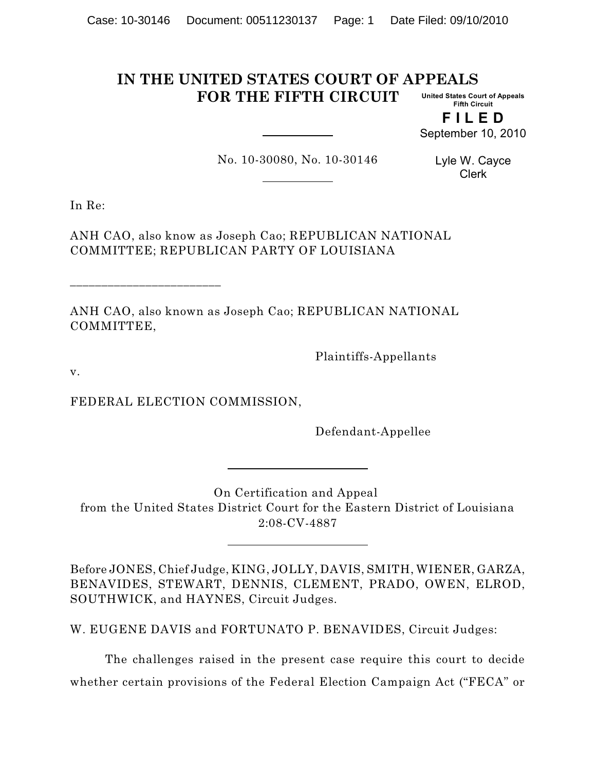# IN THE UNITED STATES COURT OF APPEALS FOR THE FIFTH CIRCUIT

United States Court of Appeals
Fifth Circuit

**FILED**

September 10, 2010

Lyle W. Cayce
Clerk

No. 10-30080, No. 10-30146

In Re:

ANH CAO, also know as Joseph Cao; REPUBLICAN NATIONAL COMMITTEE; REPUBLICAN PARTY OF LOUISIANA

---

ANH CAO, also known as Joseph Cao; REPUBLICAN NATIONAL COMMITTEE,

Plaintiffs-Appellants

v.

FEDERAL ELECTION COMMISSION,

Defendant-Appellee

---

On Certification and Appeal
from the United States District Court for the Eastern District of Louisiana
2:08-CV-4887

---

Before JONES, Chief Judge, KING, JOLLY, DAVIS, SMITH, WIENER, GARZA, BENAVIDES, STEWART, DENNIS, CLEMENT, PRADO, OWEN, ELROD, SOUTHWICK, and HAYNES, Circuit Judges.

W. EUGENE DAVIS and FORTUNATO P. BENAVIDES, Circuit Judges:

The challenges raised in the present case require this court to decide whether certain provisions of the Federal Election Campaign Act ("FECA" or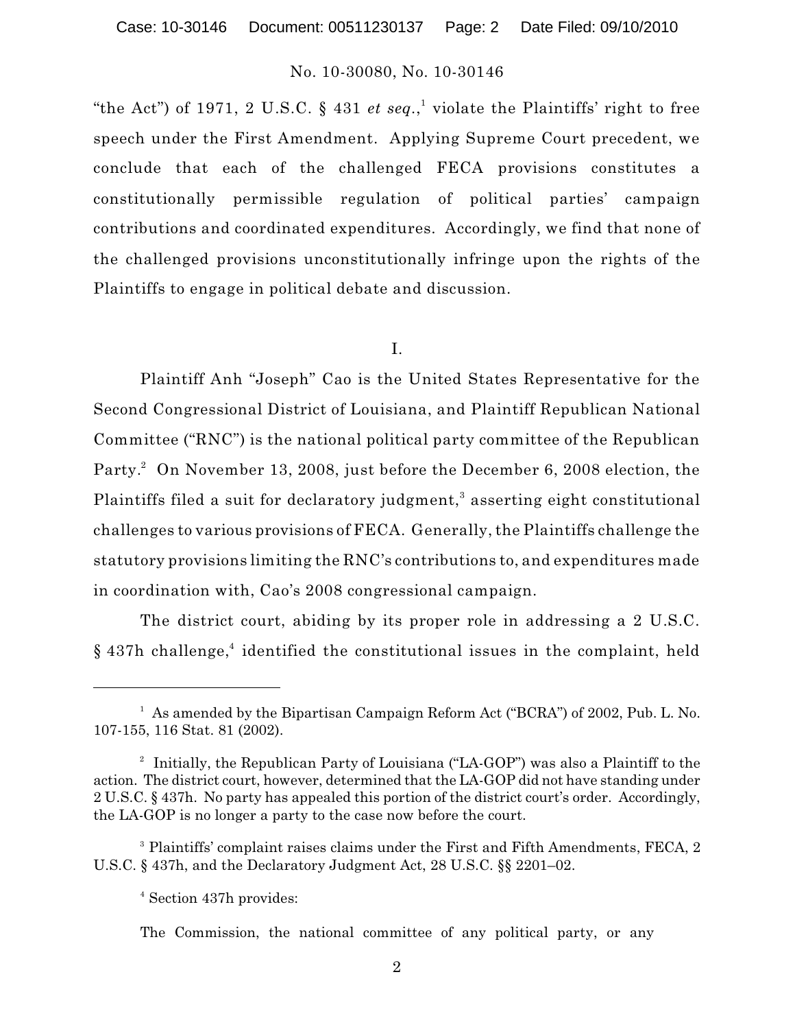"the Act") of 1971, 2 U.S.C. § 431 *et seq.*,[1] violate the Plaintiffs' right to free speech under the First Amendment. Applying Supreme Court precedent, we conclude that each of the challenged FECA provisions constitutes a constitutionally permissible regulation of political parties' campaign contributions and coordinated expenditures. Accordingly, we find that none of the challenged provisions unconstitutionally infringe upon the rights of the Plaintiffs to engage in political debate and discussion.

## I.

Plaintiff Anh "Joseph" Cao is the United States Representative for the Second Congressional District of Louisiana, and Plaintiff Republican National Committee ("RNC") is the national political party committee of the Republican Party.[2] On November 13, 2008, just before the December 6, 2008 election, the Plaintiffs filed a suit for declaratory judgment,[3] asserting eight constitutional challenges to various provisions of FECA. Generally, the Plaintiffs challenge the statutory provisions limiting the RNC's contributions to, and expenditures made in coordination with, Cao's 2008 congressional campaign.

The district court, abiding by its proper role in addressing a 2 U.S.C. § 437h challenge,[4] identified the constitutional issues in the complaint, held

---

[1] As amended by the Bipartisan Campaign Reform Act ("BCRA") of 2002, Pub. L. No. 107-155, 116 Stat. 81 (2002).

[2] Initially, the Republican Party of Louisiana ("LA-GOP") was also a Plaintiff to the action. The district court, however, determined that the LA-GOP did not have standing under 2 U.S.C. § 437h. No party has appealed this portion of the district court's order. Accordingly, the LA-GOP is no longer a party to the case now before the court.

[3] Plaintiffs' complaint raises claims under the First and Fifth Amendments, FECA, 2 U.S.C. § 437h, and the Declaratory Judgment Act, 28 U.S.C. §§ 2201–02.

[4] Section 437h provides:

The Commission, the national committee of any political party, or any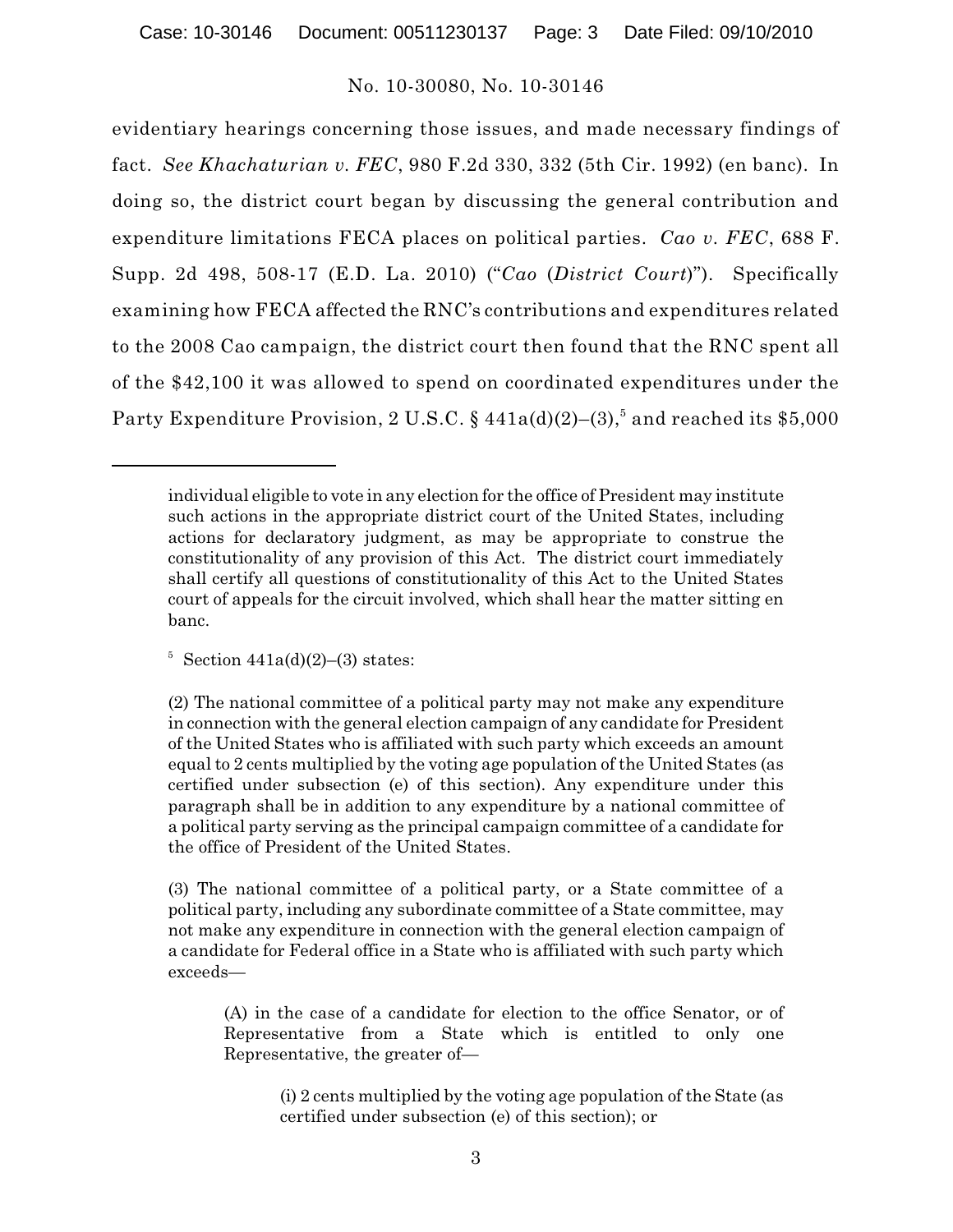evidentiary hearings concerning those issues, and made necessary findings of fact. *See Khachaturian v. FEC*, 980 F.2d 330, 332 (5th Cir. 1992) (en banc). In doing so, the district court began by discussing the general contribution and expenditure limitations FECA places on political parties. *Cao v. FEC*, 688 F. Supp. 2d 498, 508-17 (E.D. La. 2010) ("*Cao* (*District Court*)"). Specifically examining how FECA affected the RNC's contributions and expenditures related to the 2008 Cao campaign, the district court then found that the RNC spent all of the $42,100 it was allowed to spend on coordinated expenditures under the Party Expenditure Provision, 2 U.S.C. § 441a(d)(2)–(3),[5] and reached its $5,000

---

individual eligible to vote in any election for the office of President may institute such actions in the appropriate district court of the United States, including actions for declaratory judgment, as may be appropriate to construe the constitutionality of any provision of this Act. The district court immediately shall certify all questions of constitutionality of this Act to the United States court of appeals for the circuit involved, which shall hear the matter sitting en banc.

[5] Section 441a(d)(2)–(3) states:

(2) The national committee of a political party may not make any expenditure in connection with the general election campaign of any candidate for President of the United States who is affiliated with such party which exceeds an amount equal to 2 cents multiplied by the voting age population of the United States (as certified under subsection (e) of this section). Any expenditure under this paragraph shall be in addition to any expenditure by a national committee of a political party serving as the principal campaign committee of a candidate for the office of President of the United States.

(3) The national committee of a political party, or a State committee of a political party, including any subordinate committee of a State committee, may not make any expenditure in connection with the general election campaign of a candidate for Federal office in a State who is affiliated with such party which exceeds—

> (A) in the case of a candidate for election to the office Senator, or of Representative from a State which is entitled to only one Representative, the greater of—
>
> > (i) 2 cents multiplied by the voting age population of the State (as certified under subsection (e) of this section); or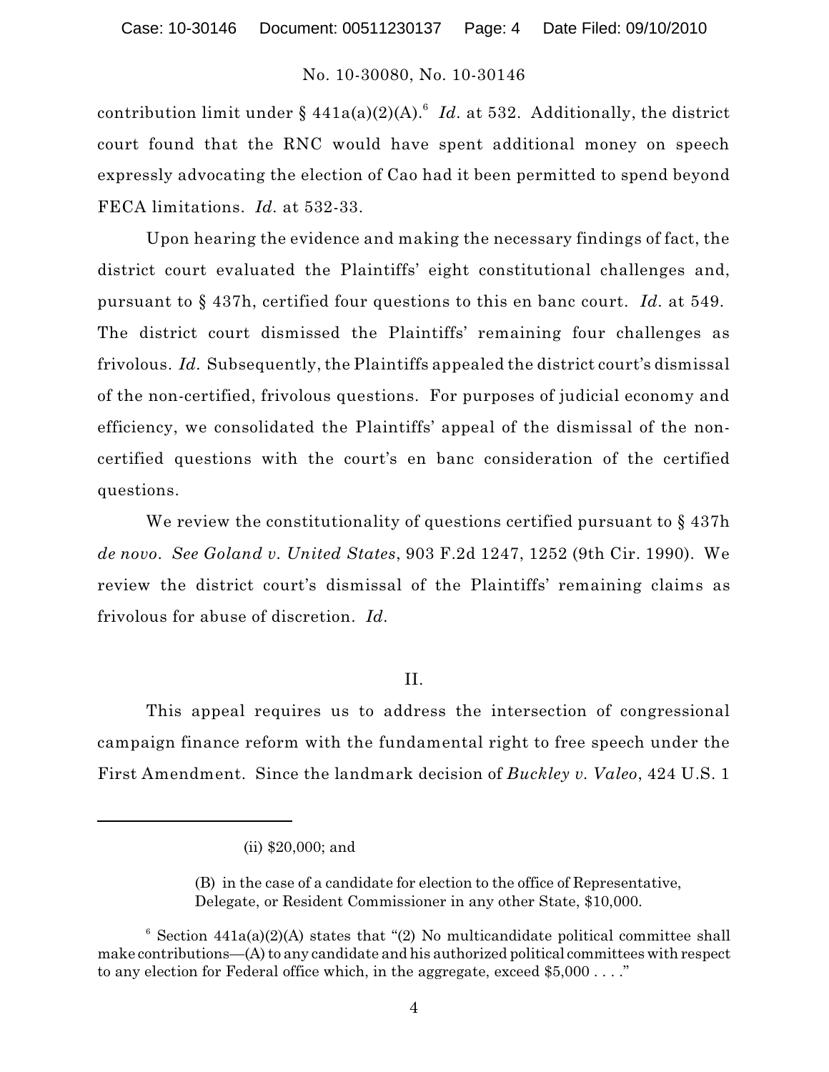contribution limit under § 441a(a)(2)(A).[6] *Id.* at 532. Additionally, the district court found that the RNC would have spent additional money on speech expressly advocating the election of Cao had it been permitted to spend beyond FECA limitations. *Id.* at 532-33.

Upon hearing the evidence and making the necessary findings of fact, the district court evaluated the Plaintiffs' eight constitutional challenges and, pursuant to § 437h, certified four questions to this en banc court. *Id.* at 549. The district court dismissed the Plaintiffs' remaining four challenges as frivolous. *Id.* Subsequently, the Plaintiffs appealed the district court's dismissal of the non-certified, frivolous questions. For purposes of judicial economy and efficiency, we consolidated the Plaintiffs' appeal of the dismissal of the non-certified questions with the court's en banc consideration of the certified questions.

We review the constitutionality of questions certified pursuant to § 437h *de novo*. *See Goland v. United States*, 903 F.2d 1247, 1252 (9th Cir. 1990). We review the district court's dismissal of the Plaintiffs' remaining claims as frivolous for abuse of discretion. *Id.*

## II.

This appeal requires us to address the intersection of congressional campaign finance reform with the fundamental right to free speech under the First Amendment. Since the landmark decision of *Buckley v. Valeo*, 424 U.S. 1

---

(ii) $20,000; and

(B) in the case of a candidate for election to the office of Representative, Delegate, or Resident Commissioner in any other State, $10,000.

[6] Section 441a(a)(2)(A) states that "(2) No multicandidate political committee shall make contributions—(A) to any candidate and his authorized political committees with respect to any election for Federal office which, in the aggregate, exceed $5,000 . . . ."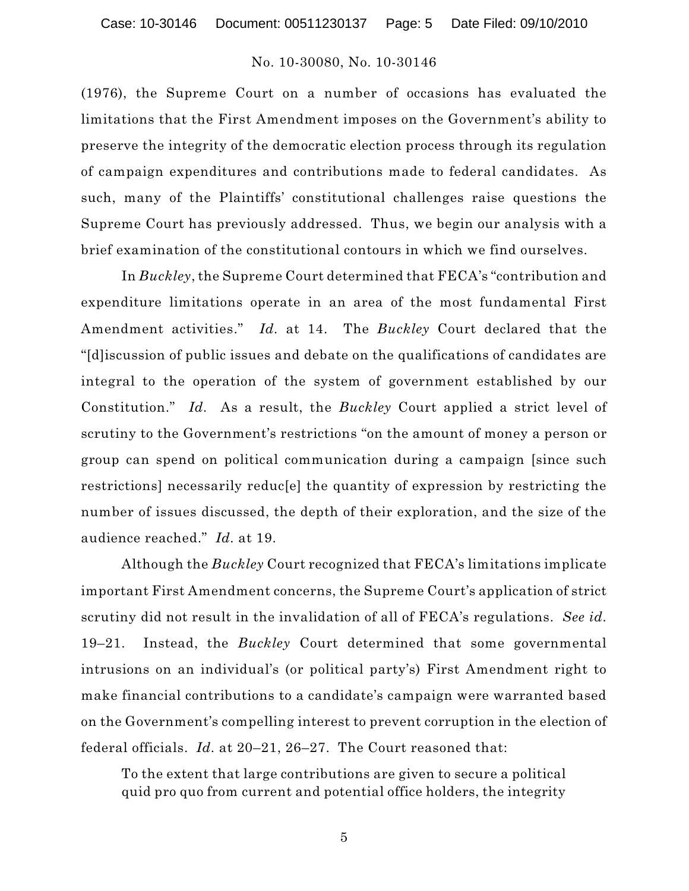(1976), the Supreme Court on a number of occasions has evaluated the limitations that the First Amendment imposes on the Government's ability to preserve the integrity of the democratic election process through its regulation of campaign expenditures and contributions made to federal candidates. As such, many of the Plaintiffs' constitutional challenges raise questions the Supreme Court has previously addressed. Thus, we begin our analysis with a brief examination of the constitutional contours in which we find ourselves.

In *Buckley*, the Supreme Court determined that FECA's "contribution and expenditure limitations operate in an area of the most fundamental First Amendment activities." *Id.* at 14. The *Buckley* Court declared that the "[d]iscussion of public issues and debate on the qualifications of candidates are integral to the operation of the system of government established by our Constitution." *Id.* As a result, the *Buckley* Court applied a strict level of scrutiny to the Government's restrictions "on the amount of money a person or group can spend on political communication during a campaign [since such restrictions] necessarily reduc[e] the quantity of expression by restricting the number of issues discussed, the depth of their exploration, and the size of the audience reached." *Id.* at 19.

Although the *Buckley* Court recognized that FECA's limitations implicate important First Amendment concerns, the Supreme Court's application of strict scrutiny did not result in the invalidation of all of FECA's regulations. *See id.* 19–21. Instead, the *Buckley* Court determined that some governmental intrusions on an individual's (or political party's) First Amendment right to make financial contributions to a candidate's campaign were warranted based on the Government's compelling interest to prevent corruption in the election of federal officials. *Id.* at 20–21, 26–27. The Court reasoned that:

> To the extent that large contributions are given to secure a political quid pro quo from current and potential office holders, the integrity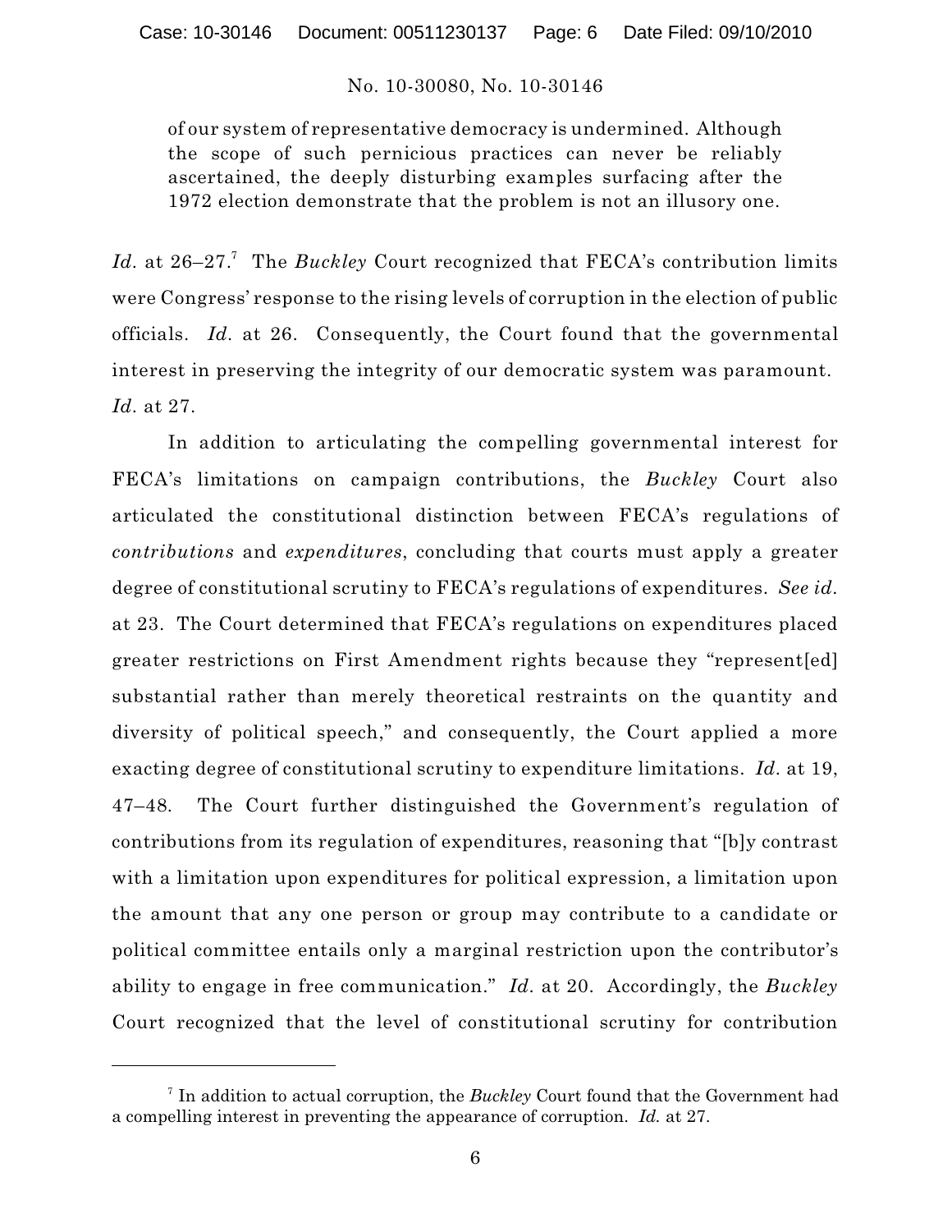> of our system of representative democracy is undermined. Although the scope of such pernicious practices can never be reliably ascertained, the deeply disturbing examples surfacing after the 1972 election demonstrate that the problem is not an illusory one.

*Id.* at 26–27.[7] The *Buckley* Court recognized that FECA's contribution limits were Congress' response to the rising levels of corruption in the election of public officials. *Id.* at 26. Consequently, the Court found that the governmental interest in preserving the integrity of our democratic system was paramount. *Id.* at 27.

In addition to articulating the compelling governmental interest for FECA's limitations on campaign contributions, the *Buckley* Court also articulated the constitutional distinction between FECA's regulations of *contributions* and *expenditures*, concluding that courts must apply a greater degree of constitutional scrutiny to FECA's regulations of expenditures. *See id.* at 23. The Court determined that FECA's regulations on expenditures placed greater restrictions on First Amendment rights because they "represent[ed] substantial rather than merely theoretical restraints on the quantity and diversity of political speech," and consequently, the Court applied a more exacting degree of constitutional scrutiny to expenditure limitations. *Id.* at 19, 47–48. The Court further distinguished the Government's regulation of contributions from its regulation of expenditures, reasoning that "[b]y contrast with a limitation upon expenditures for political expression, a limitation upon the amount that any one person or group may contribute to a candidate or political committee entails only a marginal restriction upon the contributor's ability to engage in free communication." *Id.* at 20. Accordingly, the *Buckley* Court recognized that the level of constitutional scrutiny for contribution

---

[7] In addition to actual corruption, the *Buckley* Court found that the Government had a compelling interest in preventing the appearance of corruption. *Id.* at 27.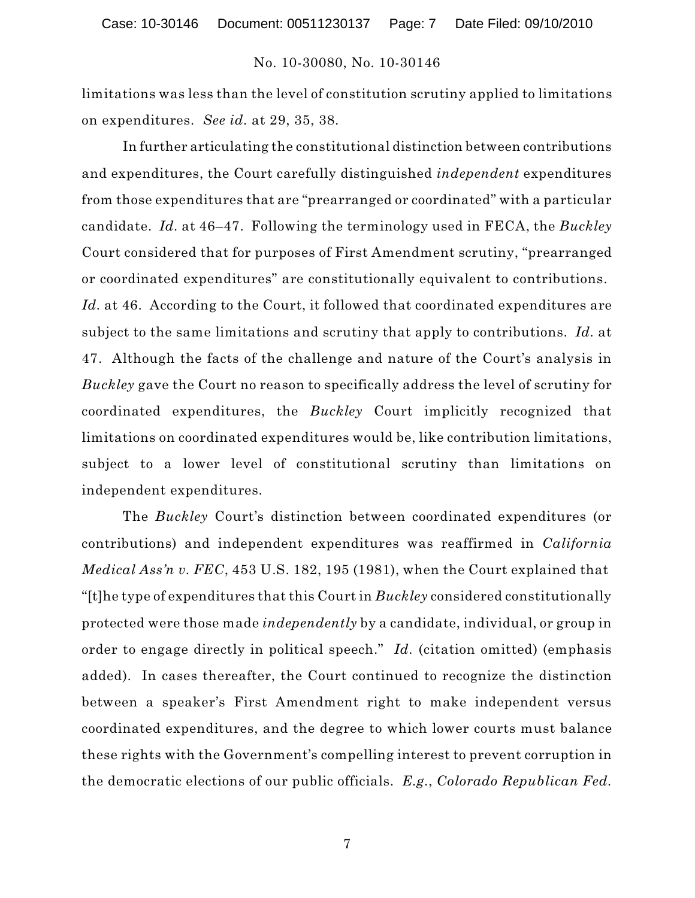limitations was less than the level of constitution scrutiny applied to limitations on expenditures. *See id.* at 29, 35, 38.

In further articulating the constitutional distinction between contributions and expenditures, the Court carefully distinguished *independent* expenditures from those expenditures that are "prearranged or coordinated" with a particular candidate. *Id.* at 46–47. Following the terminology used in FECA, the *Buckley* Court considered that for purposes of First Amendment scrutiny, "prearranged or coordinated expenditures" are constitutionally equivalent to contributions. *Id.* at 46. According to the Court, it followed that coordinated expenditures are subject to the same limitations and scrutiny that apply to contributions. *Id.* at 47. Although the facts of the challenge and nature of the Court's analysis in *Buckley* gave the Court no reason to specifically address the level of scrutiny for coordinated expenditures, the *Buckley* Court implicitly recognized that limitations on coordinated expenditures would be, like contribution limitations, subject to a lower level of constitutional scrutiny than limitations on independent expenditures.

The *Buckley* Court's distinction between coordinated expenditures (or contributions) and independent expenditures was reaffirmed in *California Medical Ass'n v. FEC*, 453 U.S. 182, 195 (1981), when the Court explained that "[t]he type of expenditures that this Court in *Buckley* considered constitutionally protected were those made *independently* by a candidate, individual, or group in order to engage directly in political speech." *Id.* (citation omitted) (emphasis added). In cases thereafter, the Court continued to recognize the distinction between a speaker's First Amendment right to make independent versus coordinated expenditures, and the degree to which lower courts must balance these rights with the Government's compelling interest to prevent corruption in the democratic elections of our public officials. *E.g.*, *Colorado Republican Fed.*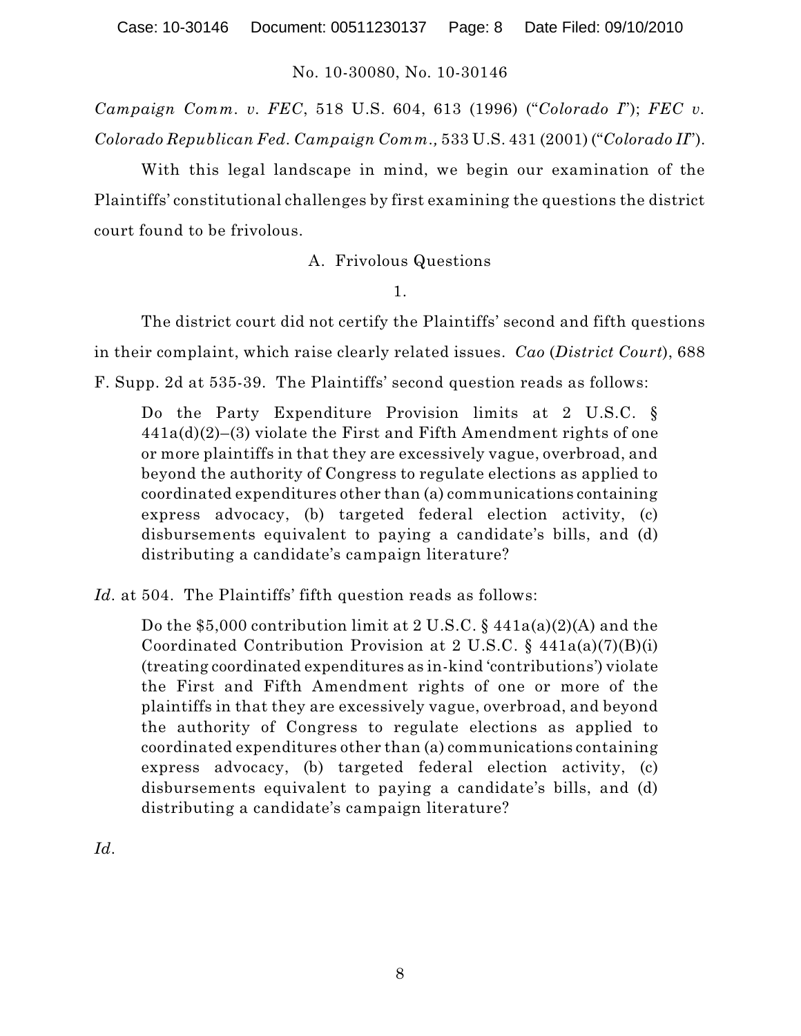*Campaign Comm. v. FEC*, 518 U.S. 604, 613 (1996) ("*Colorado I*"); *FEC v. Colorado Republican Fed. Campaign Comm.*, 533 U.S. 431 (2001) ("*Colorado II*").

With this legal landscape in mind, we begin our examination of the Plaintiffs' constitutional challenges by first examining the questions the district court found to be frivolous.

A. Frivolous Questions

1.

The district court did not certify the Plaintiffs' second and fifth questions in their complaint, which raise clearly related issues. *Cao* (*District Court*), 688 F. Supp. 2d at 535-39. The Plaintiffs' second question reads as follows:

> Do the Party Expenditure Provision limits at 2 U.S.C. § 441a(d)(2)–(3) violate the First and Fifth Amendment rights of one or more plaintiffs in that they are excessively vague, overbroad, and beyond the authority of Congress to regulate elections as applied to coordinated expenditures other than (a) communications containing express advocacy, (b) targeted federal election activity, (c) disbursements equivalent to paying a candidate's bills, and (d) distributing a candidate's campaign literature?

*Id.* at 504. The Plaintiffs' fifth question reads as follows:

> Do the $5,000 contribution limit at 2 U.S.C. § 441a(a)(2)(A) and the Coordinated Contribution Provision at 2 U.S.C. § 441a(a)(7)(B)(i) (treating coordinated expenditures as in-kind 'contributions') violate the First and Fifth Amendment rights of one or more of the plaintiffs in that they are excessively vague, overbroad, and beyond the authority of Congress to regulate elections as applied to coordinated expenditures other than (a) communications containing express advocacy, (b) targeted federal election activity, (c) disbursements equivalent to paying a candidate's bills, and (d) distributing a candidate's campaign literature?

*Id.*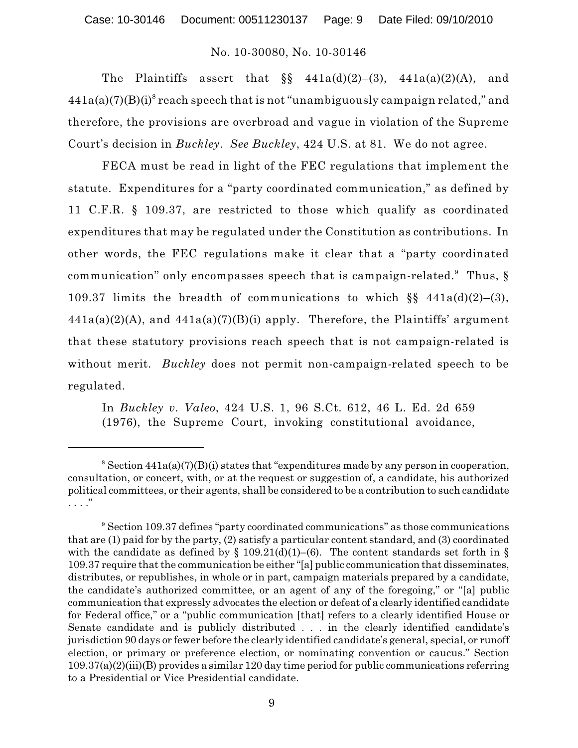No. 10-30080, No. 10-30146

The Plaintiffs assert that §§ 441a(d)(2)–(3), 441a(a)(2)(A), and 441a(a)(7)(B)(i)[8] reach speech that is not "unambiguously campaign related," and therefore, the provisions are overbroad and vague in violation of the Supreme Court's decision in *Buckley*. *See Buckley*, 424 U.S. at 81. We do not agree.

FECA must be read in light of the FEC regulations that implement the statute. Expenditures for a "party coordinated communication," as defined by 11 C.F.R. § 109.37, are restricted to those which qualify as coordinated expenditures that may be regulated under the Constitution as contributions. In other words, the FEC regulations make it clear that a "party coordinated communication" only encompasses speech that is campaign-related.[9] Thus, § 109.37 limits the breadth of communications to which §§ 441a(d)(2)–(3), 441a(a)(2)(A), and 441a(a)(7)(B)(i) apply. Therefore, the Plaintiffs' argument that these statutory provisions reach speech that is not campaign-related is without merit. *Buckley* does not permit non-campaign-related speech to be regulated.

> In *Buckley v. Valeo*, 424 U.S. 1, 96 S.Ct. 612, 46 L. Ed. 2d 659 (1976), the Supreme Court, invoking constitutional avoidance,

---

[8] Section 441a(a)(7)(B)(i) states that "expenditures made by any person in cooperation, consultation, or concert, with, or at the request or suggestion of, a candidate, his authorized political committees, or their agents, shall be considered to be a contribution to such candidate . . . ."

[9] Section 109.37 defines "party coordinated communications" as those communications that are (1) paid for by the party, (2) satisfy a particular content standard, and (3) coordinated with the candidate as defined by § 109.21(d)(1)–(6). The content standards set forth in § 109.37 require that the communication be either "[a] public communication that disseminates, distributes, or republishes, in whole or in part, campaign materials prepared by a candidate, the candidate's authorized committee, or an agent of any of the foregoing," or "[a] public communication that expressly advocates the election or defeat of a clearly identified candidate for Federal office," or a "public communication [that] refers to a clearly identified House or Senate candidate and is publicly distributed . . . in the clearly identified candidate's jurisdiction 90 days or fewer before the clearly identified candidate's general, special, or runoff election, or primary or preference election, or nominating convention or caucus." Section 109.37(a)(2)(iii)(B) provides a similar 120 day time period for public communications referring to a Presidential or Vice Presidential candidate.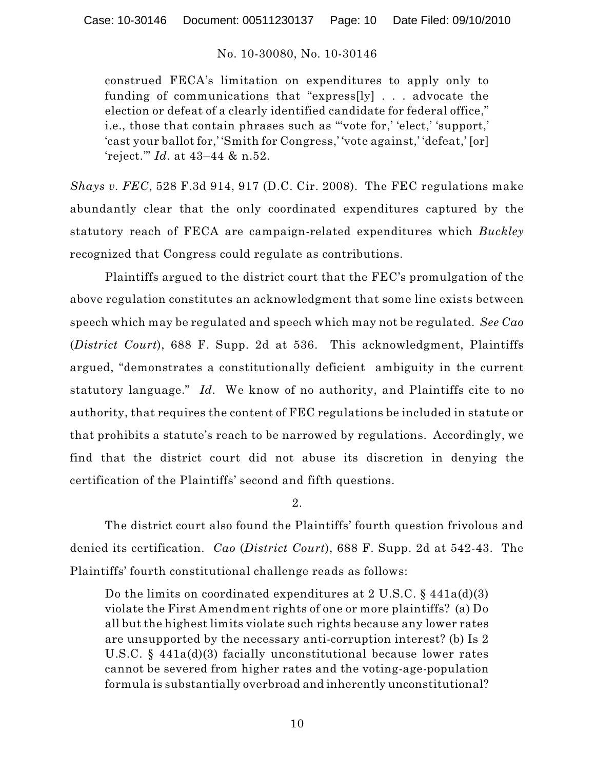> construed FECA's limitation on expenditures to apply only to funding of communications that "express[ly] . . . advocate the election or defeat of a clearly identified candidate for federal office," i.e., those that contain phrases such as "'vote for,' 'elect,' 'support,' 'cast your ballot for,' 'Smith for Congress,' 'vote against,' 'defeat,' [or] 'reject.'" *Id.* at 43–44 & n.52.

*Shays v. FEC*, 528 F.3d 914, 917 (D.C. Cir. 2008). The FEC regulations make abundantly clear that the only coordinated expenditures captured by the statutory reach of FECA are campaign-related expenditures which *Buckley* recognized that Congress could regulate as contributions.

Plaintiffs argued to the district court that the FEC's promulgation of the above regulation constitutes an acknowledgment that some line exists between speech which may be regulated and speech which may not be regulated. *See Cao* (*District Court*), 688 F. Supp. 2d at 536. This acknowledgment, Plaintiffs argued, "demonstrates a constitutionally deficient ambiguity in the current statutory language." *Id.* We know of no authority, and Plaintiffs cite to no authority, that requires the content of FEC regulations be included in statute or that prohibits a statute's reach to be narrowed by regulations. Accordingly, we find that the district court did not abuse its discretion in denying the certification of the Plaintiffs' second and fifth questions.

2.

The district court also found the Plaintiffs' fourth question frivolous and denied its certification. *Cao* (*District Court*), 688 F. Supp. 2d at 542-43. The Plaintiffs' fourth constitutional challenge reads as follows:

> Do the limits on coordinated expenditures at 2 U.S.C. § 441a(d)(3) violate the First Amendment rights of one or more plaintiffs? (a) Do all but the highest limits violate such rights because any lower rates are unsupported by the necessary anti-corruption interest? (b) Is 2 U.S.C. § 441a(d)(3) facially unconstitutional because lower rates cannot be severed from higher rates and the voting-age-population formula is substantially overbroad and inherently unconstitutional?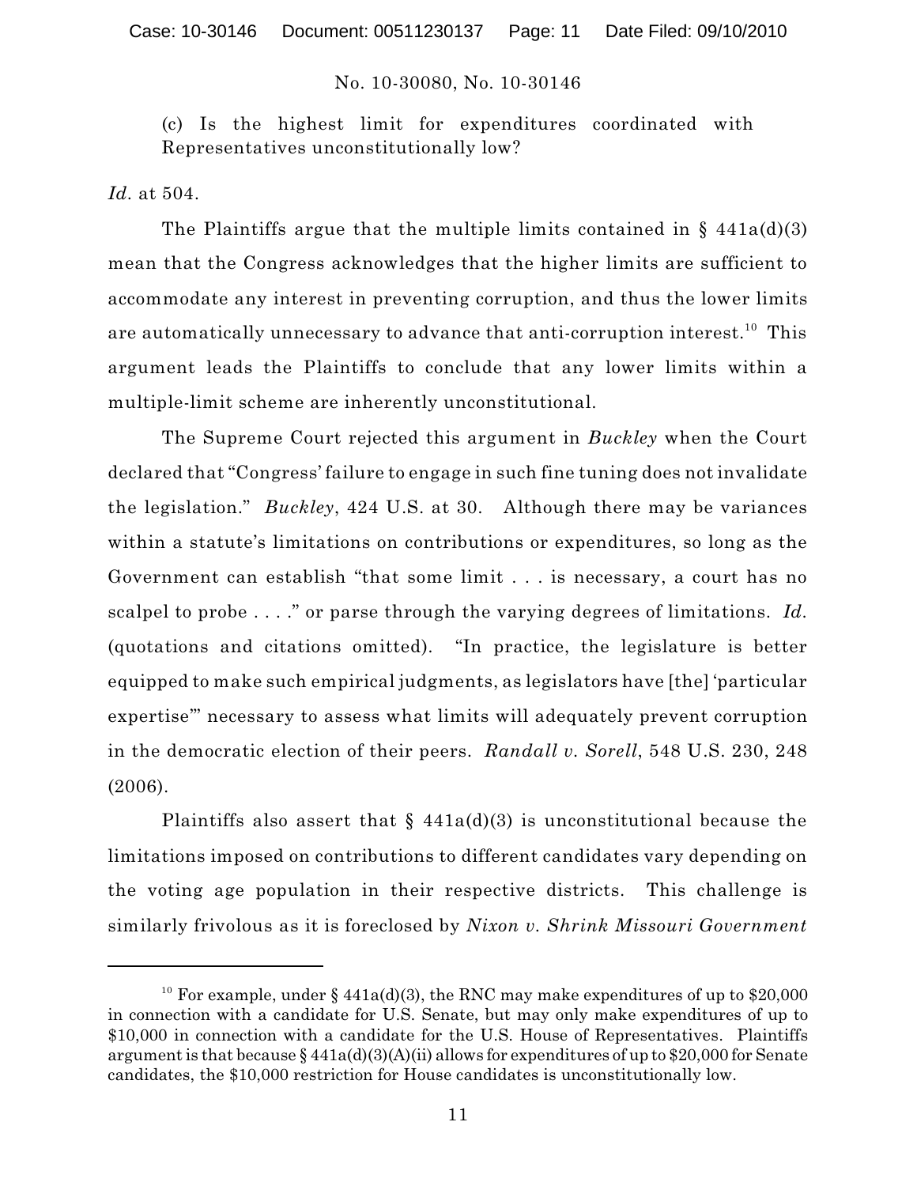(c) Is the highest limit for expenditures coordinated with Representatives unconstitutionally low?

*Id.* at 504.

The Plaintiffs argue that the multiple limits contained in § 441a(d)(3) mean that the Congress acknowledges that the higher limits are sufficient to accommodate any interest in preventing corruption, and thus the lower limits are automatically unnecessary to advance that anti-corruption interest.[10] This argument leads the Plaintiffs to conclude that any lower limits within a multiple-limit scheme are inherently unconstitutional.

The Supreme Court rejected this argument in *Buckley* when the Court declared that "Congress' failure to engage in such fine tuning does not invalidate the legislation." *Buckley*, 424 U.S. at 30. Although there may be variances within a statute's limitations on contributions or expenditures, so long as the Government can establish "that some limit . . . is necessary, a court has no scalpel to probe . . . ." or parse through the varying degrees of limitations. *Id.* (quotations and citations omitted). "In practice, the legislature is better equipped to make such empirical judgments, as legislators have [the] 'particular expertise'" necessary to assess what limits will adequately prevent corruption in the democratic election of their peers. *Randall v. Sorell*, 548 U.S. 230, 248 (2006).

Plaintiffs also assert that § 441a(d)(3) is unconstitutional because the limitations imposed on contributions to different candidates vary depending on the voting age population in their respective districts. This challenge is similarly frivolous as it is foreclosed by *Nixon v. Shrink Missouri Government*

---

[10] For example, under § 441a(d)(3), the RNC may make expenditures of up to $20,000 in connection with a candidate for U.S. Senate, but may only make expenditures of up to $10,000 in connection with a candidate for the U.S. House of Representatives. Plaintiffs argument is that because § 441a(d)(3)(A)(ii) allows for expenditures of up to $20,000 for Senate candidates, the $10,000 restriction for House candidates is unconstitutionally low.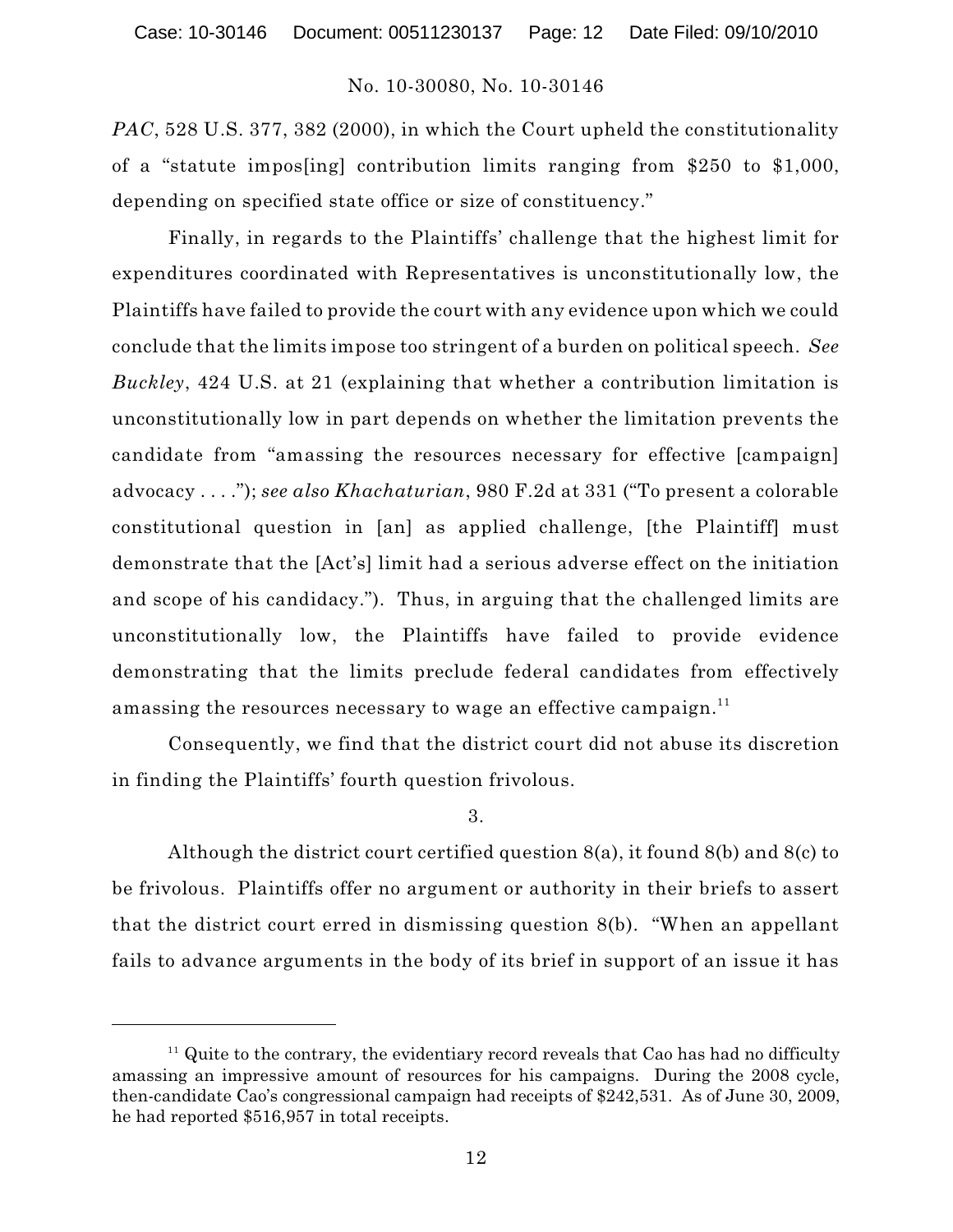*PAC*, 528 U.S. 377, 382 (2000), in which the Court upheld the constitutionality of a "statute impos[ing] contribution limits ranging from $250 to $1,000, depending on specified state office or size of constituency."

Finally, in regards to the Plaintiffs' challenge that the highest limit for expenditures coordinated with Representatives is unconstitutionally low, the Plaintiffs have failed to provide the court with any evidence upon which we could conclude that the limits impose too stringent of a burden on political speech. *See Buckley*, 424 U.S. at 21 (explaining that whether a contribution limitation is unconstitutionally low in part depends on whether the limitation prevents the candidate from "amassing the resources necessary for effective [campaign] advocacy . . . ."); *see also Khachaturian*, 980 F.2d at 331 ("To present a colorable constitutional question in [an] as applied challenge, [the Plaintiff] must demonstrate that the [Act's] limit had a serious adverse effect on the initiation and scope of his candidacy."). Thus, in arguing that the challenged limits are unconstitutionally low, the Plaintiffs have failed to provide evidence demonstrating that the limits preclude federal candidates from effectively amassing the resources necessary to wage an effective campaign.[11]

Consequently, we find that the district court did not abuse its discretion in finding the Plaintiffs' fourth question frivolous.

3.

Although the district court certified question 8(a), it found 8(b) and 8(c) to be frivolous. Plaintiffs offer no argument or authority in their briefs to assert that the district court erred in dismissing question 8(b). "When an appellant fails to advance arguments in the body of its brief in support of an issue it has

---

[11] Quite to the contrary, the evidentiary record reveals that Cao has had no difficulty amassing an impressive amount of resources for his campaigns. During the 2008 cycle, then-candidate Cao's congressional campaign had receipts of $242,531. As of June 30, 2009, he had reported $516,957 in total receipts.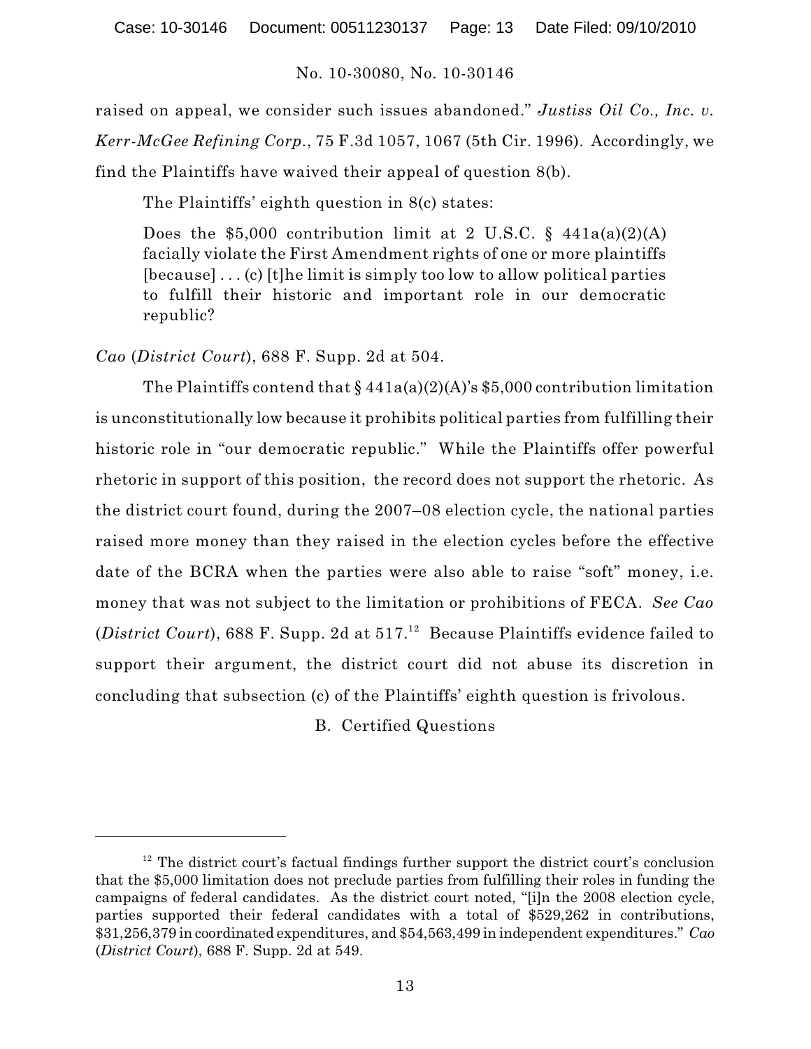raised on appeal, we consider such issues abandoned." *Justiss Oil Co., Inc. v. Kerr-McGee Refining Corp.*, 75 F.3d 1057, 1067 (5th Cir. 1996). Accordingly, we find the Plaintiffs have waived their appeal of question 8(b).

The Plaintiffs' eighth question in 8(c) states:

> Does the $5,000 contribution limit at 2 U.S.C. § 441a(a)(2)(A) facially violate the First Amendment rights of one or more plaintiffs [because] . . . (c) [t]he limit is simply too low to allow political parties to fulfill their historic and important role in our democratic republic?

*Cao* (*District Court*), 688 F. Supp. 2d at 504.

The Plaintiffs contend that § 441a(a)(2)(A)'s $5,000 contribution limitation is unconstitutionally low because it prohibits political parties from fulfilling their historic role in "our democratic republic." While the Plaintiffs offer powerful rhetoric in support of this position, the record does not support the rhetoric. As the district court found, during the 2007–08 election cycle, the national parties raised more money than they raised in the election cycles before the effective date of the BCRA when the parties were also able to raise "soft" money, i.e. money that was not subject to the limitation or prohibitions of FECA. *See Cao* (*District Court*), 688 F. Supp. 2d at 517.[12] Because Plaintiffs evidence failed to support their argument, the district court did not abuse its discretion in concluding that subsection (c) of the Plaintiffs' eighth question is frivolous.

## B. Certified Questions

---

[12] The district court's factual findings further support the district court's conclusion that the $5,000 limitation does not preclude parties from fulfilling their roles in funding the campaigns of federal candidates. As the district court noted, "[i]n the 2008 election cycle, parties supported their federal candidates with a total of $529,262 in contributions, $31,256,379 in coordinated expenditures, and $54,563,499 in independent expenditures." *Cao* (*District Court*), 688 F. Supp. 2d at 549.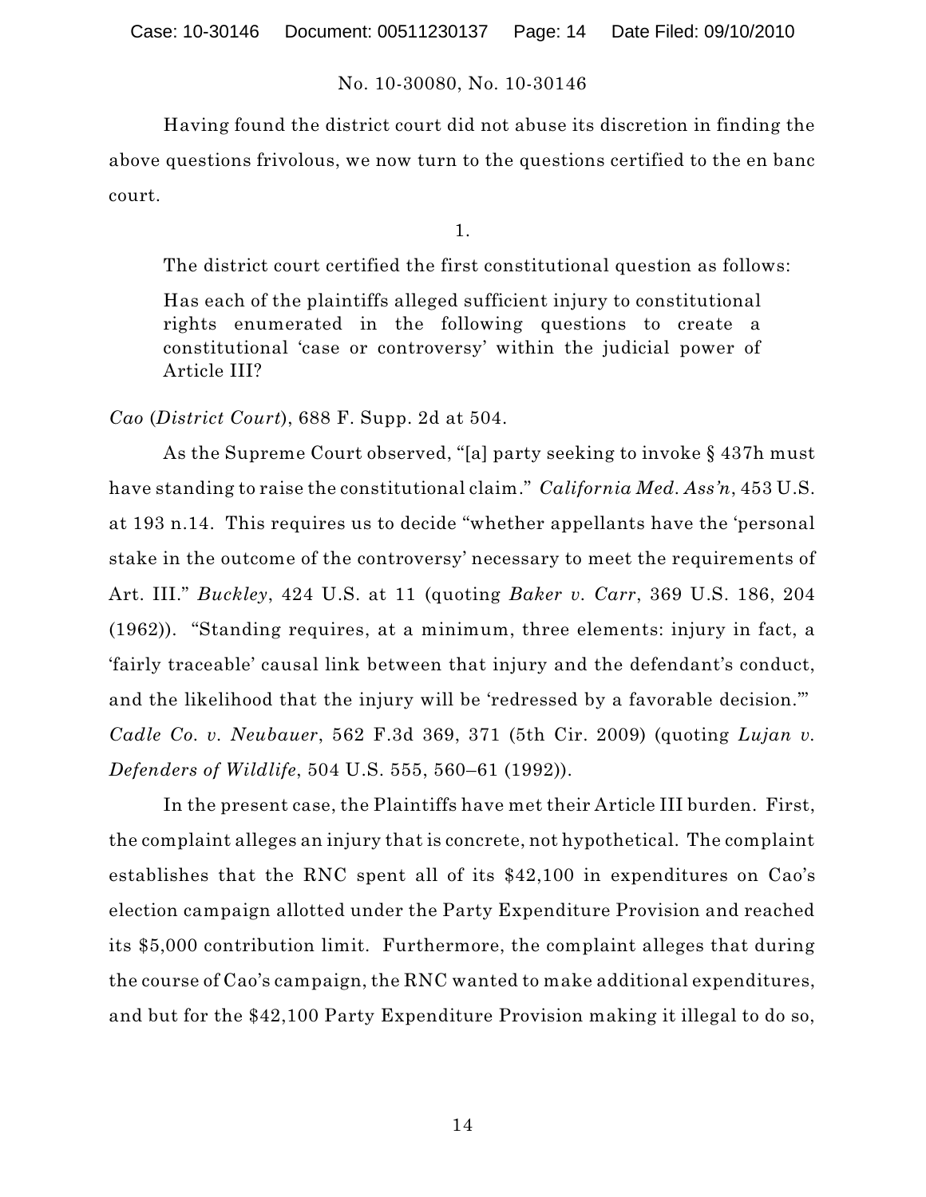Having found the district court did not abuse its discretion in finding the above questions frivolous, we now turn to the questions certified to the en banc court.

1.

The district court certified the first constitutional question as follows:

> Has each of the plaintiffs alleged sufficient injury to constitutional rights enumerated in the following questions to create a constitutional 'case or controversy' within the judicial power of Article III?

*Cao* (*District Court*), 688 F. Supp. 2d at 504.

As the Supreme Court observed, "[a] party seeking to invoke § 437h must have standing to raise the constitutional claim." *California Med. Ass'n*, 453 U.S. at 193 n.14. This requires us to decide "whether appellants have the 'personal stake in the outcome of the controversy' necessary to meet the requirements of Art. III." *Buckley*, 424 U.S. at 11 (quoting *Baker v. Carr*, 369 U.S. 186, 204 (1962)). "Standing requires, at a minimum, three elements: injury in fact, a 'fairly traceable' causal link between that injury and the defendant's conduct, and the likelihood that the injury will be 'redressed by a favorable decision.'" *Cadle Co. v. Neubauer*, 562 F.3d 369, 371 (5th Cir. 2009) (quoting *Lujan v. Defenders of Wildlife*, 504 U.S. 555, 560–61 (1992)).

In the present case, the Plaintiffs have met their Article III burden. First, the complaint alleges an injury that is concrete, not hypothetical. The complaint establishes that the RNC spent all of its $42,100 in expenditures on Cao's election campaign allotted under the Party Expenditure Provision and reached its $5,000 contribution limit. Furthermore, the complaint alleges that during the course of Cao's campaign, the RNC wanted to make additional expenditures, and but for the $42,100 Party Expenditure Provision making it illegal to do so,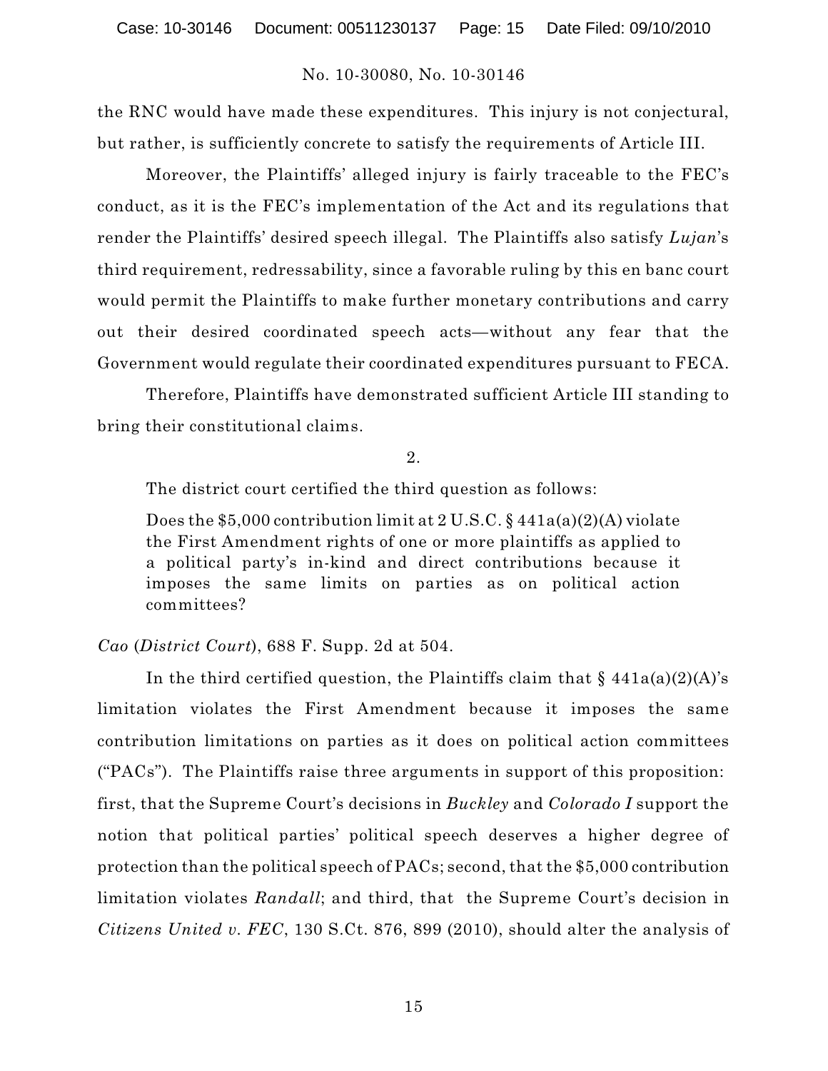the RNC would have made these expenditures. This injury is not conjectural, but rather, is sufficiently concrete to satisfy the requirements of Article III.

Moreover, the Plaintiffs' alleged injury is fairly traceable to the FEC's conduct, as it is the FEC's implementation of the Act and its regulations that render the Plaintiffs' desired speech illegal. The Plaintiffs also satisfy *Lujan*'s third requirement, redressability, since a favorable ruling by this en banc court would permit the Plaintiffs to make further monetary contributions and carry out their desired coordinated speech acts—without any fear that the Government would regulate their coordinated expenditures pursuant to FECA.

Therefore, Plaintiffs have demonstrated sufficient Article III standing to bring their constitutional claims.

2.

The district court certified the third question as follows:

> Does the $5,000 contribution limit at 2 U.S.C. § 441a(a)(2)(A) violate the First Amendment rights of one or more plaintiffs as applied to a political party's in-kind and direct contributions because it imposes the same limits on parties as on political action committees?

*Cao* (*District Court*), 688 F. Supp. 2d at 504.

In the third certified question, the Plaintiffs claim that § 441a(a)(2)(A)'s limitation violates the First Amendment because it imposes the same contribution limitations on parties as it does on political action committees ("PACs"). The Plaintiffs raise three arguments in support of this proposition: first, that the Supreme Court's decisions in *Buckley* and *Colorado I* support the notion that political parties' political speech deserves a higher degree of protection than the political speech of PACs; second, that the $5,000 contribution limitation violates *Randall*; and third, that the Supreme Court's decision in *Citizens United v. FEC*, 130 S.Ct. 876, 899 (2010), should alter the analysis of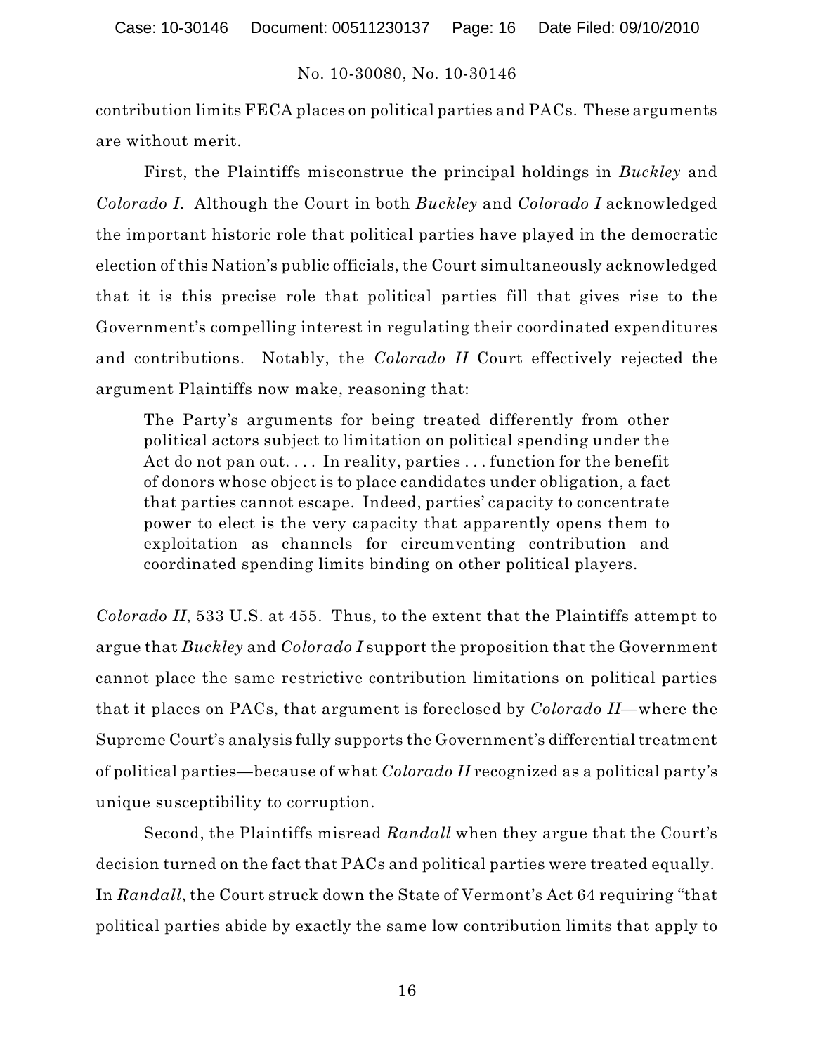contribution limits FECA places on political parties and PACs. These arguments are without merit.

First, the Plaintiffs misconstrue the principal holdings in *Buckley* and *Colorado I*. Although the Court in both *Buckley* and *Colorado I* acknowledged the important historic role that political parties have played in the democratic election of this Nation's public officials, the Court simultaneously acknowledged that it is this precise role that political parties fill that gives rise to the Government's compelling interest in regulating their coordinated expenditures and contributions. Notably, the *Colorado II* Court effectively rejected the argument Plaintiffs now make, reasoning that:

> The Party's arguments for being treated differently from other political actors subject to limitation on political spending under the Act do not pan out. . . . In reality, parties . . . function for the benefit of donors whose object is to place candidates under obligation, a fact that parties cannot escape. Indeed, parties' capacity to concentrate power to elect is the very capacity that apparently opens them to exploitation as channels for circumventing contribution and coordinated spending limits binding on other political players.

*Colorado II*, 533 U.S. at 455. Thus, to the extent that the Plaintiffs attempt to argue that *Buckley* and *Colorado I* support the proposition that the Government cannot place the same restrictive contribution limitations on political parties that it places on PACs, that argument is foreclosed by *Colorado II*—where the Supreme Court's analysis fully supports the Government's differential treatment of political parties—because of what *Colorado II* recognized as a political party's unique susceptibility to corruption.

Second, the Plaintiffs misread *Randall* when they argue that the Court's decision turned on the fact that PACs and political parties were treated equally. In *Randall*, the Court struck down the State of Vermont's Act 64 requiring "that political parties abide by exactly the same low contribution limits that apply to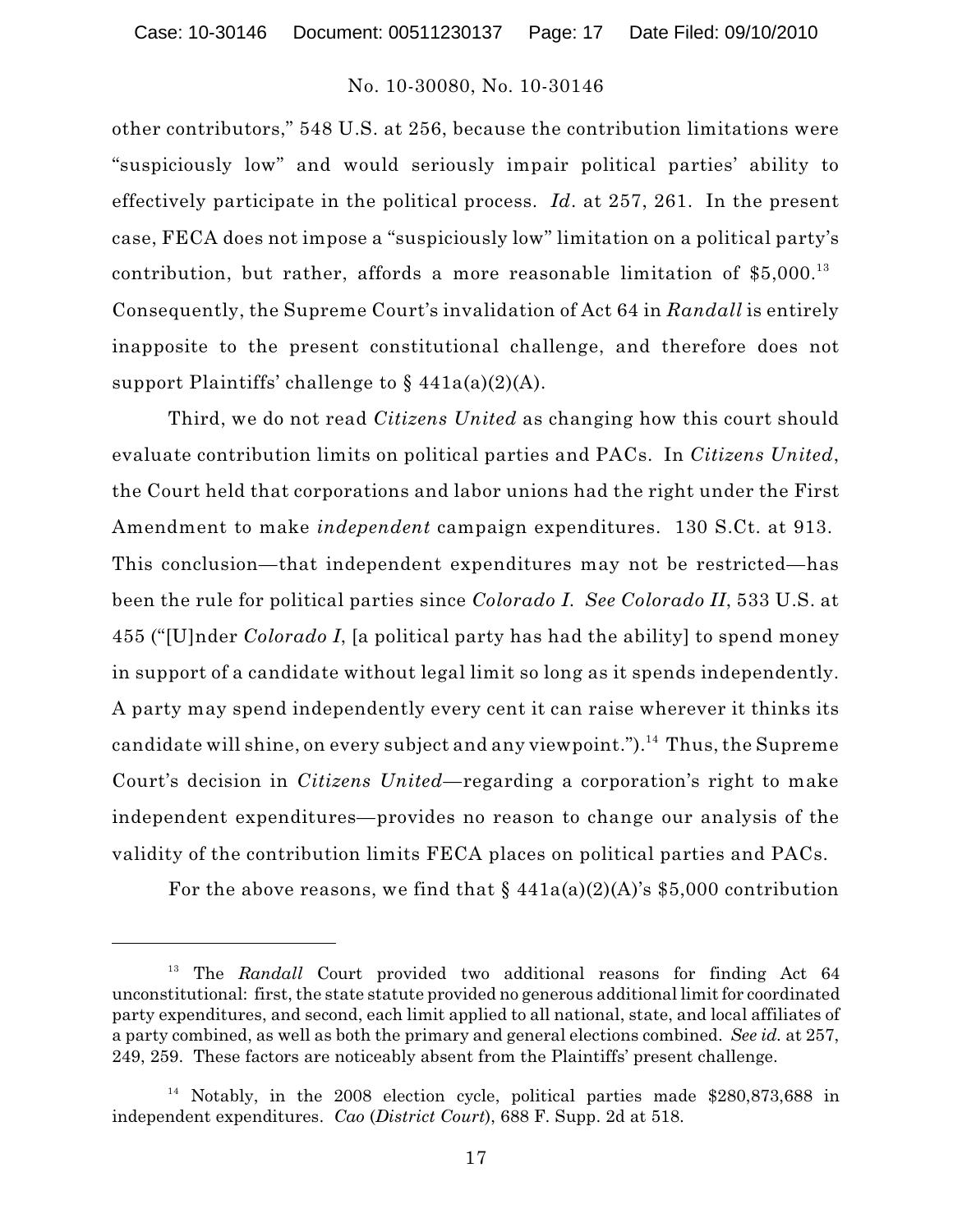other contributors," 548 U.S. at 256, because the contribution limitations were "suspiciously low" and would seriously impair political parties' ability to effectively participate in the political process. *Id*. at 257, 261. In the present case, FECA does not impose a "suspiciously low" limitation on a political party's contribution, but rather, affords a more reasonable limitation of $5,000.[13] Consequently, the Supreme Court's invalidation of Act 64 in *Randall* is entirely inapposite to the present constitutional challenge, and therefore does not support Plaintiffs' challenge to § 441a(a)(2)(A).

Third, we do not read *Citizens United* as changing how this court should evaluate contribution limits on political parties and PACs. In *Citizens United*, the Court held that corporations and labor unions had the right under the First Amendment to make *independent* campaign expenditures. 130 S.Ct. at 913. This conclusion—that independent expenditures may not be restricted—has been the rule for political parties since *Colorado I*. *See Colorado II*, 533 U.S. at 455 ("[U]nder *Colorado I*, [a political party has had the ability] to spend money in support of a candidate without legal limit so long as it spends independently. A party may spend independently every cent it can raise wherever it thinks its candidate will shine, on every subject and any viewpoint.").[14] Thus, the Supreme Court's decision in *Citizens United*—regarding a corporation's right to make independent expenditures—provides no reason to change our analysis of the validity of the contribution limits FECA places on political parties and PACs.

For the above reasons, we find that § 441a(a)(2)(A)'s $5,000 contribution

---

[13] The *Randall* Court provided two additional reasons for finding Act 64 unconstitutional: first, the state statute provided no generous additional limit for coordinated party expenditures, and second, each limit applied to all national, state, and local affiliates of a party combined, as well as both the primary and general elections combined. *See id.* at 257, 249, 259. These factors are noticeably absent from the Plaintiffs' present challenge.

[14] Notably, in the 2008 election cycle, political parties made $280,873,688 in independent expenditures. *Cao* (*District Court*), 688 F. Supp. 2d at 518.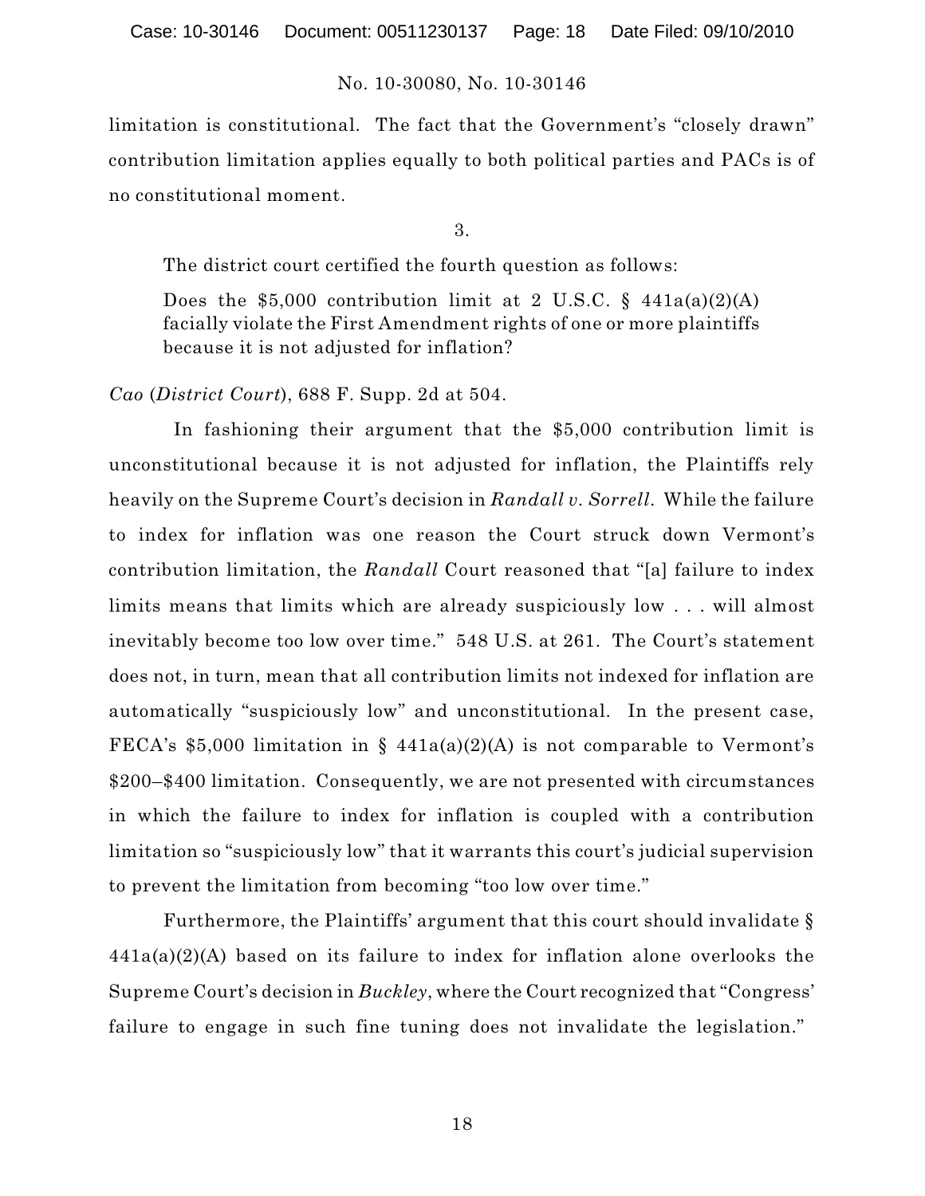limitation is constitutional. The fact that the Government's "closely drawn" contribution limitation applies equally to both political parties and PACs is of no constitutional moment.

3.

The district court certified the fourth question as follows:

> Does the $5,000 contribution limit at 2 U.S.C. § 441a(a)(2)(A) facially violate the First Amendment rights of one or more plaintiffs because it is not adjusted for inflation?

*Cao* (*District Court*), 688 F. Supp. 2d at 504.

In fashioning their argument that the $5,000 contribution limit is unconstitutional because it is not adjusted for inflation, the Plaintiffs rely heavily on the Supreme Court's decision in *Randall v. Sorrell*. While the failure to index for inflation was one reason the Court struck down Vermont's contribution limitation, the *Randall* Court reasoned that "[a] failure to index limits means that limits which are already suspiciously low . . . will almost inevitably become too low over time." 548 U.S. at 261. The Court's statement does not, in turn, mean that all contribution limits not indexed for inflation are automatically "suspiciously low" and unconstitutional. In the present case, FECA's $5,000 limitation in § 441a(a)(2)(A) is not comparable to Vermont's $200–$400 limitation. Consequently, we are not presented with circumstances in which the failure to index for inflation is coupled with a contribution limitation so "suspiciously low" that it warrants this court's judicial supervision to prevent the limitation from becoming "too low over time."

Furthermore, the Plaintiffs' argument that this court should invalidate § 441a(a)(2)(A) based on its failure to index for inflation alone overlooks the Supreme Court's decision in *Buckley*, where the Court recognized that "Congress' failure to engage in such fine tuning does not invalidate the legislation."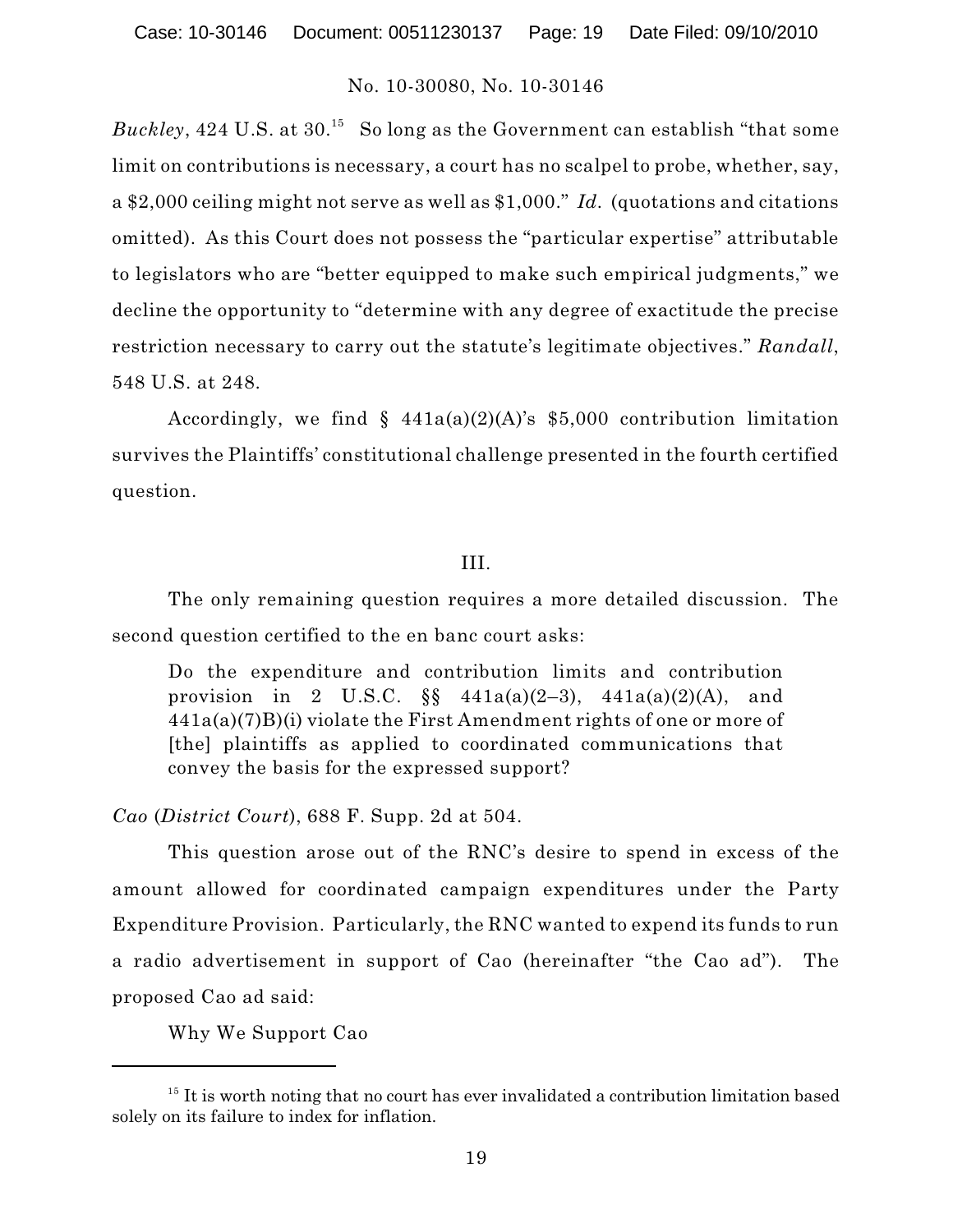*Buckley*, 424 U.S. at 30.[15] So long as the Government can establish "that some limit on contributions is necessary, a court has no scalpel to probe, whether, say, a $2,000 ceiling might not serve as well as $1,000." *Id.* (quotations and citations omitted). As this Court does not possess the "particular expertise" attributable to legislators who are "better equipped to make such empirical judgments," we decline the opportunity to "determine with any degree of exactitude the precise restriction necessary to carry out the statute's legitimate objectives." *Randall*, 548 U.S. at 248.

Accordingly, we find § 441a(a)(2)(A)'s $5,000 contribution limitation survives the Plaintiffs' constitutional challenge presented in the fourth certified question.

## III.

The only remaining question requires a more detailed discussion. The second question certified to the en banc court asks:

> Do the expenditure and contribution limits and contribution provision in 2 U.S.C. §§ 441a(a)(2–3), 441a(a)(2)(A), and 441a(a)(7)B)(i) violate the First Amendment rights of one or more of [the] plaintiffs as applied to coordinated communications that convey the basis for the expressed support?

*Cao* (*District Court*), 688 F. Supp. 2d at 504.

This question arose out of the RNC's desire to spend in excess of the amount allowed for coordinated campaign expenditures under the Party Expenditure Provision. Particularly, the RNC wanted to expend its funds to run a radio advertisement in support of Cao (hereinafter "the Cao ad"). The proposed Cao ad said:

Why We Support Cao

[15] It is worth noting that no court has ever invalidated a contribution limitation based solely on its failure to index for inflation.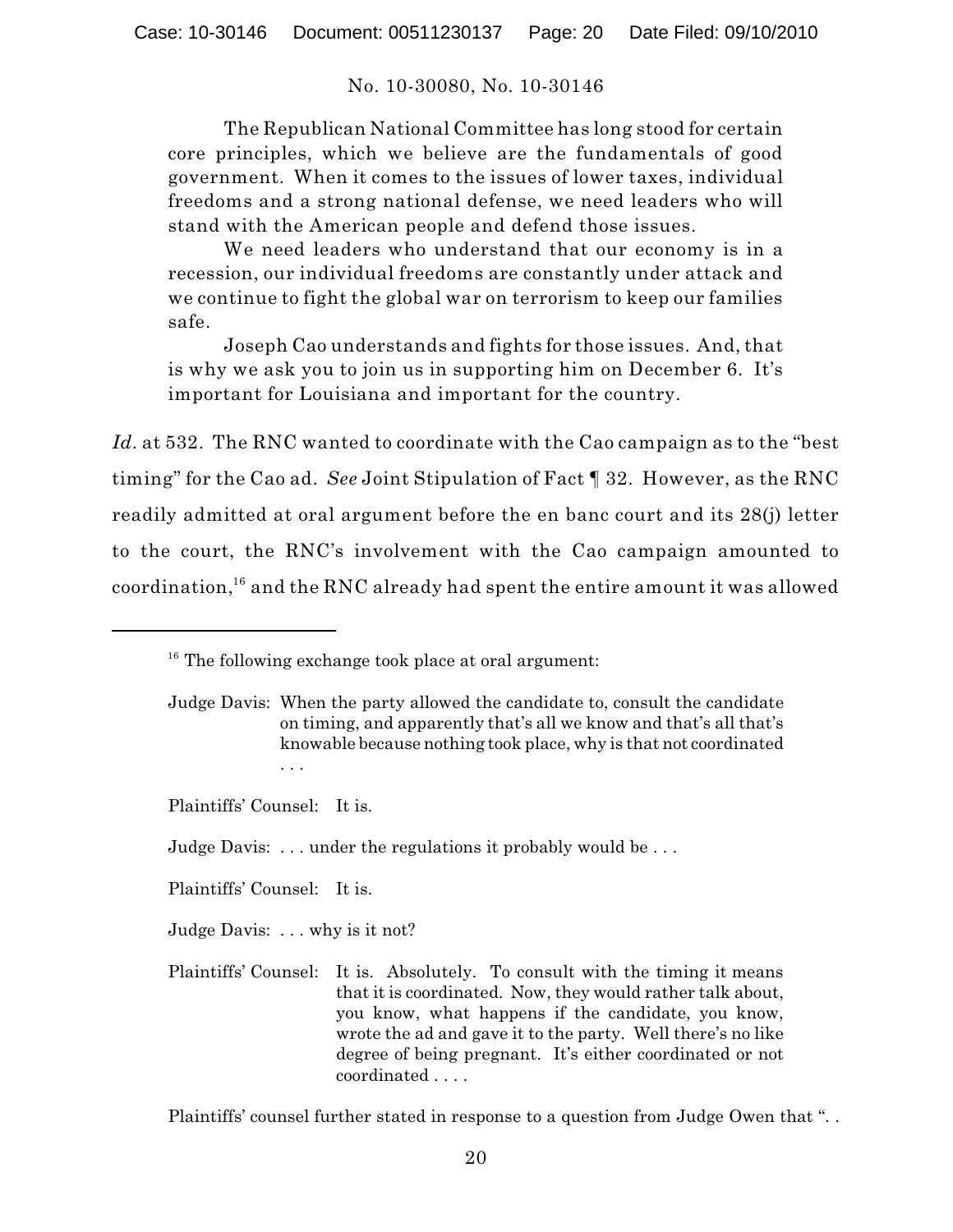The Republican National Committee has long stood for certain core principles, which we believe are the fundamentals of good government. When it comes to the issues of lower taxes, individual freedoms and a strong national defense, we need leaders who will stand with the American people and defend those issues.

We need leaders who understand that our economy is in a recession, our individual freedoms are constantly under attack and we continue to fight the global war on terrorism to keep our families safe.

Joseph Cao understands and fights for those issues. And, that is why we ask you to join us in supporting him on December 6. It's important for Louisiana and important for the country.

*Id.* at 532. The RNC wanted to coordinate with the Cao campaign as to the "best timing" for the Cao ad. *See* Joint Stipulation of Fact ¶ 32. However, as the RNC readily admitted at oral argument before the en banc court and its 28(j) letter to the court, the RNC's involvement with the Cao campaign amounted to coordination,[16] and the RNC already had spent the entire amount it was allowed

---

[16] The following exchange took place at oral argument:

Judge Davis: When the party allowed the candidate to, consult the candidate on timing, and apparently that's all we know and that's all that's knowable because nothing took place, why is that not coordinated . . .

Plaintiffs' Counsel: It is.

Judge Davis: . . . under the regulations it probably would be . . .

Plaintiffs' Counsel: It is.

Judge Davis: . . . why is it not?

Plaintiffs' Counsel: It is. Absolutely. To consult with the timing it means that it is coordinated. Now, they would rather talk about, you know, what happens if the candidate, you know, wrote the ad and gave it to the party. Well there's no like degree of being pregnant. It's either coordinated or not coordinated . . . .

Plaintiffs' counsel further stated in response to a question from Judge Owen that ". .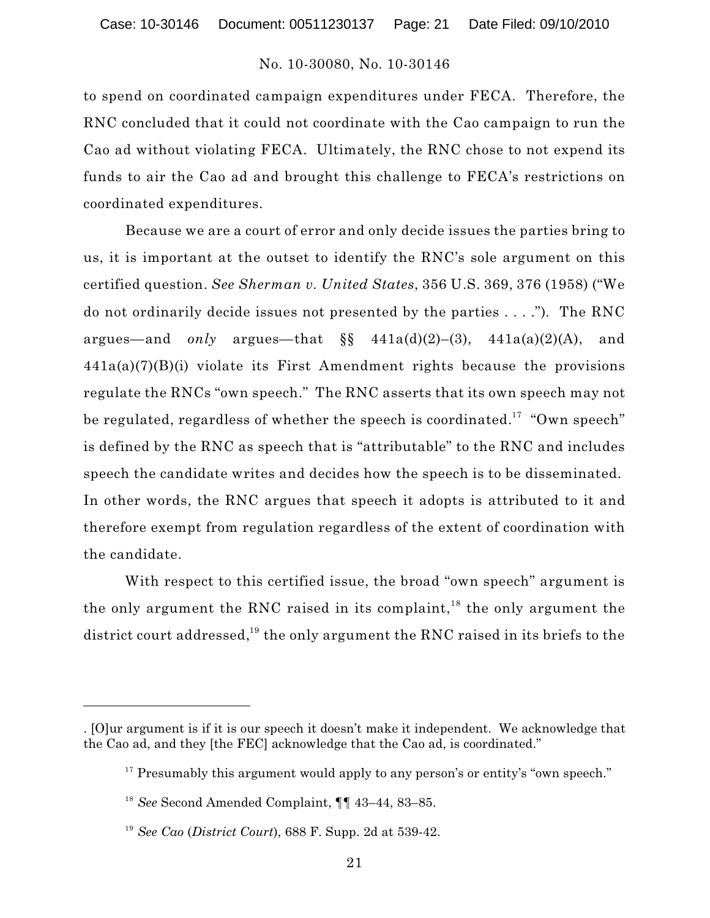to spend on coordinated campaign expenditures under FECA. Therefore, the RNC concluded that it could not coordinate with the Cao campaign to run the Cao ad without violating FECA. Ultimately, the RNC chose to not expend its funds to air the Cao ad and brought this challenge to FECA's restrictions on coordinated expenditures.

Because we are a court of error and only decide issues the parties bring to us, it is important at the outset to identify the RNC's sole argument on this certified question. *See Sherman v. United States*, 356 U.S. 369, 376 (1958) ("We do not ordinarily decide issues not presented by the parties . . . ."). The RNC argues—and *only* argues—that §§ 441a(d)(2)–(3), 441a(a)(2)(A), and 441a(a)(7)(B)(i) violate its First Amendment rights because the provisions regulate the RNCs "own speech." The RNC asserts that its own speech may not be regulated, regardless of whether the speech is coordinated.[17] "Own speech" is defined by the RNC as speech that is "attributable" to the RNC and includes speech the candidate writes and decides how the speech is to be disseminated. In other words, the RNC argues that speech it adopts is attributed to it and therefore exempt from regulation regardless of the extent of coordination with the candidate.

With respect to this certified issue, the broad "own speech" argument is the only argument the RNC raised in its complaint,[18] the only argument the district court addressed,[19] the only argument the RNC raised in its briefs to the

---

. [O]ur argument is if it is our speech it doesn't make it independent. We acknowledge that the Cao ad, and they [the FEC] acknowledge that the Cao ad, is coordinated."

[17] Presumably this argument would apply to any person's or entity's "own speech."

[18] *See* Second Amended Complaint, ¶¶ 43–44, 83–85.

[19] *See Cao* (*District Court*), 688 F. Supp. 2d at 539-42.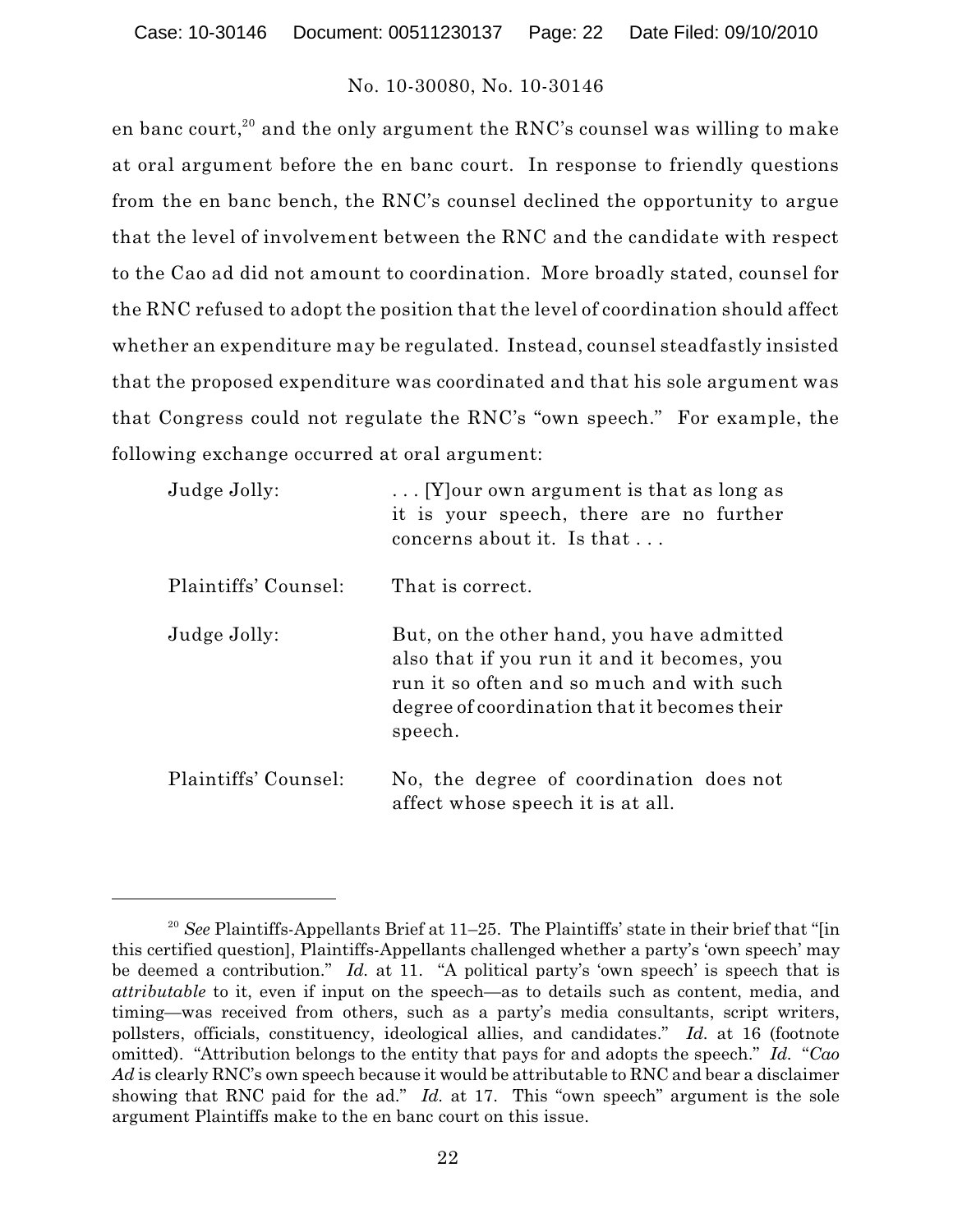en banc court,[20] and the only argument the RNC's counsel was willing to make at oral argument before the en banc court. In response to friendly questions from the en banc bench, the RNC's counsel declined the opportunity to argue that the level of involvement between the RNC and the candidate with respect to the Cao ad did not amount to coordination. More broadly stated, counsel for the RNC refused to adopt the position that the level of coordination should affect whether an expenditure may be regulated. Instead, counsel steadfastly insisted that the proposed expenditure was coordinated and that his sole argument was that Congress could not regulate the RNC's "own speech." For example, the following exchange occurred at oral argument:

> Judge Jolly: . . . [Y]our own argument is that as long as it is your speech, there are no further concerns about it. Is that . . .
>
> Plaintiffs' Counsel: That is correct.
>
> Judge Jolly: But, on the other hand, you have admitted also that if you run it and it becomes, you run it so often and so much and with such degree of coordination that it becomes their speech.
>
> Plaintiffs' Counsel: No, the degree of coordination does not affect whose speech it is at all.

---

[20] *See* Plaintiffs-Appellants Brief at 11–25. The Plaintiffs' state in their brief that "[in this certified question], Plaintiffs-Appellants challenged whether a party's 'own speech' may be deemed a contribution." *Id.* at 11. "A political party's 'own speech' is speech that is *attributable* to it, even if input on the speech—as to details such as content, media, and timing—was received from others, such as a party's media consultants, script writers, pollsters, officials, constituency, ideological allies, and candidates." *Id.* at 16 (footnote omitted). "Attribution belongs to the entity that pays for and adopts the speech." *Id.* "*Cao Ad* is clearly RNC's own speech because it would be attributable to RNC and bear a disclaimer showing that RNC paid for the ad." *Id.* at 17. This "own speech" argument is the sole argument Plaintiffs make to the en banc court on this issue.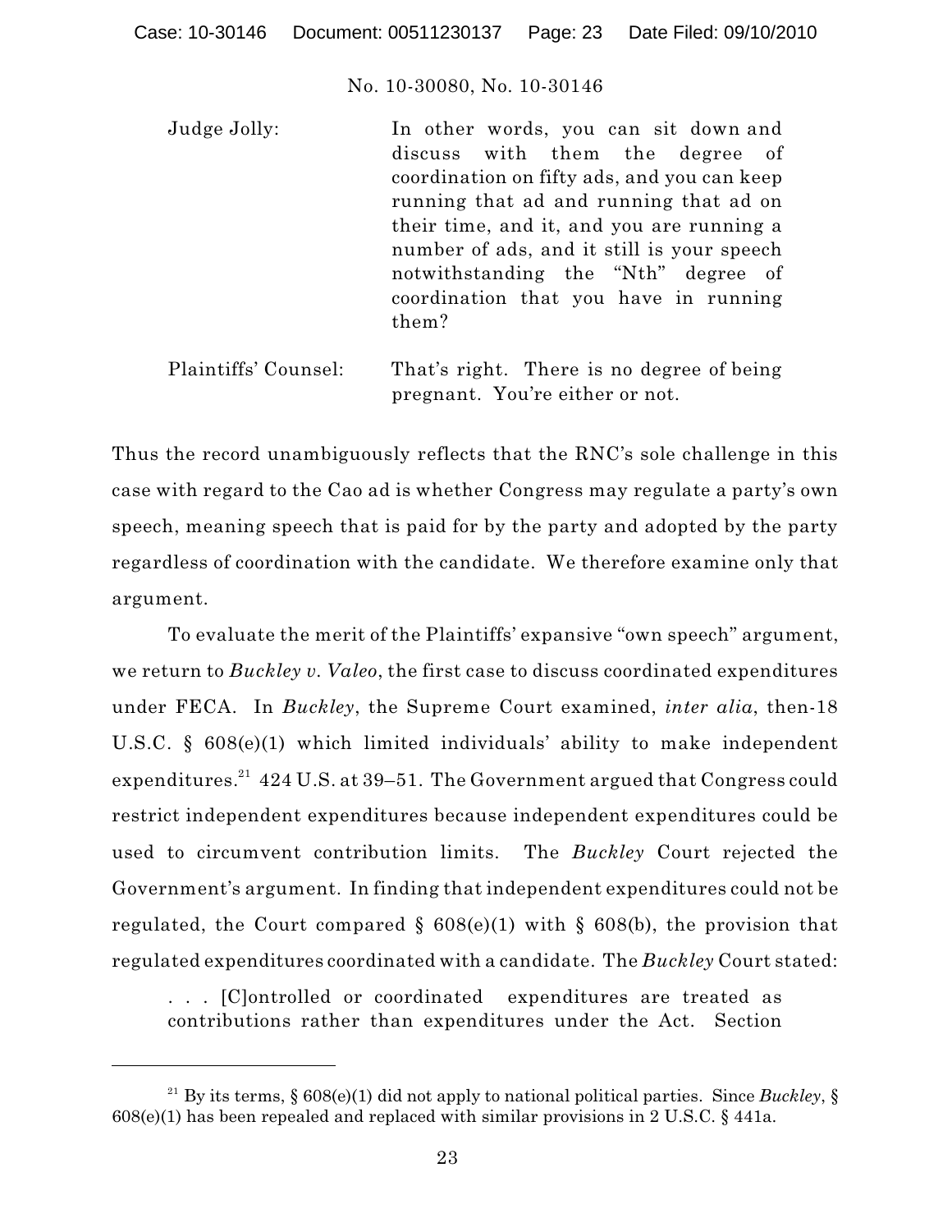Judge Jolly: In other words, you can sit down and discuss with them the degree of coordination on fifty ads, and you can keep running that ad and running that ad on their time, and it, and you are running a number of ads, and it still is your speech notwithstanding the "Nth" degree of coordination that you have in running them?

Plaintiffs' Counsel: That's right. There is no degree of being pregnant. You're either or not.

Thus the record unambiguously reflects that the RNC's sole challenge in this case with regard to the Cao ad is whether Congress may regulate a party's own speech, meaning speech that is paid for by the party and adopted by the party regardless of coordination with the candidate. We therefore examine only that argument.

To evaluate the merit of the Plaintiffs' expansive "own speech" argument, we return to *Buckley v. Valeo*, the first case to discuss coordinated expenditures under FECA. In *Buckley*, the Supreme Court examined, *inter alia*, then-18 U.S.C. § 608(e)(1) which limited individuals' ability to make independent expenditures.[21] 424 U.S. at 39–51. The Government argued that Congress could restrict independent expenditures because independent expenditures could be used to circumvent contribution limits. The *Buckley* Court rejected the Government's argument. In finding that independent expenditures could not be regulated, the Court compared § 608(e)(1) with § 608(b), the provision that regulated expenditures coordinated with a candidate. The *Buckley* Court stated:

> . . . [C]ontrolled or coordinated expenditures are treated as contributions rather than expenditures under the Act. Section

---

[21] By its terms, § 608(e)(1) did not apply to national political parties. Since *Buckley*, § 608(e)(1) has been repealed and replaced with similar provisions in 2 U.S.C. § 441a.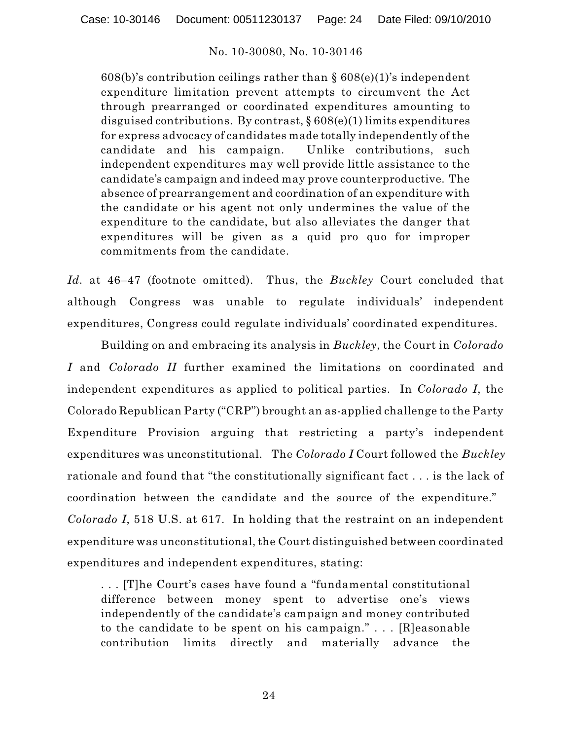> 608(b)'s contribution ceilings rather than § 608(e)(1)'s independent expenditure limitation prevent attempts to circumvent the Act through prearranged or coordinated expenditures amounting to disguised contributions. By contrast, § 608(e)(1) limits expenditures for express advocacy of candidates made totally independently of the candidate and his campaign. Unlike contributions, such independent expenditures may well provide little assistance to the candidate's campaign and indeed may prove counterproductive. The absence of prearrangement and coordination of an expenditure with the candidate or his agent not only undermines the value of the expenditure to the candidate, but also alleviates the danger that expenditures will be given as a quid pro quo for improper commitments from the candidate.

*Id.* at 46–47 (footnote omitted). Thus, the *Buckley* Court concluded that although Congress was unable to regulate individuals' independent expenditures, Congress could regulate individuals' coordinated expenditures.

Building on and embracing its analysis in *Buckley*, the Court in *Colorado I* and *Colorado II* further examined the limitations on coordinated and independent expenditures as applied to political parties. In *Colorado I*, the Colorado Republican Party ("CRP") brought an as-applied challenge to the Party Expenditure Provision arguing that restricting a party's independent expenditures was unconstitutional. The *Colorado I* Court followed the *Buckley* rationale and found that "the constitutionally significant fact . . . is the lack of coordination between the candidate and the source of the expenditure." *Colorado I*, 518 U.S. at 617. In holding that the restraint on an independent expenditure was unconstitutional, the Court distinguished between coordinated expenditures and independent expenditures, stating:

> . . . [T]he Court's cases have found a "fundamental constitutional difference between money spent to advertise one's views independently of the candidate's campaign and money contributed to the candidate to be spent on his campaign." . . . [R]easonable contribution limits directly and materially advance the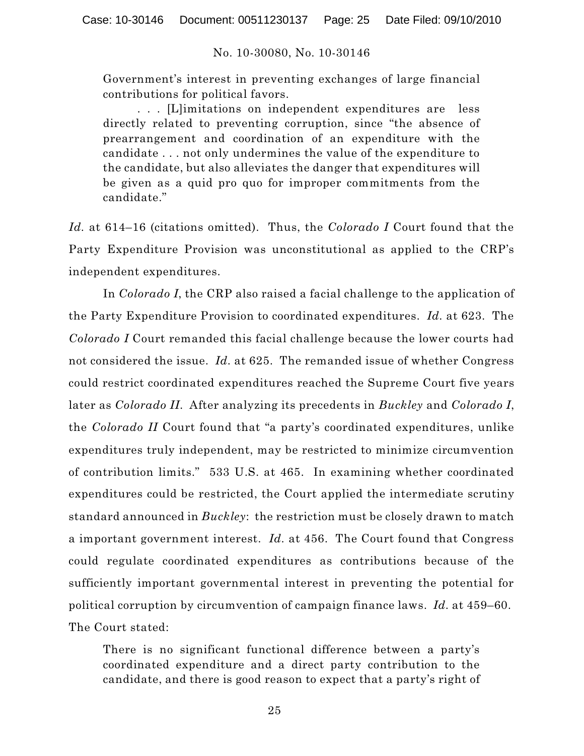> Government's interest in preventing exchanges of large financial contributions for political favors.
>
> . . . [L]imitations on independent expenditures are less directly related to preventing corruption, since "the absence of prearrangement and coordination of an expenditure with the candidate . . . not only undermines the value of the expenditure to the candidate, but also alleviates the danger that expenditures will be given as a quid pro quo for improper commitments from the candidate."

*Id.* at 614–16 (citations omitted). Thus, the *Colorado I* Court found that the Party Expenditure Provision was unconstitutional as applied to the CRP's independent expenditures.

In *Colorado I*, the CRP also raised a facial challenge to the application of the Party Expenditure Provision to coordinated expenditures. *Id.* at 623. The *Colorado I* Court remanded this facial challenge because the lower courts had not considered the issue. *Id.* at 625. The remanded issue of whether Congress could restrict coordinated expenditures reached the Supreme Court five years later as *Colorado II*. After analyzing its precedents in *Buckley* and *Colorado I*, the *Colorado II* Court found that "a party's coordinated expenditures, unlike expenditures truly independent, may be restricted to minimize circumvention of contribution limits." 533 U.S. at 465. In examining whether coordinated expenditures could be restricted, the Court applied the intermediate scrutiny standard announced in *Buckley*: the restriction must be closely drawn to match a important government interest. *Id.* at 456. The Court found that Congress could regulate coordinated expenditures as contributions because of the sufficiently important governmental interest in preventing the potential for political corruption by circumvention of campaign finance laws. *Id.* at 459–60. The Court stated:

> There is no significant functional difference between a party's coordinated expenditure and a direct party contribution to the candidate, and there is good reason to expect that a party's right of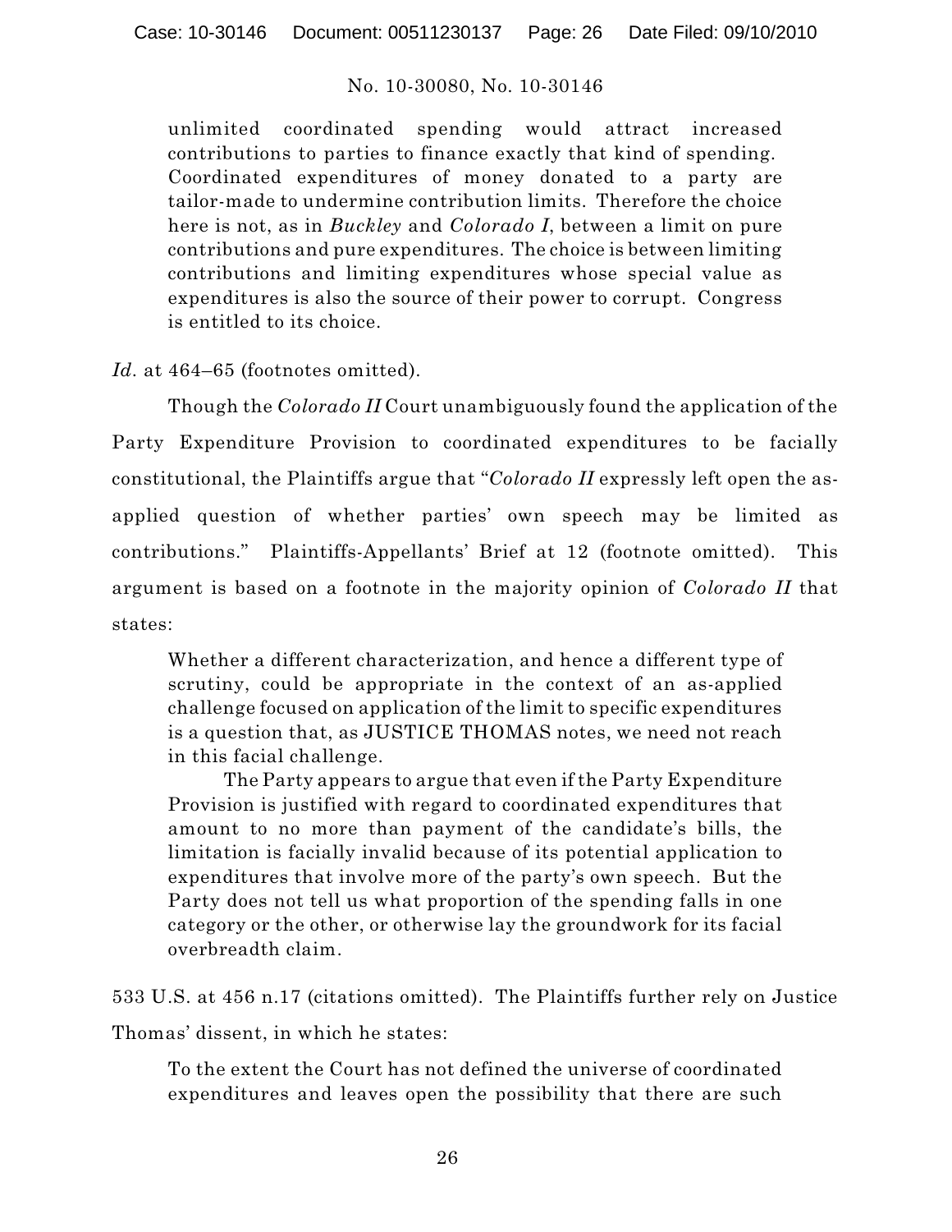unlimited coordinated spending would attract increased contributions to parties to finance exactly that kind of spending. Coordinated expenditures of money donated to a party are tailor-made to undermine contribution limits. Therefore the choice here is not, as in *Buckley* and *Colorado I*, between a limit on pure contributions and pure expenditures. The choice is between limiting contributions and limiting expenditures whose special value as expenditures is also the source of their power to corrupt. Congress is entitled to its choice.

*Id*. at 464–65 (footnotes omitted).

Though the *Colorado II* Court unambiguously found the application of the Party Expenditure Provision to coordinated expenditures to be facially constitutional, the Plaintiffs argue that "*Colorado II* expressly left open the as-applied question of whether parties' own speech may be limited as contributions." Plaintiffs-Appellants' Brief at 12 (footnote omitted). This argument is based on a footnote in the majority opinion of *Colorado II* that states:

> Whether a different characterization, and hence a different type of scrutiny, could be appropriate in the context of an as-applied challenge focused on application of the limit to specific expenditures is a question that, as JUSTICE THOMAS notes, we need not reach in this facial challenge.
>
> The Party appears to argue that even if the Party Expenditure Provision is justified with regard to coordinated expenditures that amount to no more than payment of the candidate's bills, the limitation is facially invalid because of its potential application to expenditures that involve more of the party's own speech. But the Party does not tell us what proportion of the spending falls in one category or the other, or otherwise lay the groundwork for its facial overbreadth claim.

533 U.S. at 456 n.17 (citations omitted). The Plaintiffs further rely on Justice Thomas' dissent, in which he states:

> To the extent the Court has not defined the universe of coordinated expenditures and leaves open the possibility that there are such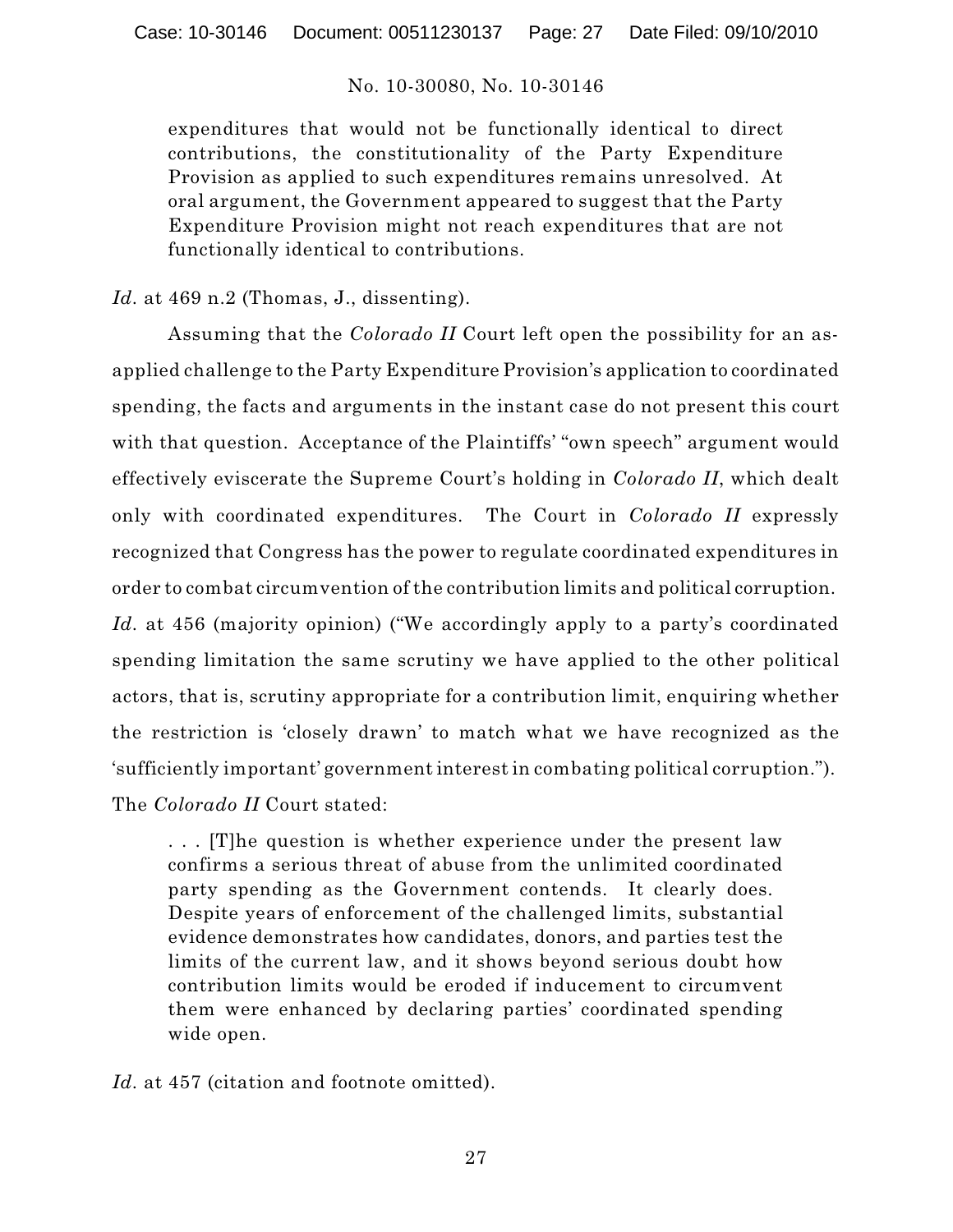> expenditures that would not be functionally identical to direct contributions, the constitutionality of the Party Expenditure Provision as applied to such expenditures remains unresolved. At oral argument, the Government appeared to suggest that the Party Expenditure Provision might not reach expenditures that are not functionally identical to contributions.

*Id.* at 469 n.2 (Thomas, J., dissenting).

Assuming that the *Colorado II* Court left open the possibility for an as-applied challenge to the Party Expenditure Provision's application to coordinated spending, the facts and arguments in the instant case do not present this court with that question. Acceptance of the Plaintiffs' "own speech" argument would effectively eviscerate the Supreme Court's holding in *Colorado II*, which dealt only with coordinated expenditures. The Court in *Colorado II* expressly recognized that Congress has the power to regulate coordinated expenditures in order to combat circumvention of the contribution limits and political corruption. *Id.* at 456 (majority opinion) ("We accordingly apply to a party's coordinated spending limitation the same scrutiny we have applied to the other political actors, that is, scrutiny appropriate for a contribution limit, enquiring whether the restriction is 'closely drawn' to match what we have recognized as the 'sufficiently important' government interest in combating political corruption."). The *Colorado II* Court stated:

> . . . [T]he question is whether experience under the present law confirms a serious threat of abuse from the unlimited coordinated party spending as the Government contends. It clearly does. Despite years of enforcement of the challenged limits, substantial evidence demonstrates how candidates, donors, and parties test the limits of the current law, and it shows beyond serious doubt how contribution limits would be eroded if inducement to circumvent them were enhanced by declaring parties' coordinated spending wide open.

*Id.* at 457 (citation and footnote omitted).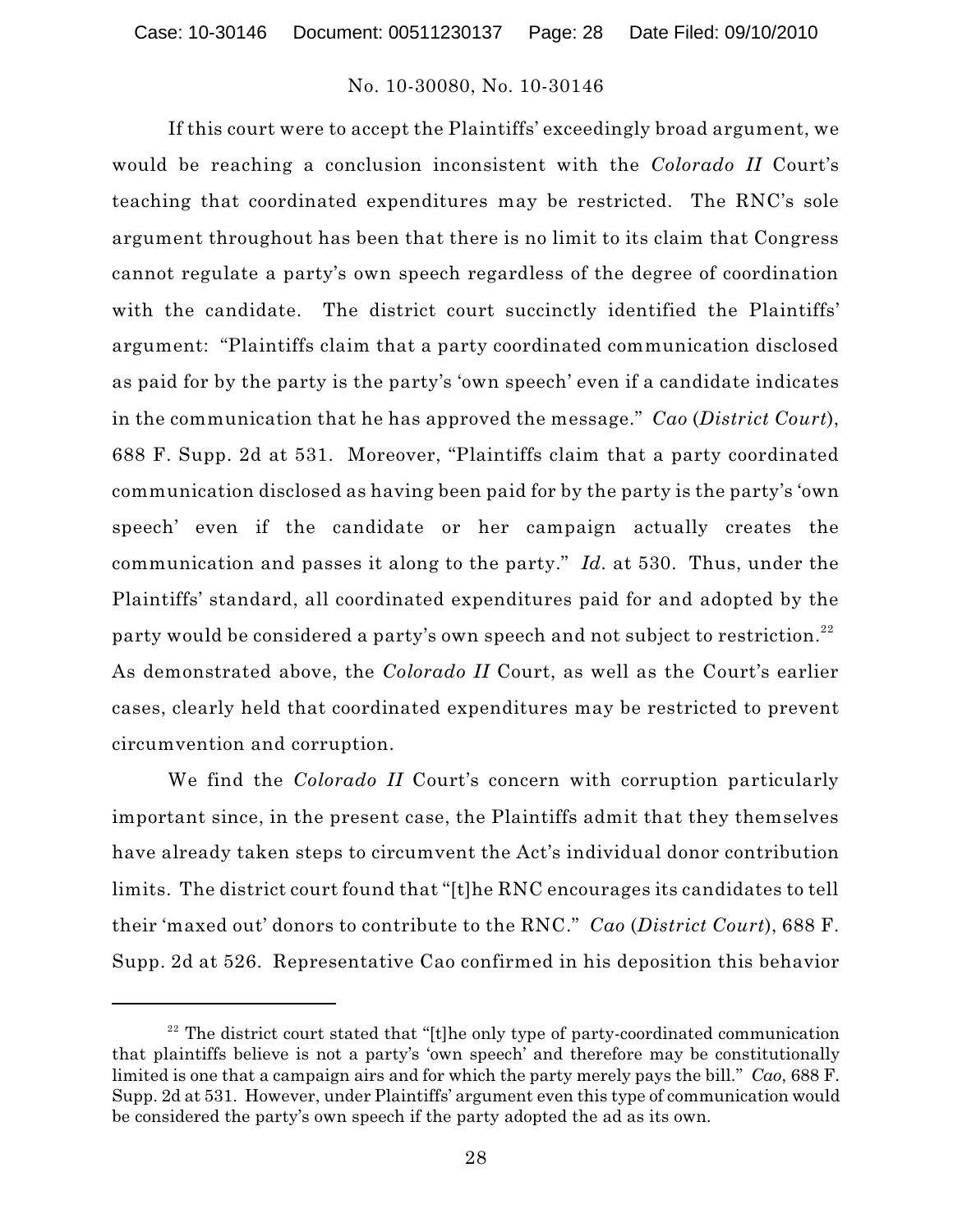If this court were to accept the Plaintiffs' exceedingly broad argument, we would be reaching a conclusion inconsistent with the *Colorado II* Court's teaching that coordinated expenditures may be restricted. The RNC's sole argument throughout has been that there is no limit to its claim that Congress cannot regulate a party's own speech regardless of the degree of coordination with the candidate. The district court succinctly identified the Plaintiffs' argument: "Plaintiffs claim that a party coordinated communication disclosed as paid for by the party is the party's 'own speech' even if a candidate indicates in the communication that he has approved the message." *Cao* (*District Court*), 688 F. Supp. 2d at 531. Moreover, "Plaintiffs claim that a party coordinated communication disclosed as having been paid for by the party is the party's 'own speech' even if the candidate or her campaign actually creates the communication and passes it along to the party." *Id.* at 530. Thus, under the Plaintiffs' standard, all coordinated expenditures paid for and adopted by the party would be considered a party's own speech and not subject to restriction.[22] As demonstrated above, the *Colorado II* Court, as well as the Court's earlier cases, clearly held that coordinated expenditures may be restricted to prevent circumvention and corruption.

We find the *Colorado II* Court's concern with corruption particularly important since, in the present case, the Plaintiffs admit that they themselves have already taken steps to circumvent the Act's individual donor contribution limits. The district court found that "[t]he RNC encourages its candidates to tell their 'maxed out' donors to contribute to the RNC." *Cao* (*District Court*), 688 F. Supp. 2d at 526. Representative Cao confirmed in his deposition this behavior

---

[22] The district court stated that "[t]he only type of party-coordinated communication that plaintiffs believe is not a party's 'own speech' and therefore may be constitutionally limited is one that a campaign airs and for which the party merely pays the bill." *Cao*, 688 F. Supp. 2d at 531. However, under Plaintiffs' argument even this type of communication would be considered the party's own speech if the party adopted the ad as its own.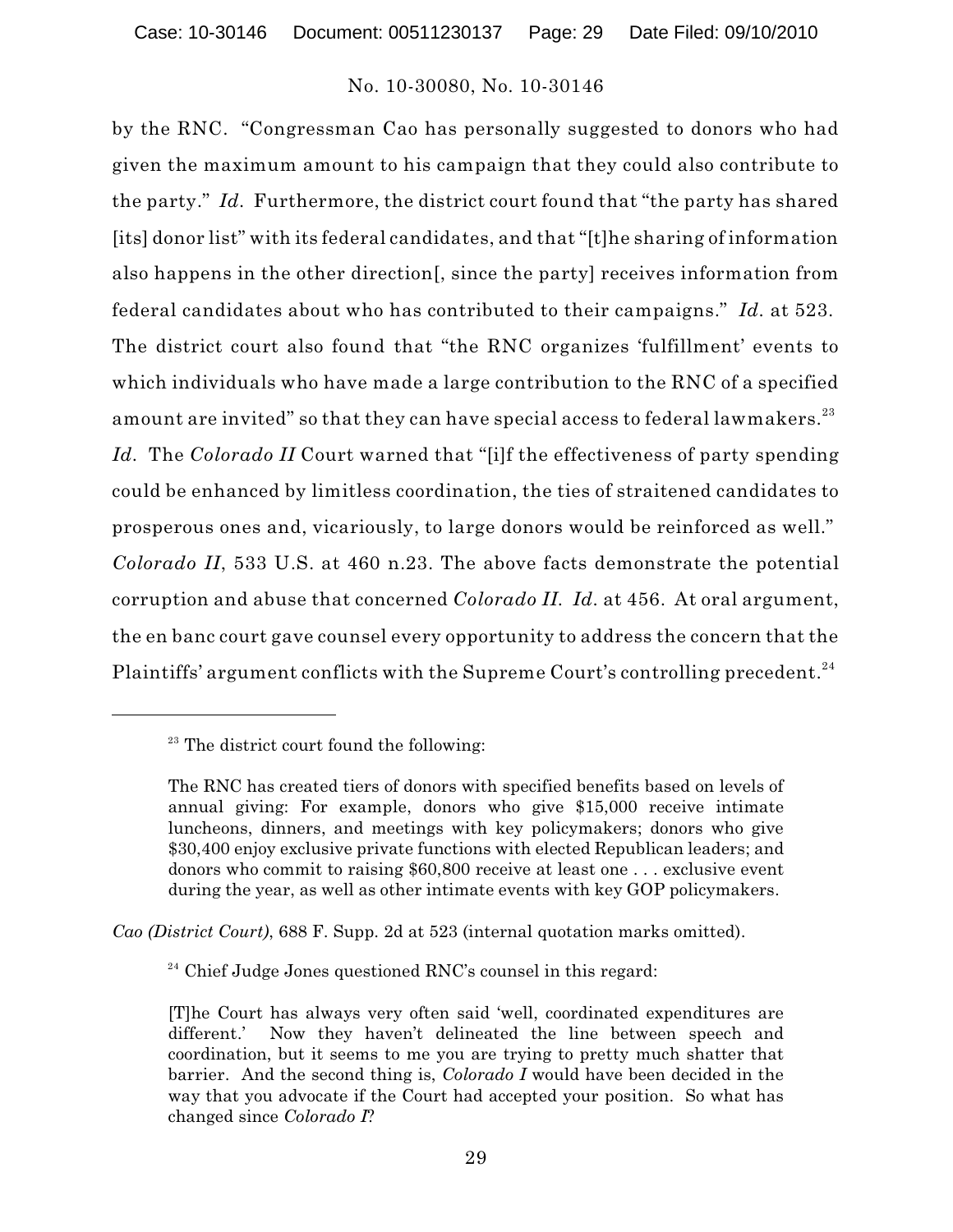by the RNC. "Congressman Cao has personally suggested to donors who had given the maximum amount to his campaign that they could also contribute to the party." *Id.* Furthermore, the district court found that "the party has shared [its] donor list" with its federal candidates, and that "[t]he sharing of information also happens in the other direction[, since the party] receives information from federal candidates about who has contributed to their campaigns." *Id.* at 523. The district court also found that "the RNC organizes 'fulfillment' events to which individuals who have made a large contribution to the RNC of a specified amount are invited" so that they can have special access to federal lawmakers.[23] *Id.* The *Colorado II* Court warned that "[i]f the effectiveness of party spending could be enhanced by limitless coordination, the ties of straitened candidates to prosperous ones and, vicariously, to large donors would be reinforced as well." *Colorado II*, 533 U.S. at 460 n.23. The above facts demonstrate the potential corruption and abuse that concerned *Colorado II*. *Id.* at 456. At oral argument, the en banc court gave counsel every opportunity to address the concern that the Plaintiffs' argument conflicts with the Supreme Court's controlling precedent.[24]

---

[23] The district court found the following:

> The RNC has created tiers of donors with specified benefits based on levels of annual giving: For example, donors who give $15,000 receive intimate luncheons, dinners, and meetings with key policymakers; donors who give $30,400 enjoy exclusive private functions with elected Republican leaders; and donors who commit to raising $60,800 receive at least one . . . exclusive event during the year, as well as other intimate events with key GOP policymakers.

*Cao (District Court)*, 688 F. Supp. 2d at 523 (internal quotation marks omitted).

[24] Chief Judge Jones questioned RNC's counsel in this regard:

> [T]he Court has always very often said 'well, coordinated expenditures are different.' Now they haven't delineated the line between speech and coordination, but it seems to me you are trying to pretty much shatter that barrier. And the second thing is, *Colorado I* would have been decided in the way that you advocate if the Court had accepted your position. So what has changed since *Colorado I*?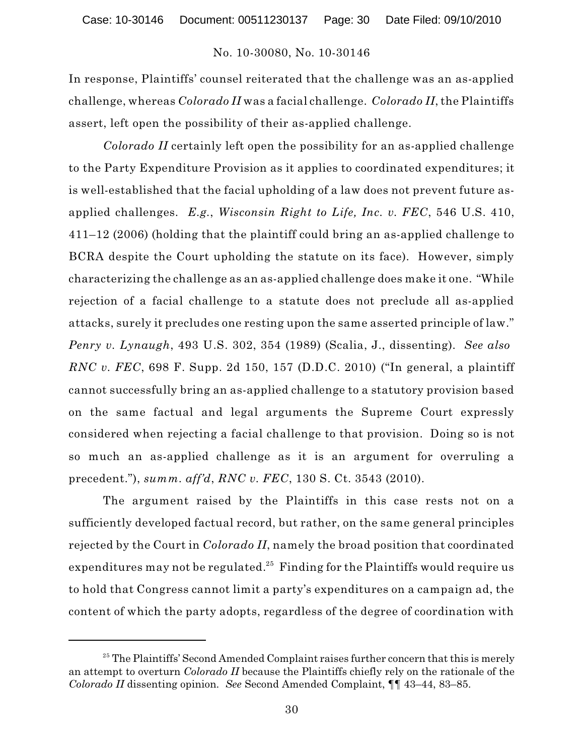In response, Plaintiffs' counsel reiterated that the challenge was an as-applied challenge, whereas *Colorado II* was a facial challenge. *Colorado II*, the Plaintiffs assert, left open the possibility of their as-applied challenge.

*Colorado II* certainly left open the possibility for an as-applied challenge to the Party Expenditure Provision as it applies to coordinated expenditures; it is well-established that the facial upholding of a law does not prevent future as-applied challenges. *E.g.*, *Wisconsin Right to Life, Inc. v. FEC*, 546 U.S. 410, 411–12 (2006) (holding that the plaintiff could bring an as-applied challenge to BCRA despite the Court upholding the statute on its face). However, simply characterizing the challenge as an as-applied challenge does make it one. "While rejection of a facial challenge to a statute does not preclude all as-applied attacks, surely it precludes one resting upon the same asserted principle of law." *Penry v. Lynaugh*, 493 U.S. 302, 354 (1989) (Scalia, J., dissenting). *See also RNC v. FEC*, 698 F. Supp. 2d 150, 157 (D.D.C. 2010) ("In general, a plaintiff cannot successfully bring an as-applied challenge to a statutory provision based on the same factual and legal arguments the Supreme Court expressly considered when rejecting a facial challenge to that provision. Doing so is not so much an as-applied challenge as it is an argument for overruling a precedent."), *summ. aff'd*, *RNC v. FEC*, 130 S. Ct. 3543 (2010).

The argument raised by the Plaintiffs in this case rests not on a sufficiently developed factual record, but rather, on the same general principles rejected by the Court in *Colorado II*, namely the broad position that coordinated expenditures may not be regulated.[25] Finding for the Plaintiffs would require us to hold that Congress cannot limit a party's expenditures on a campaign ad, the content of which the party adopts, regardless of the degree of coordination with

[25] The Plaintiffs' Second Amended Complaint raises further concern that this is merely an attempt to overturn *Colorado II* because the Plaintiffs chiefly rely on the rationale of the *Colorado II* dissenting opinion. *See* Second Amended Complaint, ¶¶ 43–44, 83–85.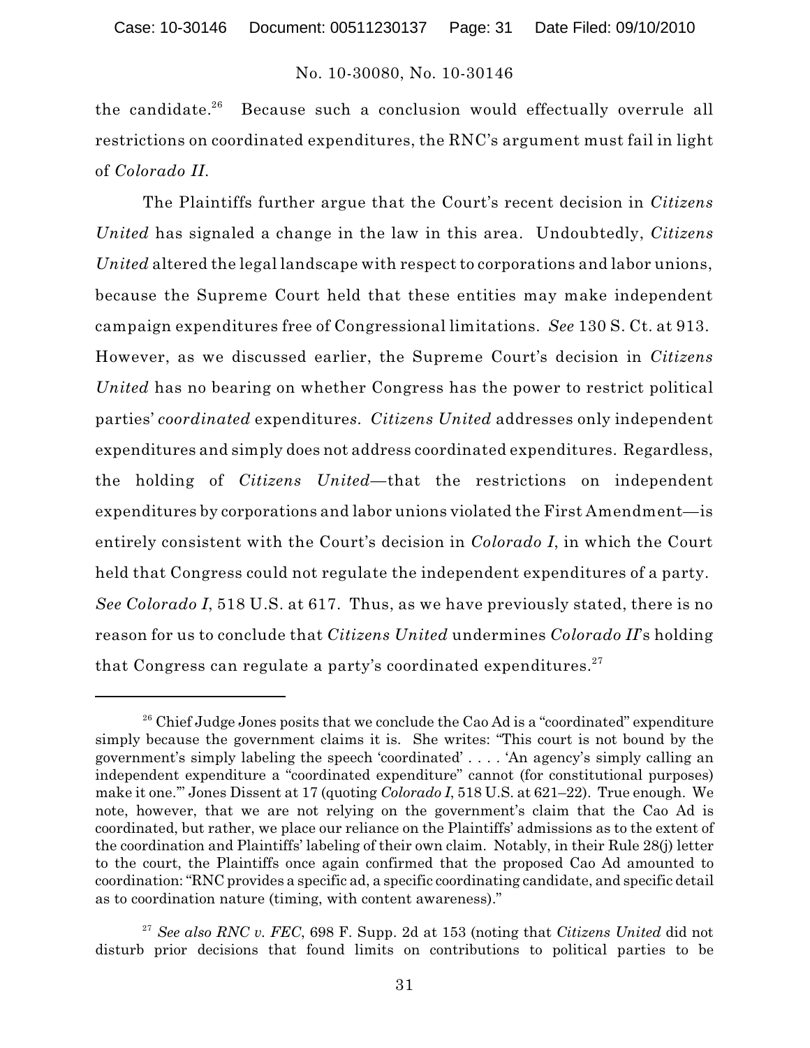the candidate.[26] Because such a conclusion would effectually overrule all restrictions on coordinated expenditures, the RNC's argument must fail in light of *Colorado II*.

The Plaintiffs further argue that the Court's recent decision in *Citizens United* has signaled a change in the law in this area. Undoubtedly, *Citizens United* altered the legal landscape with respect to corporations and labor unions, because the Supreme Court held that these entities may make independent campaign expenditures free of Congressional limitations. *See* 130 S. Ct. at 913. However, as we discussed earlier, the Supreme Court's decision in *Citizens United* has no bearing on whether Congress has the power to restrict political parties' *coordinated* expenditures. *Citizens United* addresses only independent expenditures and simply does not address coordinated expenditures. Regardless, the holding of *Citizens United*—that the restrictions on independent expenditures by corporations and labor unions violated the First Amendment—is entirely consistent with the Court's decision in *Colorado I*, in which the Court held that Congress could not regulate the independent expenditures of a party. *See Colorado I*, 518 U.S. at 617. Thus, as we have previously stated, there is no reason for us to conclude that *Citizens United* undermines *Colorado II*'s holding that Congress can regulate a party's coordinated expenditures.[27]

---

[26] Chief Judge Jones posits that we conclude the Cao Ad is a "coordinated" expenditure simply because the government claims it is. She writes: "This court is not bound by the government's simply labeling the speech 'coordinated' . . . . 'An agency's simply calling an independent expenditure a "coordinated expenditure" cannot (for constitutional purposes) make it one.'" Jones Dissent at 17 (quoting *Colorado I*, 518 U.S. at 621–22). True enough. We note, however, that we are not relying on the government's claim that the Cao Ad is coordinated, but rather, we place our reliance on the Plaintiffs' admissions as to the extent of the coordination and Plaintiffs' labeling of their own claim. Notably, in their Rule 28(j) letter to the court, the Plaintiffs once again confirmed that the proposed Cao Ad amounted to coordination: "RNC provides a specific ad, a specific coordinating candidate, and specific detail as to coordination nature (timing, with content awareness)."

[27] *See also RNC v. FEC*, 698 F. Supp. 2d at 153 (noting that *Citizens United* did not disturb prior decisions that found limits on contributions to political parties to be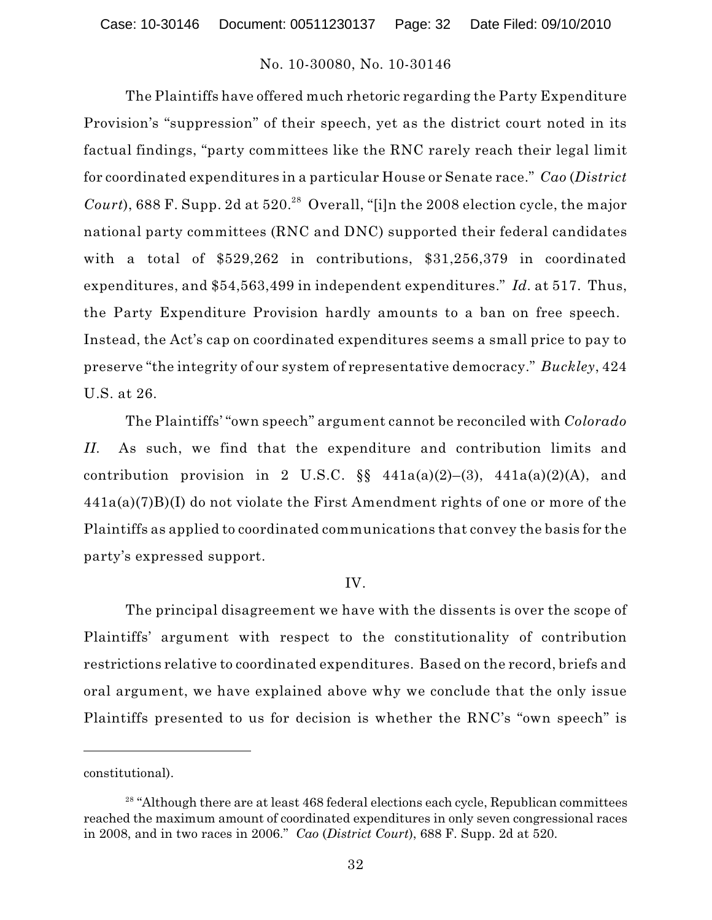The Plaintiffs have offered much rhetoric regarding the Party Expenditure Provision's "suppression" of their speech, yet as the district court noted in its factual findings, "party committees like the RNC rarely reach their legal limit for coordinated expenditures in a particular House or Senate race." *Cao* (*District Court*), 688 F. Supp. 2d at 520.[28] Overall, "[i]n the 2008 election cycle, the major national party committees (RNC and DNC) supported their federal candidates with a total of $529,262 in contributions, $31,256,379 in coordinated expenditures, and $54,563,499 in independent expenditures." *Id.* at 517. Thus, the Party Expenditure Provision hardly amounts to a ban on free speech. Instead, the Act's cap on coordinated expenditures seems a small price to pay to preserve "the integrity of our system of representative democracy." *Buckley*, 424 U.S. at 26.

The Plaintiffs' "own speech" argument cannot be reconciled with *Colorado II*. As such, we find that the expenditure and contribution limits and contribution provision in 2 U.S.C. §§ 441a(a)(2)–(3), 441a(a)(2)(A), and 441a(a)(7)B)(I) do not violate the First Amendment rights of one or more of the Plaintiffs as applied to coordinated communications that convey the basis for the party's expressed support.

IV.

The principal disagreement we have with the dissents is over the scope of Plaintiffs' argument with respect to the constitutionality of contribution restrictions relative to coordinated expenditures. Based on the record, briefs and oral argument, we have explained above why we conclude that the only issue Plaintiffs presented to us for decision is whether the RNC's "own speech" is

---

constitutional).

[28] "Although there are at least 468 federal elections each cycle, Republican committees reached the maximum amount of coordinated expenditures in only seven congressional races in 2008, and in two races in 2006." *Cao* (*District Court*), 688 F. Supp. 2d at 520.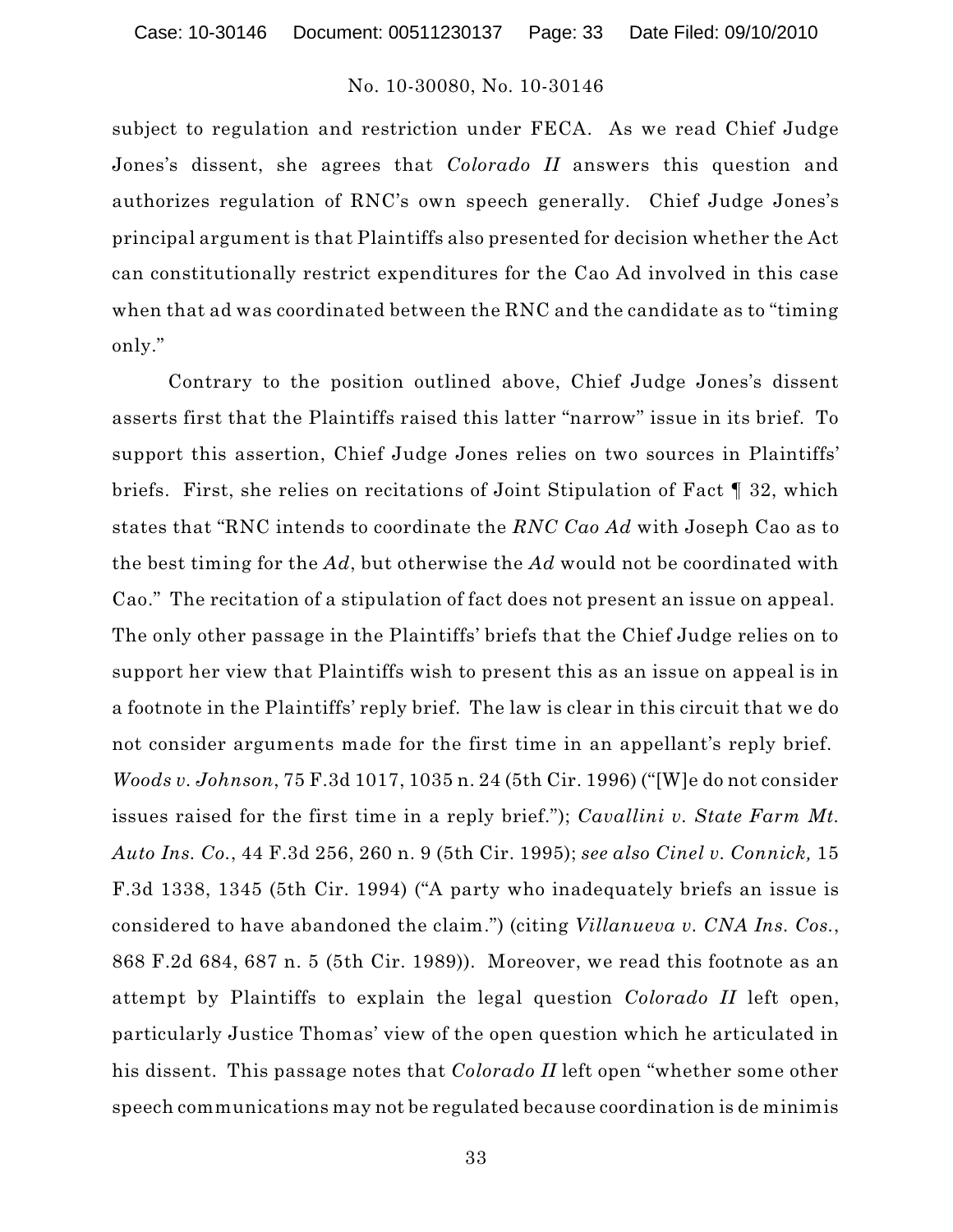subject to regulation and restriction under FECA. As we read Chief Judge Jones's dissent, she agrees that *Colorado II* answers this question and authorizes regulation of RNC's own speech generally. Chief Judge Jones's principal argument is that Plaintiffs also presented for decision whether the Act can constitutionally restrict expenditures for the Cao Ad involved in this case when that ad was coordinated between the RNC and the candidate as to "timing only."

Contrary to the position outlined above, Chief Judge Jones's dissent asserts first that the Plaintiffs raised this latter "narrow" issue in its brief. To support this assertion, Chief Judge Jones relies on two sources in Plaintiffs' briefs. First, she relies on recitations of Joint Stipulation of Fact ¶ 32, which states that "RNC intends to coordinate the *RNC Cao Ad* with Joseph Cao as to the best timing for the *Ad*, but otherwise the *Ad* would not be coordinated with Cao." The recitation of a stipulation of fact does not present an issue on appeal. The only other passage in the Plaintiffs' briefs that the Chief Judge relies on to support her view that Plaintiffs wish to present this as an issue on appeal is in a footnote in the Plaintiffs' reply brief. The law is clear in this circuit that we do not consider arguments made for the first time in an appellant's reply brief. *Woods v. Johnson*, 75 F.3d 1017, 1035 n. 24 (5th Cir. 1996) ("[W]e do not consider issues raised for the first time in a reply brief."); *Cavallini v. State Farm Mt. Auto Ins. Co.*, 44 F.3d 256, 260 n. 9 (5th Cir. 1995); *see also Cinel v. Connick,* 15 F.3d 1338, 1345 (5th Cir. 1994) ("A party who inadequately briefs an issue is considered to have abandoned the claim.") (citing *Villanueva v. CNA Ins. Cos.*, 868 F.2d 684, 687 n. 5 (5th Cir. 1989)). Moreover, we read this footnote as an attempt by Plaintiffs to explain the legal question *Colorado II* left open, particularly Justice Thomas' view of the open question which he articulated in his dissent. This passage notes that *Colorado II* left open "whether some other speech communications may not be regulated because coordination is de minimis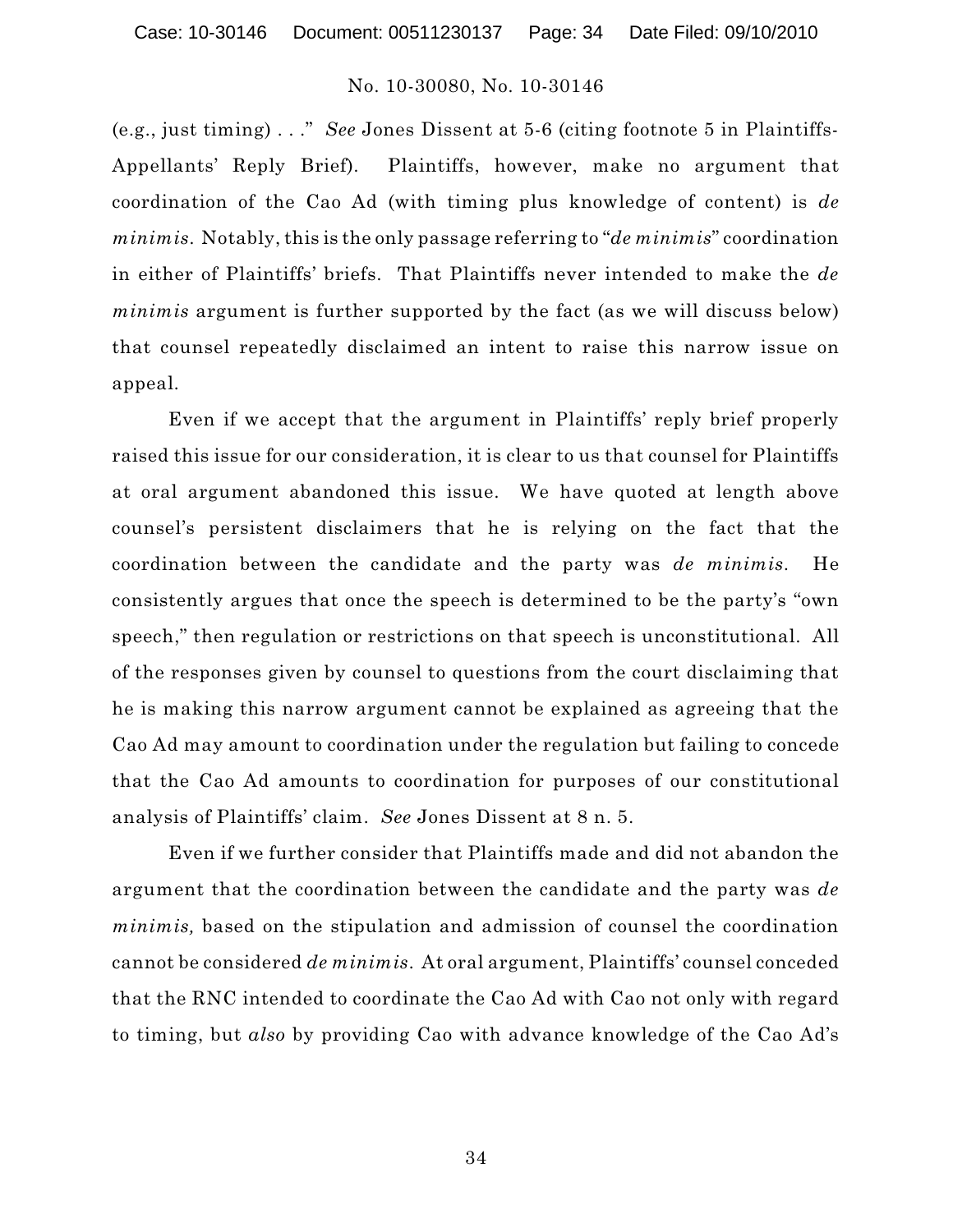(e.g., just timing) . . ." *See* Jones Dissent at 5-6 (citing footnote 5 in Plaintiffs-Appellants' Reply Brief). Plaintiffs, however, make no argument that coordination of the Cao Ad (with timing plus knowledge of content) is *de minimis*. Notably, this is the only passage referring to "*de minimis*" coordination in either of Plaintiffs' briefs. That Plaintiffs never intended to make the *de minimis* argument is further supported by the fact (as we will discuss below) that counsel repeatedly disclaimed an intent to raise this narrow issue on appeal.

Even if we accept that the argument in Plaintiffs' reply brief properly raised this issue for our consideration, it is clear to us that counsel for Plaintiffs at oral argument abandoned this issue. We have quoted at length above counsel's persistent disclaimers that he is relying on the fact that the coordination between the candidate and the party was *de minimis*. He consistently argues that once the speech is determined to be the party's "own speech," then regulation or restrictions on that speech is unconstitutional. All of the responses given by counsel to questions from the court disclaiming that he is making this narrow argument cannot be explained as agreeing that the Cao Ad may amount to coordination under the regulation but failing to concede that the Cao Ad amounts to coordination for purposes of our constitutional analysis of Plaintiffs' claim. *See* Jones Dissent at 8 n. 5.

Even if we further consider that Plaintiffs made and did not abandon the argument that the coordination between the candidate and the party was *de minimis,* based on the stipulation and admission of counsel the coordination cannot be considered *de minimis*. At oral argument, Plaintiffs' counsel conceded that the RNC intended to coordinate the Cao Ad with Cao not only with regard to timing, but *also* by providing Cao with advance knowledge of the Cao Ad's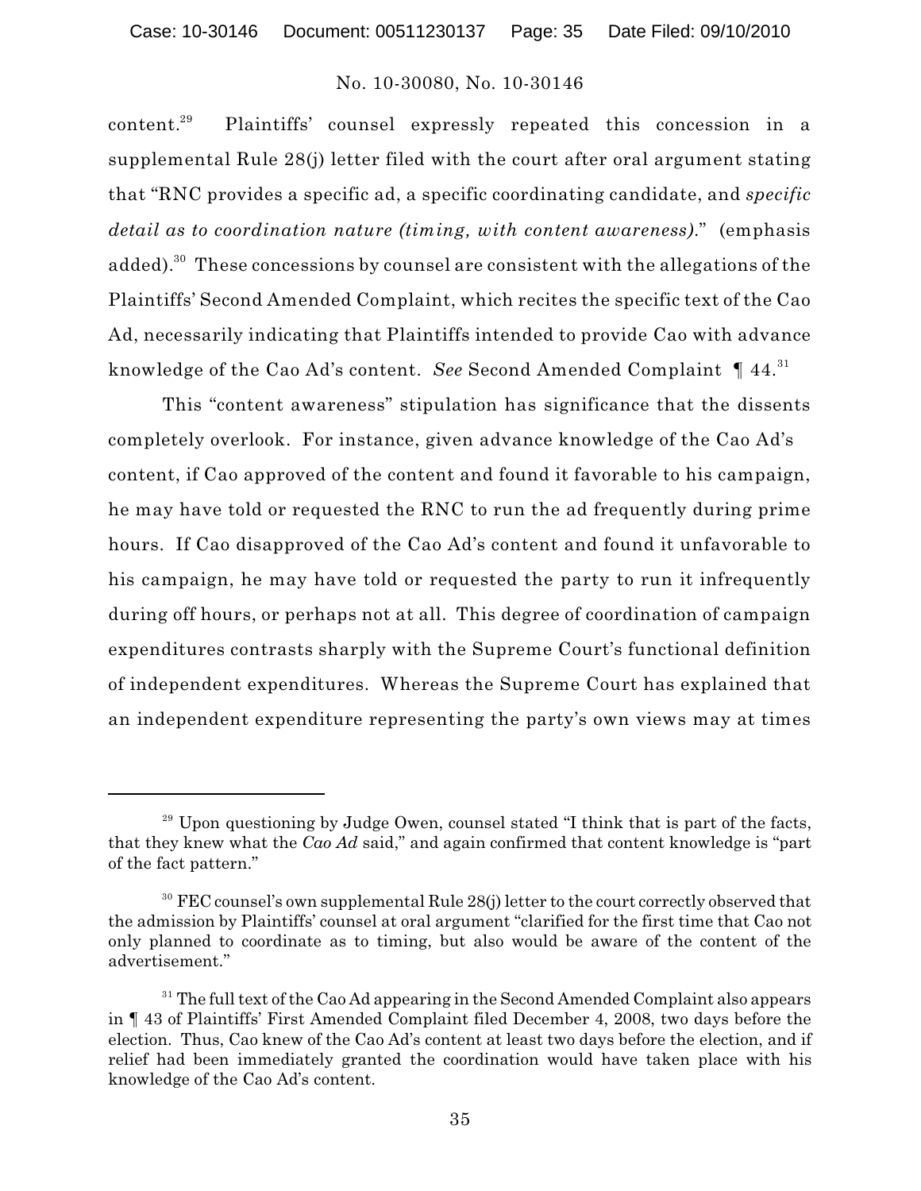content.[29] Plaintiffs' counsel expressly repeated this concession in a supplemental Rule 28(j) letter filed with the court after oral argument stating that "RNC provides a specific ad, a specific coordinating candidate, and *specific detail as to coordination nature (timing, with content awareness).*" (emphasis added).[30] These concessions by counsel are consistent with the allegations of the Plaintiffs' Second Amended Complaint, which recites the specific text of the Cao Ad, necessarily indicating that Plaintiffs intended to provide Cao with advance knowledge of the Cao Ad's content. *See* Second Amended Complaint ¶ 44.[31]

This "content awareness" stipulation has significance that the dissents completely overlook. For instance, given advance knowledge of the Cao Ad's content, if Cao approved of the content and found it favorable to his campaign, he may have told or requested the RNC to run the ad frequently during prime hours. If Cao disapproved of the Cao Ad's content and found it unfavorable to his campaign, he may have told or requested the party to run it infrequently during off hours, or perhaps not at all. This degree of coordination of campaign expenditures contrasts sharply with the Supreme Court's functional definition of independent expenditures. Whereas the Supreme Court has explained that an independent expenditure representing the party's own views may at times

---

[29] Upon questioning by Judge Owen, counsel stated "I think that is part of the facts, that they knew what the *Cao Ad* said," and again confirmed that content knowledge is "part of the fact pattern."

[30] FEC counsel's own supplemental Rule 28(j) letter to the court correctly observed that the admission by Plaintiffs' counsel at oral argument "clarified for the first time that Cao not only planned to coordinate as to timing, but also would be aware of the content of the advertisement."

[31] The full text of the Cao Ad appearing in the Second Amended Complaint also appears in ¶ 43 of Plaintiffs' First Amended Complaint filed December 4, 2008, two days before the election. Thus, Cao knew of the Cao Ad's content at least two days before the election, and if relief had been immediately granted the coordination would have taken place with his knowledge of the Cao Ad's content.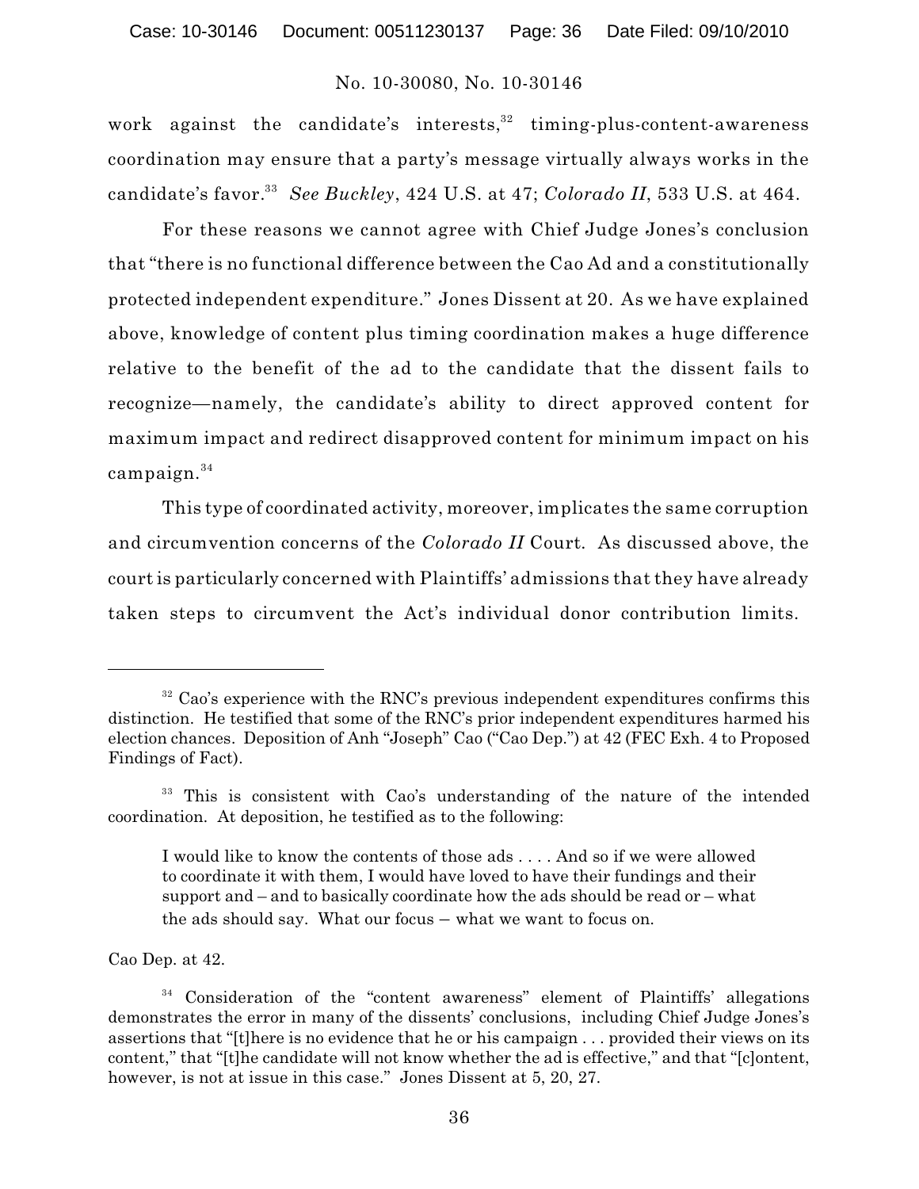work against the candidate's interests,[32] timing-plus-content-awareness coordination may ensure that a party's message virtually always works in the candidate's favor.[33] *See Buckley*, 424 U.S. at 47; *Colorado II*, 533 U.S. at 464.

For these reasons we cannot agree with Chief Judge Jones's conclusion that "there is no functional difference between the Cao Ad and a constitutionally protected independent expenditure." Jones Dissent at 20. As we have explained above, knowledge of content plus timing coordination makes a huge difference relative to the benefit of the ad to the candidate that the dissent fails to recognize—namely, the candidate's ability to direct approved content for maximum impact and redirect disapproved content for minimum impact on his campaign.[34]

This type of coordinated activity, moreover, implicates the same corruption and circumvention concerns of the *Colorado II* Court. As discussed above, the court is particularly concerned with Plaintiffs' admissions that they have already taken steps to circumvent the Act's individual donor contribution limits.

---

[32] Cao's experience with the RNC's previous independent expenditures confirms this distinction. He testified that some of the RNC's prior independent expenditures harmed his election chances. Deposition of Anh "Joseph" Cao ("Cao Dep.") at 42 (FEC Exh. 4 to Proposed Findings of Fact).

[33] This is consistent with Cao's understanding of the nature of the intended coordination. At deposition, he testified as to the following:

> I would like to know the contents of those ads . . . . And so if we were allowed to coordinate it with them, I would have loved to have their fundings and their support and – and to basically coordinate how the ads should be read or – what the ads should say. What our focus – what we want to focus on.

Cao Dep. at 42.

[34] Consideration of the "content awareness" element of Plaintiffs' allegations demonstrates the error in many of the dissents' conclusions, including Chief Judge Jones's assertions that "[t]here is no evidence that he or his campaign . . . provided their views on its content," that "[t]he candidate will not know whether the ad is effective," and that "[c]ontent, however, is not at issue in this case." Jones Dissent at 5, 20, 27.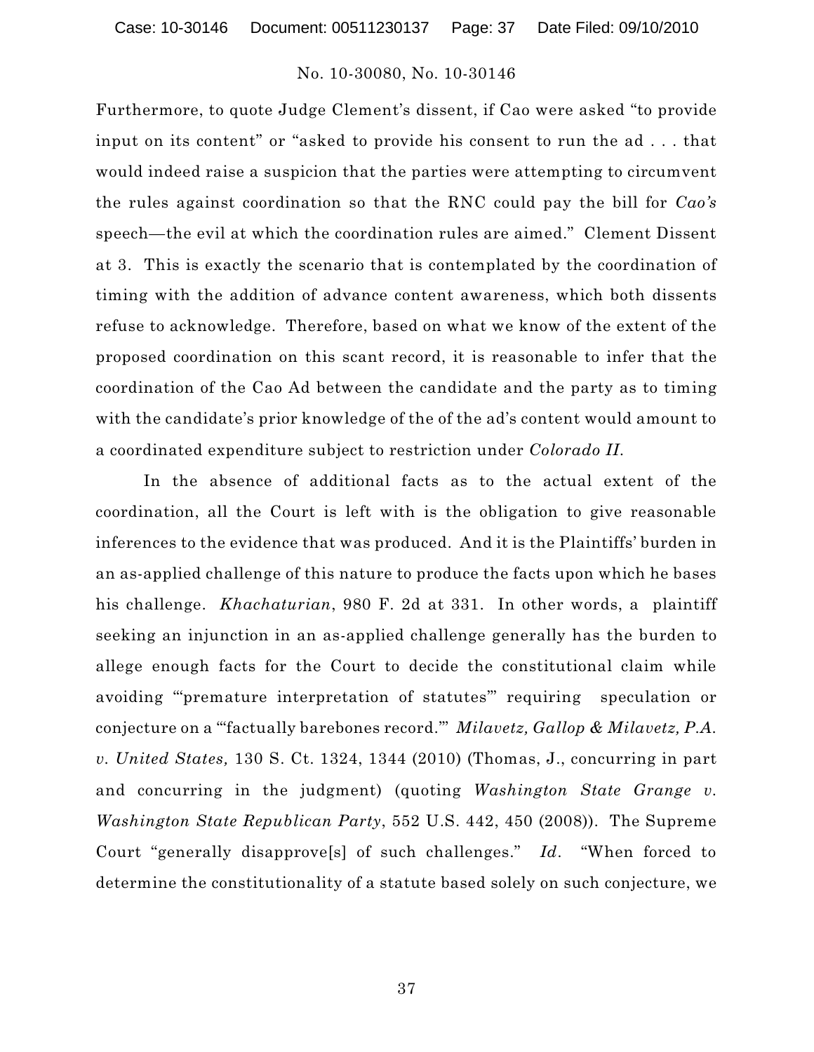Furthermore, to quote Judge Clement's dissent, if Cao were asked "to provide input on its content" or "asked to provide his consent to run the ad . . . that would indeed raise a suspicion that the parties were attempting to circumvent the rules against coordination so that the RNC could pay the bill for *Cao's* speech—the evil at which the coordination rules are aimed." Clement Dissent at 3. This is exactly the scenario that is contemplated by the coordination of timing with the addition of advance content awareness, which both dissents refuse to acknowledge. Therefore, based on what we know of the extent of the proposed coordination on this scant record, it is reasonable to infer that the coordination of the Cao Ad between the candidate and the party as to timing with the candidate's prior knowledge of the of the ad's content would amount to a coordinated expenditure subject to restriction under *Colorado II*.

In the absence of additional facts as to the actual extent of the coordination, all the Court is left with is the obligation to give reasonable inferences to the evidence that was produced. And it is the Plaintiffs' burden in an as-applied challenge of this nature to produce the facts upon which he bases his challenge. *Khachaturian*, 980 F. 2d at 331. In other words, a plaintiff seeking an injunction in an as-applied challenge generally has the burden to allege enough facts for the Court to decide the constitutional claim while avoiding "'premature interpretation of statutes'" requiring speculation or conjecture on a "'factually barebones record.'" *Milavetz, Gallop & Milavetz, P.A. v. United States,* 130 S. Ct. 1324, 1344 (2010) (Thomas, J., concurring in part and concurring in the judgment) (quoting *Washington State Grange v. Washington State Republican Party*, 552 U.S. 442, 450 (2008)). The Supreme Court "generally disapprove[s] of such challenges." *Id*. "When forced to determine the constitutionality of a statute based solely on such conjecture, we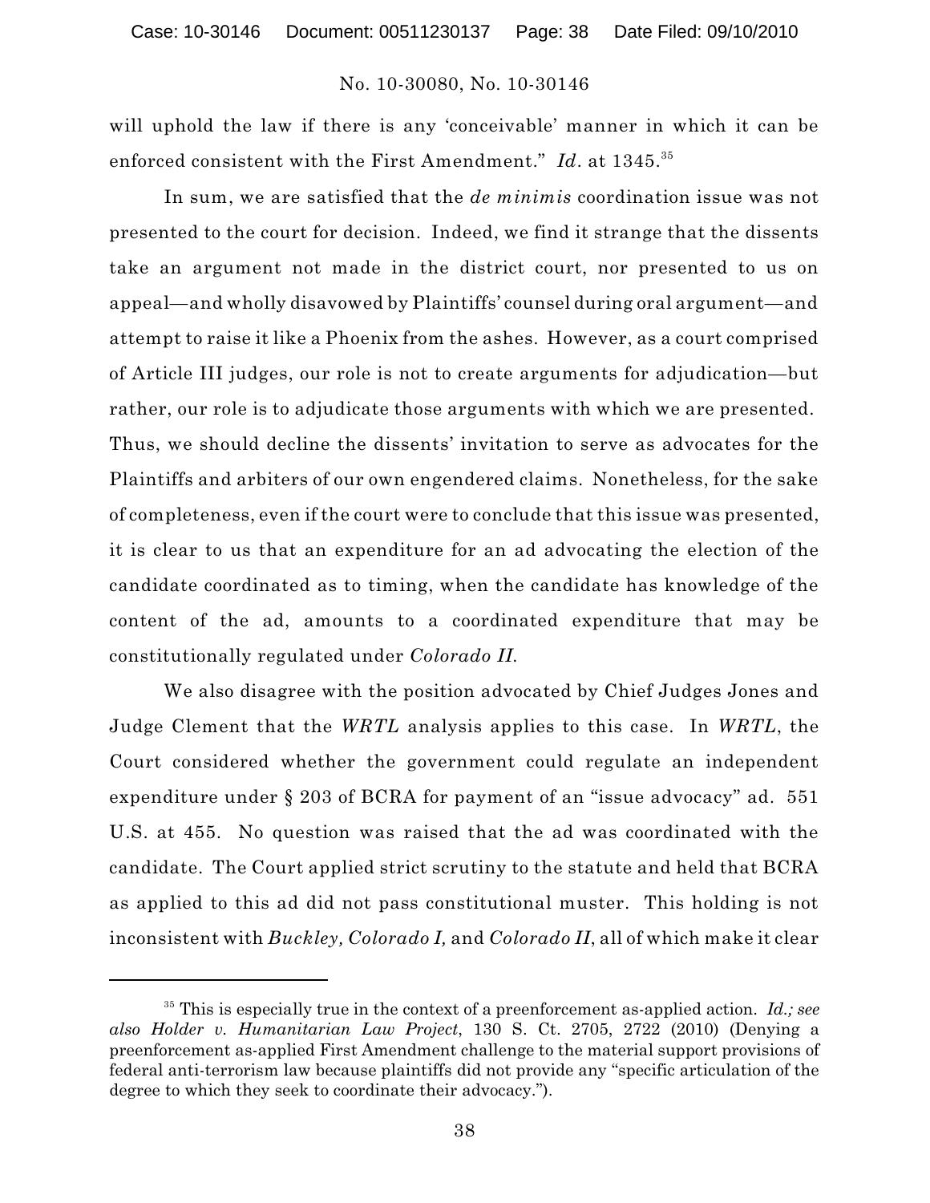will uphold the law if there is any 'conceivable' manner in which it can be enforced consistent with the First Amendment." *Id*. at 1345.[35]

In sum, we are satisfied that the *de minimis* coordination issue was not presented to the court for decision. Indeed, we find it strange that the dissents take an argument not made in the district court, nor presented to us on appeal—and wholly disavowed by Plaintiffs' counsel during oral argument—and attempt to raise it like a Phoenix from the ashes. However, as a court comprised of Article III judges, our role is not to create arguments for adjudication—but rather, our role is to adjudicate those arguments with which we are presented. Thus, we should decline the dissents' invitation to serve as advocates for the Plaintiffs and arbiters of our own engendered claims. Nonetheless, for the sake of completeness, even if the court were to conclude that this issue was presented, it is clear to us that an expenditure for an ad advocating the election of the candidate coordinated as to timing, when the candidate has knowledge of the content of the ad, amounts to a coordinated expenditure that may be constitutionally regulated under *Colorado II*.

We also disagree with the position advocated by Chief Judges Jones and Judge Clement that the *WRTL* analysis applies to this case. In *WRTL*, the Court considered whether the government could regulate an independent expenditure under § 203 of BCRA for payment of an "issue advocacy" ad. 551 U.S. at 455. No question was raised that the ad was coordinated with the candidate. The Court applied strict scrutiny to the statute and held that BCRA as applied to this ad did not pass constitutional muster. This holding is not inconsistent with *Buckley, Colorado I,* and *Colorado II*, all of which make it clear

[35] This is especially true in the context of a preenforcement as-applied action. *Id.; see also Holder v. Humanitarian Law Project*, 130 S. Ct. 2705, 2722 (2010) (Denying a preenforcement as-applied First Amendment challenge to the material support provisions of federal anti-terrorism law because plaintiffs did not provide any "specific articulation of the degree to which they seek to coordinate their advocacy.").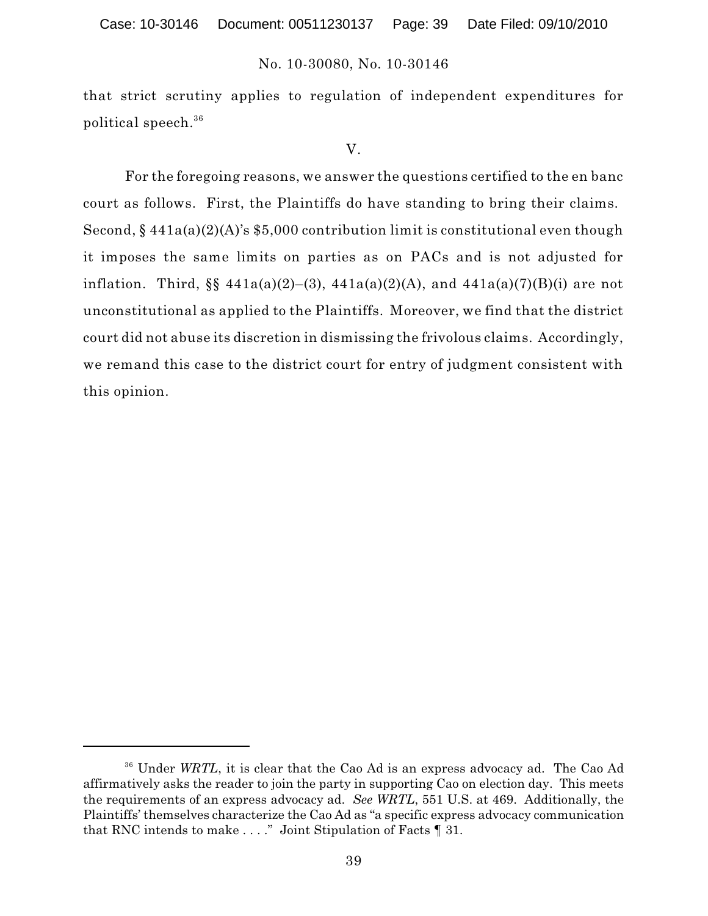that strict scrutiny applies to regulation of independent expenditures for political speech.[36]

V.

For the foregoing reasons, we answer the questions certified to the en banc court as follows. First, the Plaintiffs do have standing to bring their claims. Second, § 441a(a)(2)(A)'s $5,000 contribution limit is constitutional even though it imposes the same limits on parties as on PACs and is not adjusted for inflation. Third, §§ 441a(a)(2)–(3), 441a(a)(2)(A), and 441a(a)(7)(B)(i) are not unconstitutional as applied to the Plaintiffs. Moreover, we find that the district court did not abuse its discretion in dismissing the frivolous claims. Accordingly, we remand this case to the district court for entry of judgment consistent with this opinion.

---

[36] Under *WRTL*, it is clear that the Cao Ad is an express advocacy ad. The Cao Ad affirmatively asks the reader to join the party in supporting Cao on election day. This meets the requirements of an express advocacy ad. *See WRTL*, 551 U.S. at 469. Additionally, the Plaintiffs' themselves characterize the Cao Ad as "a specific express advocacy communication that RNC intends to make . . . ." Joint Stipulation of Facts ¶ 31.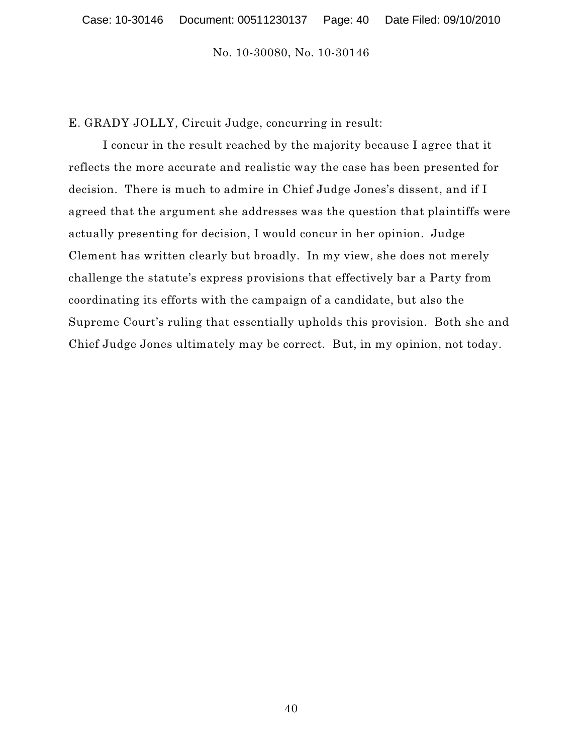E. GRADY JOLLY, Circuit Judge, concurring in result:

I concur in the result reached by the majority because I agree that it reflects the more accurate and realistic way the case has been presented for decision. There is much to admire in Chief Judge Jones's dissent, and if I agreed that the argument she addresses was the question that plaintiffs were actually presenting for decision, I would concur in her opinion. Judge Clement has written clearly but broadly. In my view, she does not merely challenge the statute's express provisions that effectively bar a Party from coordinating its efforts with the campaign of a candidate, but also the Supreme Court's ruling that essentially upholds this provision. Both she and Chief Judge Jones ultimately may be correct. But, in my opinion, not today.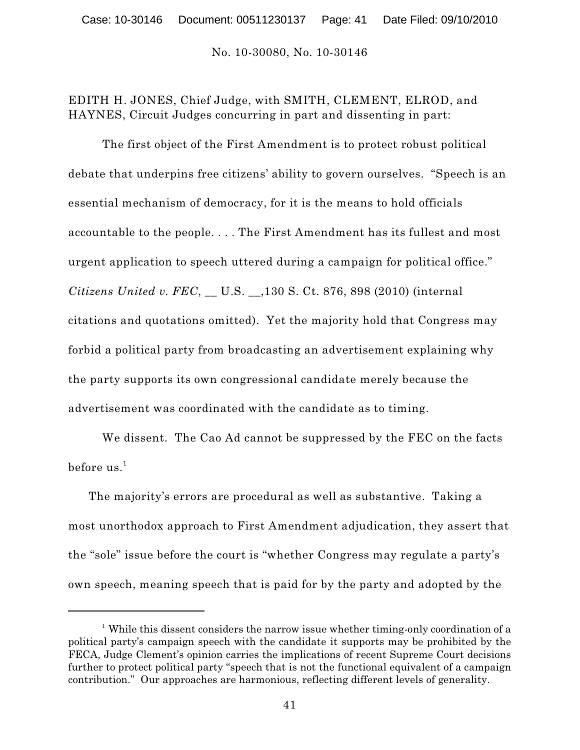EDITH H. JONES, Chief Judge, with SMITH, CLEMENT, ELROD, and HAYNES, Circuit Judges concurring in part and dissenting in part:

The first object of the First Amendment is to protect robust political debate that underpins free citizens' ability to govern ourselves. "Speech is an essential mechanism of democracy, for it is the means to hold officials accountable to the people. . . . The First Amendment has its fullest and most urgent application to speech uttered during a campaign for political office." *Citizens United v. FEC*, __ U.S. __,130 S. Ct. 876, 898 (2010) (internal citations and quotations omitted). Yet the majority hold that Congress may forbid a political party from broadcasting an advertisement explaining why the party supports its own congressional candidate merely because the advertisement was coordinated with the candidate as to timing.

We dissent. The Cao Ad cannot be suppressed by the FEC on the facts before us.[1]

The majority's errors are procedural as well as substantive. Taking a most unorthodox approach to First Amendment adjudication, they assert that the "sole" issue before the court is "whether Congress may regulate a party's own speech, meaning speech that is paid for by the party and adopted by the

[1] While this dissent considers the narrow issue whether timing-only coordination of a political party's campaign speech with the candidate it supports may be prohibited by the FECA, Judge Clement's opinion carries the implications of recent Supreme Court decisions further to protect political party "speech that is not the functional equivalent of a campaign contribution." Our approaches are harmonious, reflecting different levels of generality.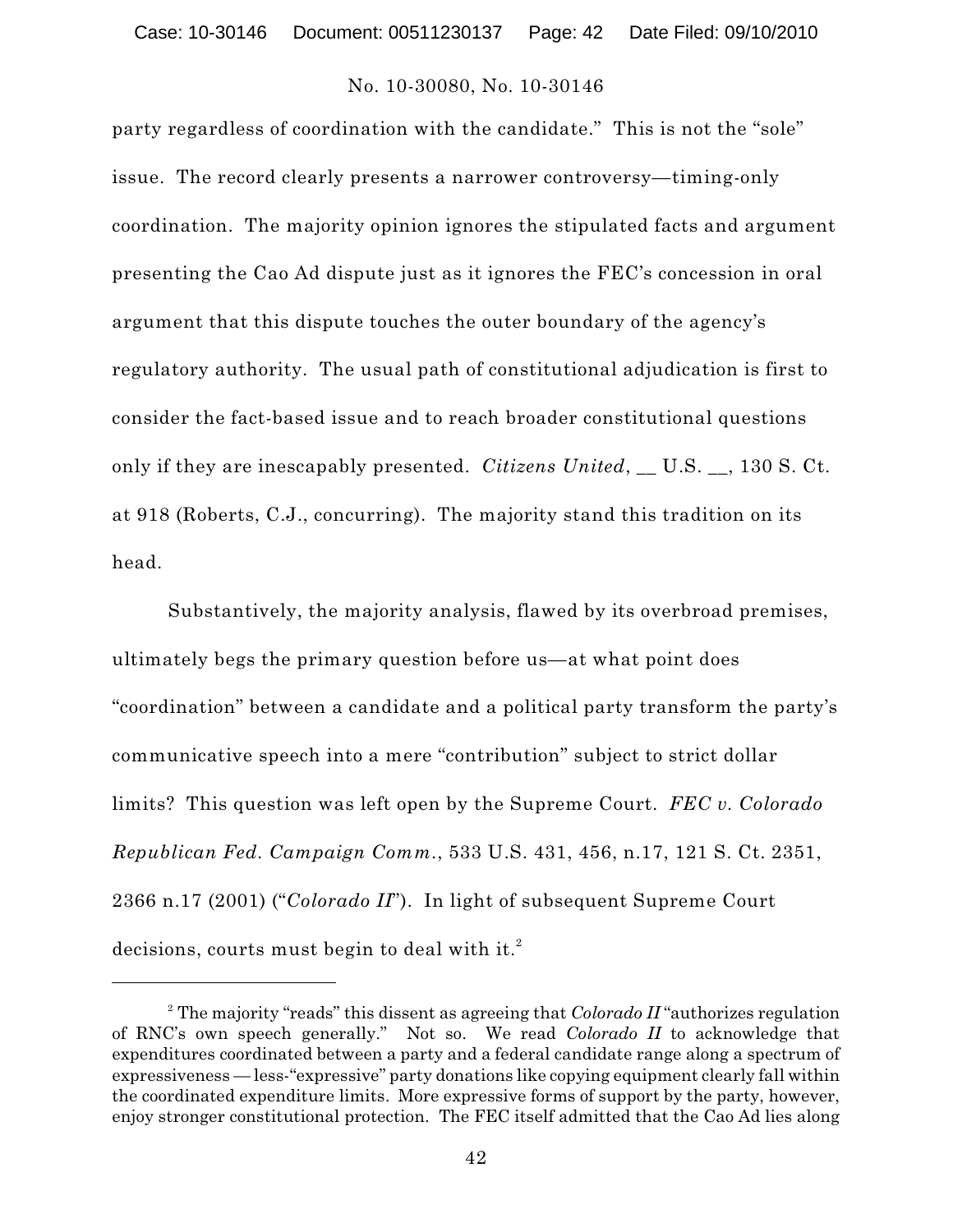party regardless of coordination with the candidate." This is not the "sole" issue. The record clearly presents a narrower controversy—timing-only coordination. The majority opinion ignores the stipulated facts and argument presenting the Cao Ad dispute just as it ignores the FEC's concession in oral argument that this dispute touches the outer boundary of the agency's regulatory authority. The usual path of constitutional adjudication is first to consider the fact-based issue and to reach broader constitutional questions only if they are inescapably presented. *Citizens United*, __ U.S. __, 130 S. Ct. at 918 (Roberts, C.J., concurring). The majority stand this tradition on its head.

Substantively, the majority analysis, flawed by its overbroad premises, ultimately begs the primary question before us—at what point does "coordination" between a candidate and a political party transform the party's communicative speech into a mere "contribution" subject to strict dollar limits? This question was left open by the Supreme Court. *FEC v. Colorado Republican Fed. Campaign Comm.*, 533 U.S. 431, 456, n.17, 121 S. Ct. 2351, 2366 n.17 (2001) ("*Colorado II*"). In light of subsequent Supreme Court decisions, courts must begin to deal with it.[2]

---

[2] The majority "reads" this dissent as agreeing that *Colorado II* "authorizes regulation of RNC's own speech generally." Not so. We read *Colorado II* to acknowledge that expenditures coordinated between a party and a federal candidate range along a spectrum of expressiveness — less-"expressive" party donations like copying equipment clearly fall within the coordinated expenditure limits. More expressive forms of support by the party, however, enjoy stronger constitutional protection. The FEC itself admitted that the Cao Ad lies along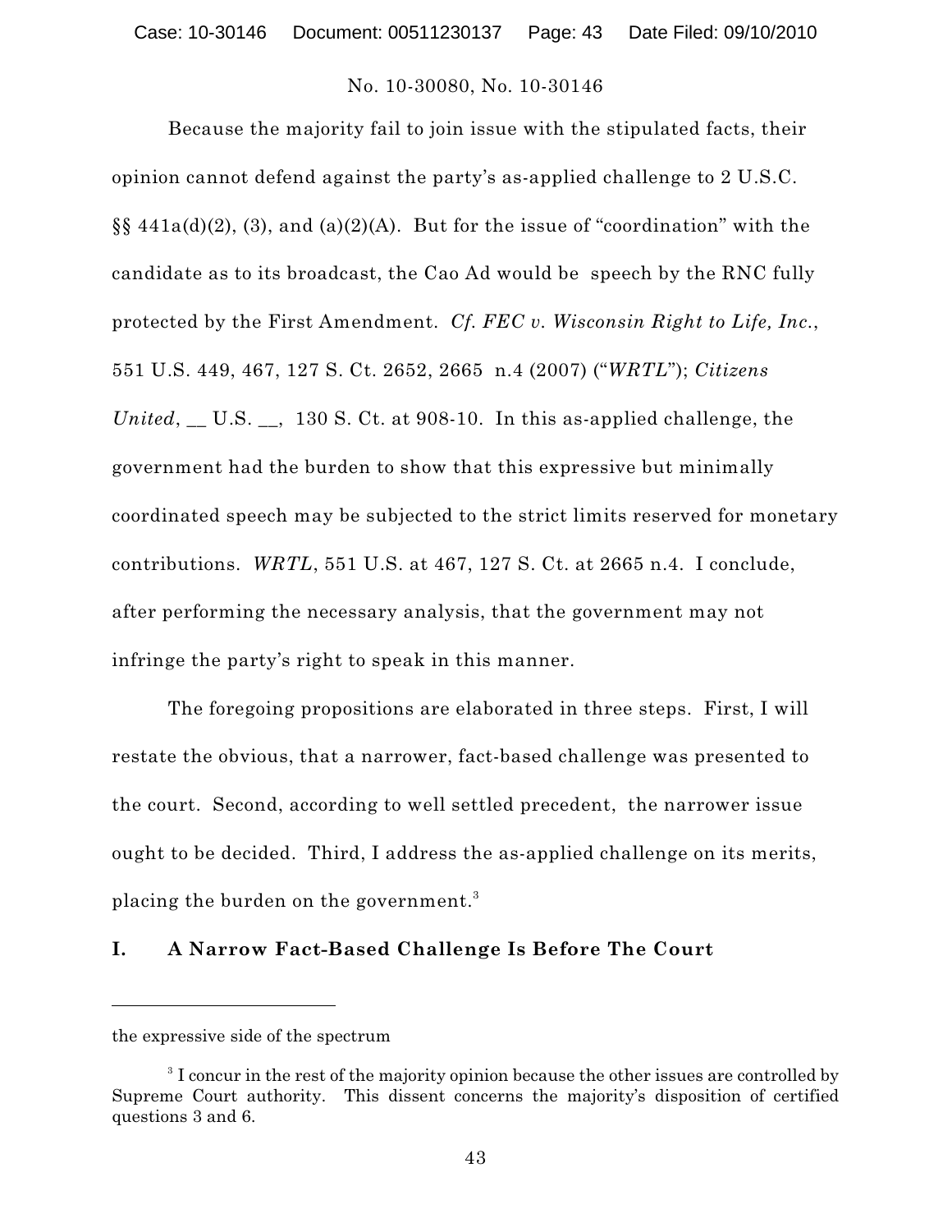Because the majority fail to join issue with the stipulated facts, their opinion cannot defend against the party's as-applied challenge to 2 U.S.C. §§ 441a(d)(2), (3), and (a)(2)(A). But for the issue of "coordination" with the candidate as to its broadcast, the Cao Ad would be speech by the RNC fully protected by the First Amendment. *Cf. FEC v. Wisconsin Right to Life, Inc.*, 551 U.S. 449, 467, 127 S. Ct. 2652, 2665 n.4 (2007) ("*WRTL*"); *Citizens United*, __ U.S. __, 130 S. Ct. at 908-10. In this as-applied challenge, the government had the burden to show that this expressive but minimally coordinated speech may be subjected to the strict limits reserved for monetary contributions. *WRTL*, 551 U.S. at 467, 127 S. Ct. at 2665 n.4. I conclude, after performing the necessary analysis, that the government may not infringe the party's right to speak in this manner.

The foregoing propositions are elaborated in three steps. First, I will restate the obvious, that a narrower, fact-based challenge was presented to the court. Second, according to well settled precedent, the narrower issue ought to be decided. Third, I address the as-applied challenge on its merits, placing the burden on the government.[3]

## I. A Narrow Fact-Based Challenge Is Before The Court

---

the expressive side of the spectrum

[3] I concur in the rest of the majority opinion because the other issues are controlled by Supreme Court authority. This dissent concerns the majority's disposition of certified questions 3 and 6.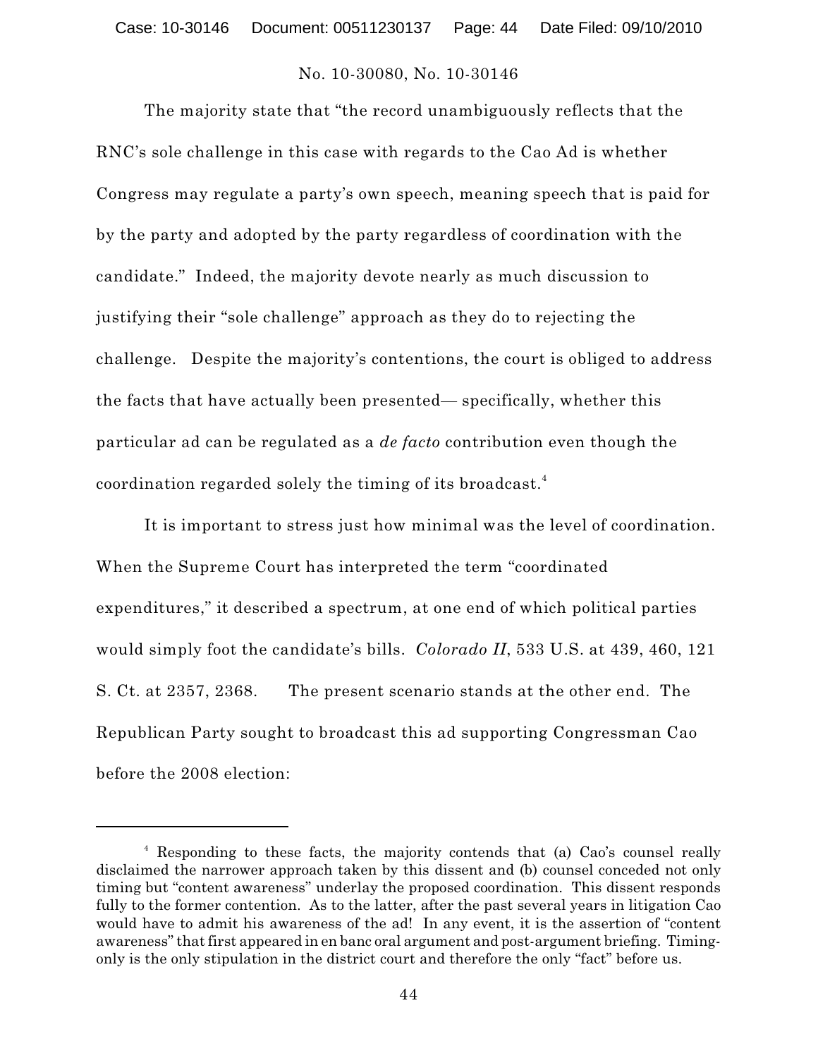The majority state that "the record unambiguously reflects that the RNC's sole challenge in this case with regards to the Cao Ad is whether Congress may regulate a party's own speech, meaning speech that is paid for by the party and adopted by the party regardless of coordination with the candidate." Indeed, the majority devote nearly as much discussion to justifying their "sole challenge" approach as they do to rejecting the challenge. Despite the majority's contentions, the court is obliged to address the facts that have actually been presented— specifically, whether this particular ad can be regulated as a *de facto* contribution even though the coordination regarded solely the timing of its broadcast.[4]

It is important to stress just how minimal was the level of coordination. When the Supreme Court has interpreted the term "coordinated expenditures," it described a spectrum, at one end of which political parties would simply foot the candidate's bills. *Colorado II*, 533 U.S. at 439, 460, 121 S. Ct. at 2357, 2368. The present scenario stands at the other end. The Republican Party sought to broadcast this ad supporting Congressman Cao before the 2008 election:

---

[4] Responding to these facts, the majority contends that (a) Cao's counsel really disclaimed the narrower approach taken by this dissent and (b) counsel conceded not only timing but "content awareness" underlay the proposed coordination. This dissent responds fully to the former contention. As to the latter, after the past several years in litigation Cao would have to admit his awareness of the ad! In any event, it is the assertion of "content awareness" that first appeared in en banc oral argument and post-argument briefing. Timing-only is the only stipulation in the district court and therefore the only "fact" before us.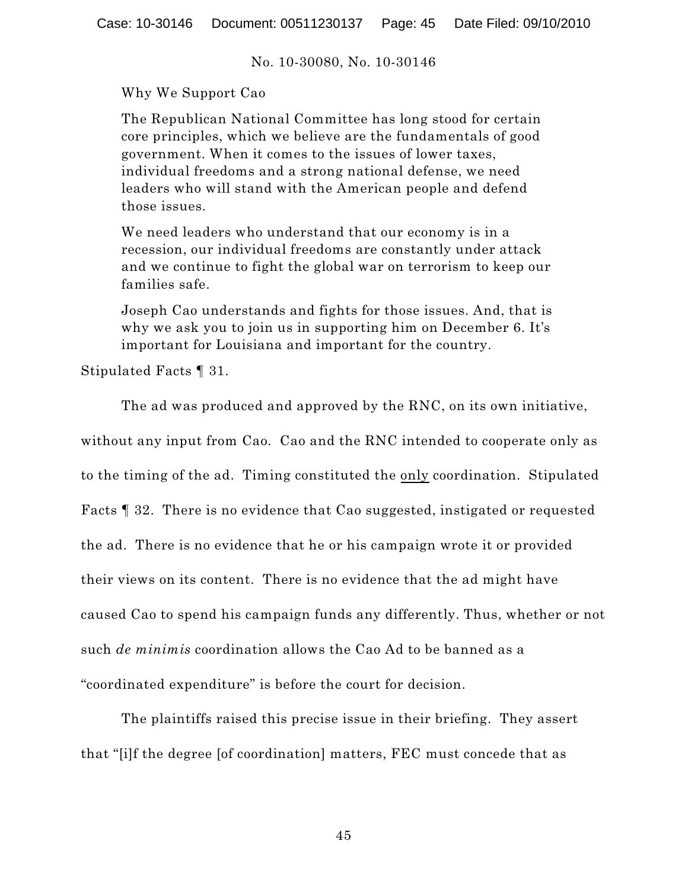> Why We Support Cao
>
> The Republican National Committee has long stood for certain core principles, which we believe are the fundamentals of good government. When it comes to the issues of lower taxes, individual freedoms and a strong national defense, we need leaders who will stand with the American people and defend those issues.
>
> We need leaders who understand that our economy is in a recession, our individual freedoms are constantly under attack and we continue to fight the global war on terrorism to keep our families safe.
>
> Joseph Cao understands and fights for those issues. And, that is why we ask you to join us in supporting him on December 6. It's important for Louisiana and important for the country.

Stipulated Facts ¶ 31.

The ad was produced and approved by the RNC, on its own initiative, without any input from Cao. Cao and the RNC intended to cooperate only as to the timing of the ad. Timing constituted the <u>only</u> coordination. Stipulated Facts ¶ 32. There is no evidence that Cao suggested, instigated or requested the ad. There is no evidence that he or his campaign wrote it or provided their views on its content. There is no evidence that the ad might have caused Cao to spend his campaign funds any differently. Thus, whether or not such *de minimis* coordination allows the Cao Ad to be banned as a "coordinated expenditure" is before the court for decision.

The plaintiffs raised this precise issue in their briefing. They assert that "[i]f the degree [of coordination] matters, FEC must concede that as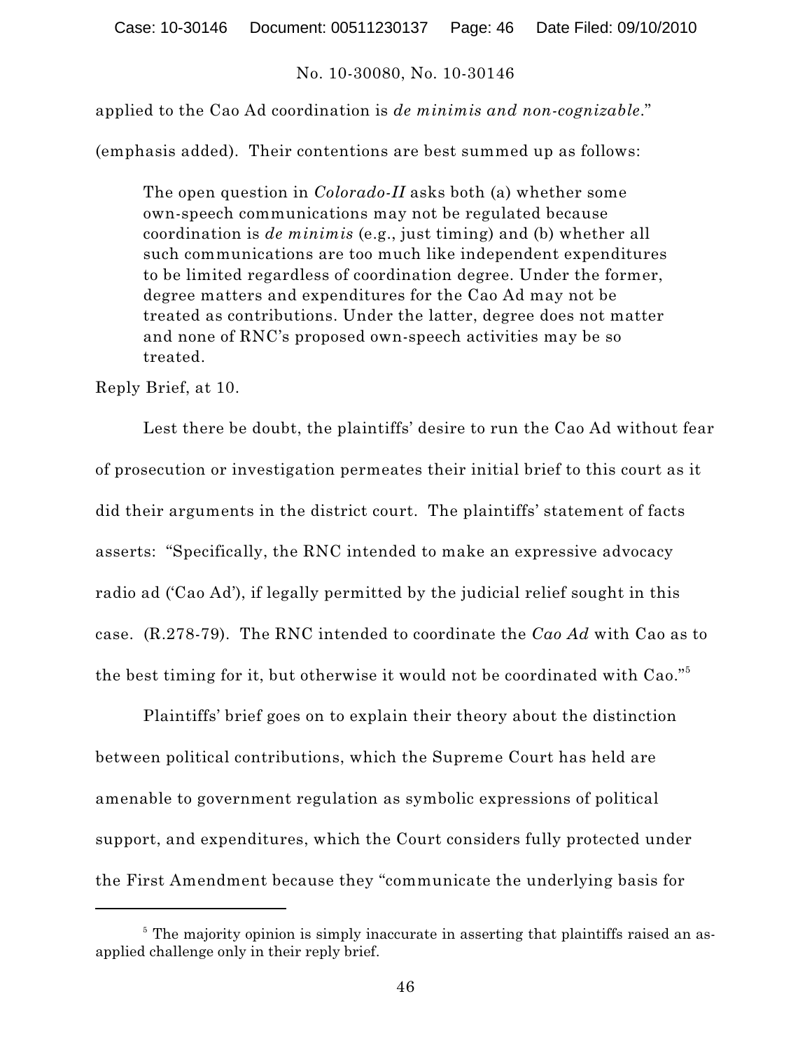applied to the Cao Ad coordination is *de minimis and non-cognizable*." (emphasis added). Their contentions are best summed up as follows:

> The open question in *Colorado-II* asks both (a) whether some own-speech communications may not be regulated because coordination is *de minimis* (e.g., just timing) and (b) whether all such communications are too much like independent expenditures to be limited regardless of coordination degree. Under the former, degree matters and expenditures for the Cao Ad may not be treated as contributions. Under the latter, degree does not matter and none of RNC's proposed own-speech activities may be so treated.

Reply Brief, at 10.

Lest there be doubt, the plaintiffs' desire to run the Cao Ad without fear of prosecution or investigation permeates their initial brief to this court as it did their arguments in the district court. The plaintiffs' statement of facts asserts: "Specifically, the RNC intended to make an expressive advocacy radio ad ('Cao Ad'), if legally permitted by the judicial relief sought in this case. (R.278-79). The RNC intended to coordinate the *Cao Ad* with Cao as to the best timing for it, but otherwise it would not be coordinated with Cao."[5]

Plaintiffs' brief goes on to explain their theory about the distinction between political contributions, which the Supreme Court has held are amenable to government regulation as symbolic expressions of political support, and expenditures, which the Court considers fully protected under the First Amendment because they "communicate the underlying basis for

---

[5] The majority opinion is simply inaccurate in asserting that plaintiffs raised an as-applied challenge only in their reply brief.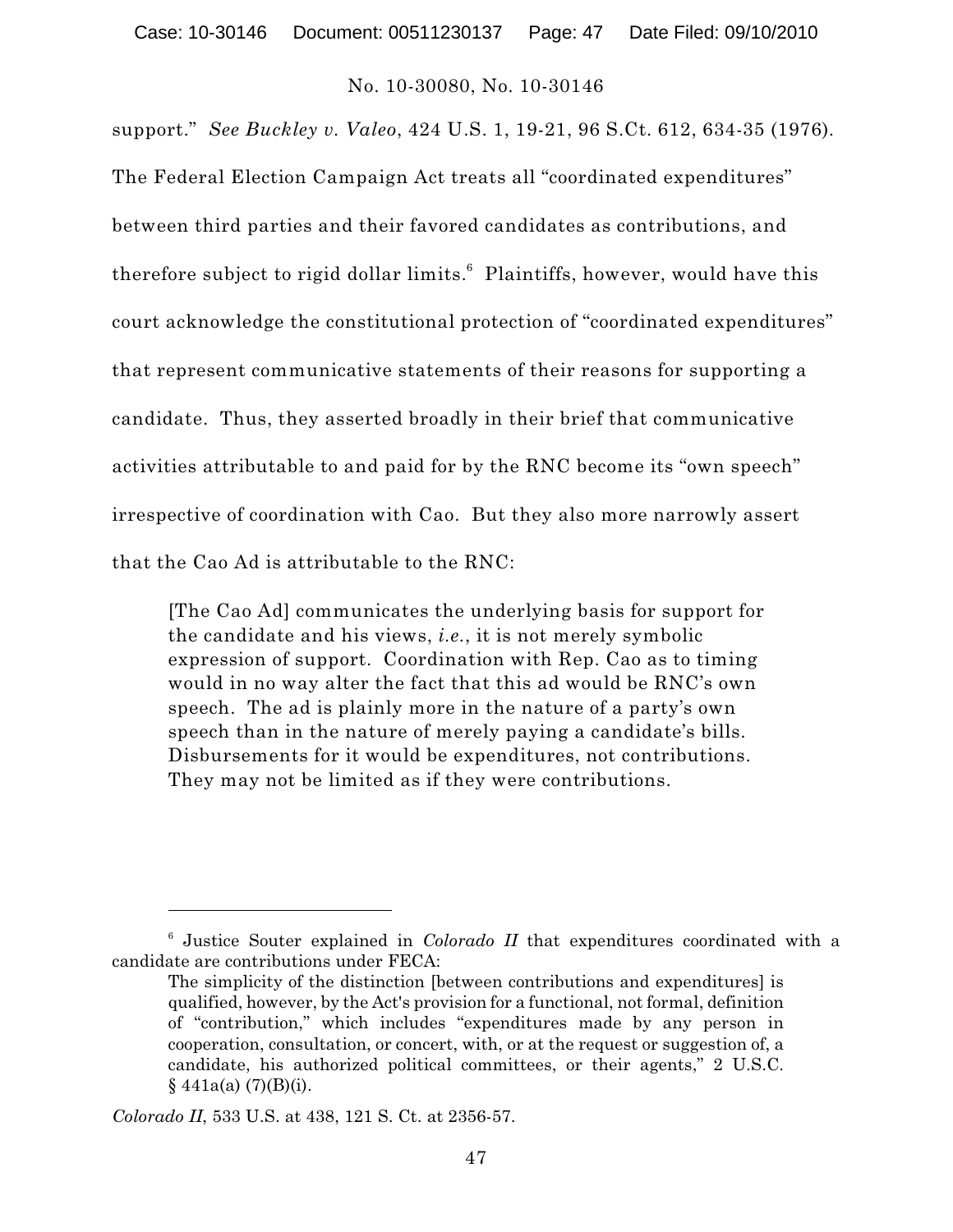support." *See Buckley v. Valeo*, 424 U.S. 1, 19-21, 96 S.Ct. 612, 634-35 (1976). The Federal Election Campaign Act treats all "coordinated expenditures" between third parties and their favored candidates as contributions, and therefore subject to rigid dollar limits.[6] Plaintiffs, however, would have this court acknowledge the constitutional protection of "coordinated expenditures" that represent communicative statements of their reasons for supporting a candidate. Thus, they asserted broadly in their brief that communicative activities attributable to and paid for by the RNC become its "own speech" irrespective of coordination with Cao. But they also more narrowly assert that the Cao Ad is attributable to the RNC:

> [The Cao Ad] communicates the underlying basis for support for the candidate and his views, *i.e.*, it is not merely symbolic expression of support. Coordination with Rep. Cao as to timing would in no way alter the fact that this ad would be RNC's own speech. The ad is plainly more in the nature of a party's own speech than in the nature of merely paying a candidate's bills. Disbursements for it would be expenditures, not contributions. They may not be limited as if they were contributions.

---

[6] Justice Souter explained in *Colorado II* that expenditures coordinated with a candidate are contributions under FECA:

> The simplicity of the distinction [between contributions and expenditures] is qualified, however, by the Act's provision for a functional, not formal, definition of "contribution," which includes "expenditures made by any person in cooperation, consultation, or concert, with, or at the request or suggestion of, a candidate, his authorized political committees, or their agents," 2 U.S.C. § 441a(a) (7)(B)(i).

*Colorado II*, 533 U.S. at 438, 121 S. Ct. at 2356-57.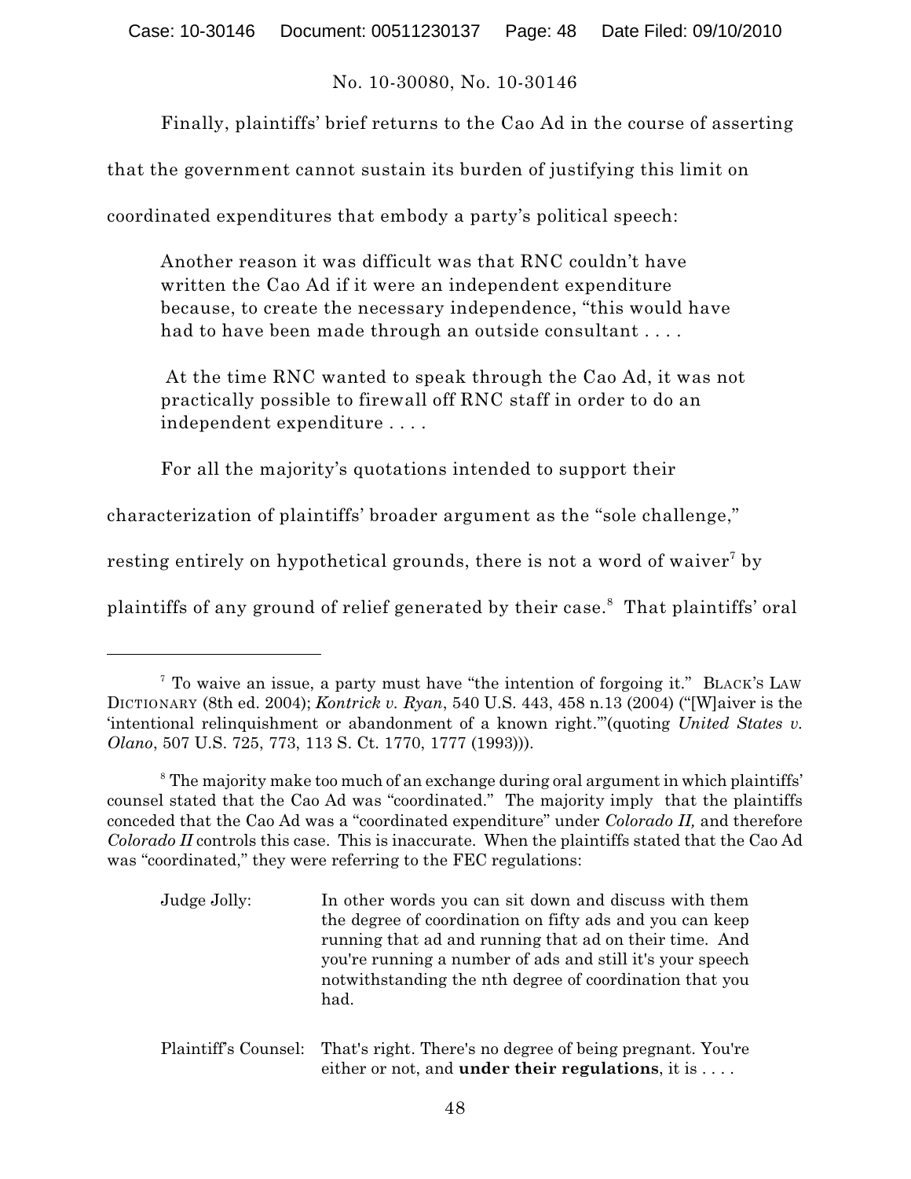Finally, plaintiffs' brief returns to the Cao Ad in the course of asserting that the government cannot sustain its burden of justifying this limit on coordinated expenditures that embody a party's political speech:

> Another reason it was difficult was that RNC couldn't have written the Cao Ad if it were an independent expenditure because, to create the necessary independence, "this would have had to have been made through an outside consultant . . . .
>
> At the time RNC wanted to speak through the Cao Ad, it was not practically possible to firewall off RNC staff in order to do an independent expenditure . . . .

For all the majority's quotations intended to support their characterization of plaintiffs' broader argument as the "sole challenge," resting entirely on hypothetical grounds, there is not a word of waiver[7] by plaintiffs of any ground of relief generated by their case.[8] That plaintiffs' oral

---

[7] To waive an issue, a party must have "the intention of forgoing it." BLACK'S LAW DICTIONARY (8th ed. 2004); *Kontrick v. Ryan*, 540 U.S. 443, 458 n.13 (2004) ("[W]aiver is the 'intentional relinquishment or abandonment of a known right.'"(quoting *United States v. Olano*, 507 U.S. 725, 773, 113 S. Ct. 1770, 1777 (1993))).

[8] The majority make too much of an exchange during oral argument in which plaintiffs' counsel stated that the Cao Ad was "coordinated." The majority imply that the plaintiffs conceded that the Cao Ad was a "coordinated expenditure" under *Colorado II,* and therefore *Colorado II* controls this case. This is inaccurate. When the plaintiffs stated that the Cao Ad was "coordinated," they were referring to the FEC regulations:

> Judge Jolly: In other words you can sit down and discuss with them the degree of coordination on fifty ads and you can keep running that ad and running that ad on their time. And you're running a number of ads and still it's your speech notwithstanding the nth degree of coordination that you had.
>
> Plaintiff's Counsel: That's right. There's no degree of being pregnant. You're either or not, and **under their regulations**, it is . . . .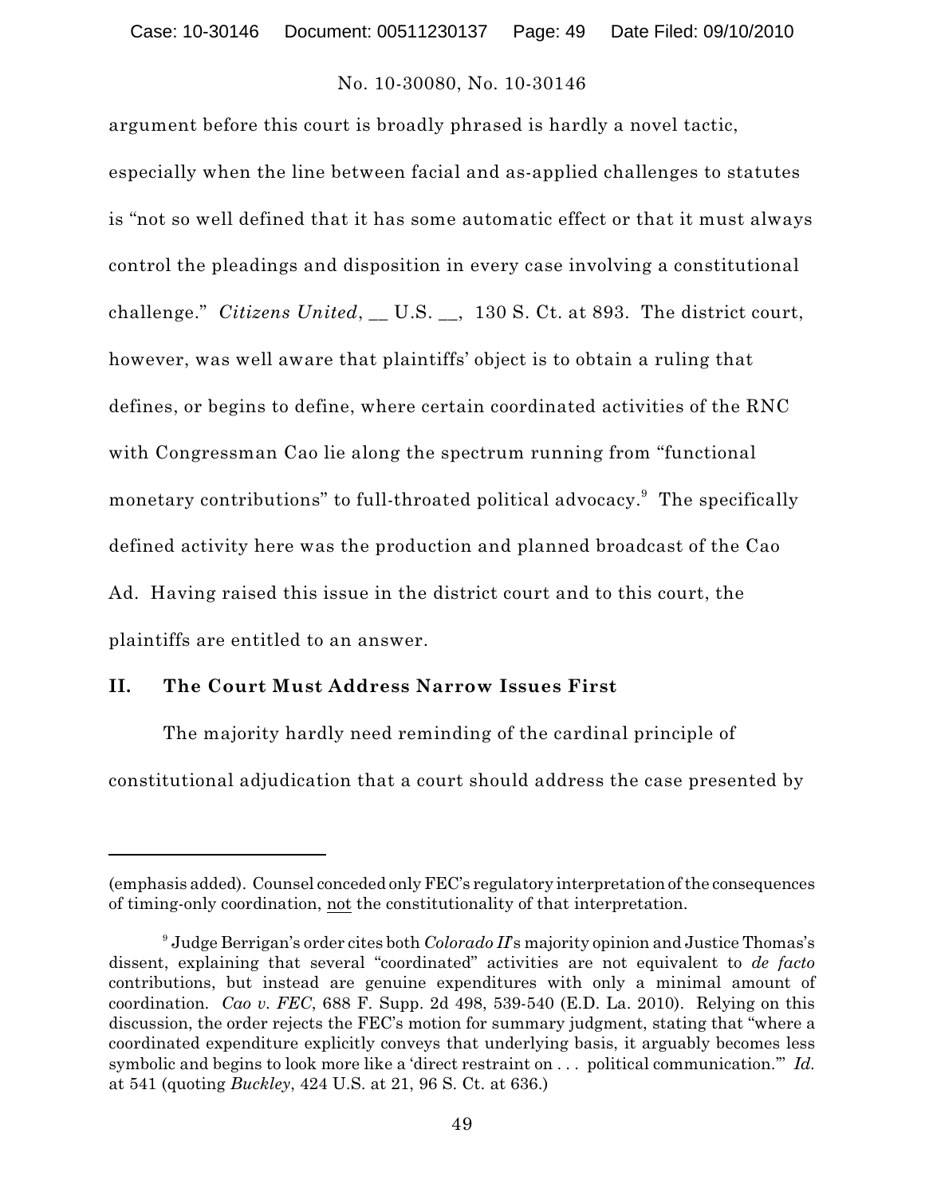argument before this court is broadly phrased is hardly a novel tactic, especially when the line between facial and as-applied challenges to statutes is "not so well defined that it has some automatic effect or that it must always control the pleadings and disposition in every case involving a constitutional challenge." *Citizens United*, __ U.S. __, 130 S. Ct. at 893. The district court, however, was well aware that plaintiffs' object is to obtain a ruling that defines, or begins to define, where certain coordinated activities of the RNC with Congressman Cao lie along the spectrum running from "functional monetary contributions" to full-throated political advocacy.[9] The specifically defined activity here was the production and planned broadcast of the Cao Ad. Having raised this issue in the district court and to this court, the plaintiffs are entitled to an answer.

## II. The Court Must Address Narrow Issues First

The majority hardly need reminding of the cardinal principle of constitutional adjudication that a court should address the case presented by

---

(emphasis added). Counsel conceded only FEC's regulatory interpretation of the consequences of timing-only coordination, not the constitutionality of that interpretation.

[9] Judge Berrigan's order cites both *Colorado II*'s majority opinion and Justice Thomas's dissent, explaining that several "coordinated" activities are not equivalent to *de facto* contributions, but instead are genuine expenditures with only a minimal amount of coordination. *Cao v. FEC*, 688 F. Supp. 2d 498, 539-540 (E.D. La. 2010). Relying on this discussion, the order rejects the FEC's motion for summary judgment, stating that "where a coordinated expenditure explicitly conveys that underlying basis, it arguably becomes less symbolic and begins to look more like a 'direct restraint on . . . political communication.'" *Id.* at 541 (quoting *Buckley*, 424 U.S. at 21, 96 S. Ct. at 636.)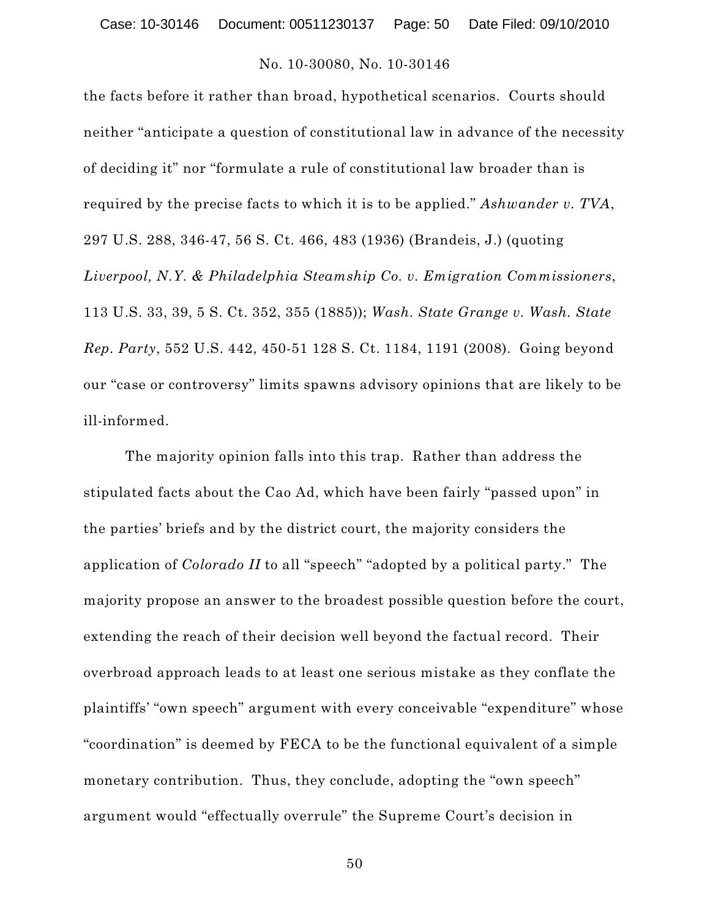the facts before it rather than broad, hypothetical scenarios. Courts should neither "anticipate a question of constitutional law in advance of the necessity of deciding it" nor "formulate a rule of constitutional law broader than is required by the precise facts to which it is to be applied." *Ashwander v. TVA*, 297 U.S. 288, 346-47, 56 S. Ct. 466, 483 (1936) (Brandeis, J.) (quoting *Liverpool, N.Y. & Philadelphia Steamship Co. v. Emigration Commissioners*, 113 U.S. 33, 39, 5 S. Ct. 352, 355 (1885)); *Wash. State Grange v. Wash. State Rep. Party*, 552 U.S. 442, 450-51 128 S. Ct. 1184, 1191 (2008). Going beyond our "case or controversy" limits spawns advisory opinions that are likely to be ill-informed.

The majority opinion falls into this trap. Rather than address the stipulated facts about the Cao Ad, which have been fairly "passed upon" in the parties' briefs and by the district court, the majority considers the application of *Colorado II* to all "speech" "adopted by a political party." The majority propose an answer to the broadest possible question before the court, extending the reach of their decision well beyond the factual record. Their overbroad approach leads to at least one serious mistake as they conflate the plaintiffs' "own speech" argument with every conceivable "expenditure" whose "coordination" is deemed by FECA to be the functional equivalent of a simple monetary contribution. Thus, they conclude, adopting the "own speech" argument would "effectually overrule" the Supreme Court's decision in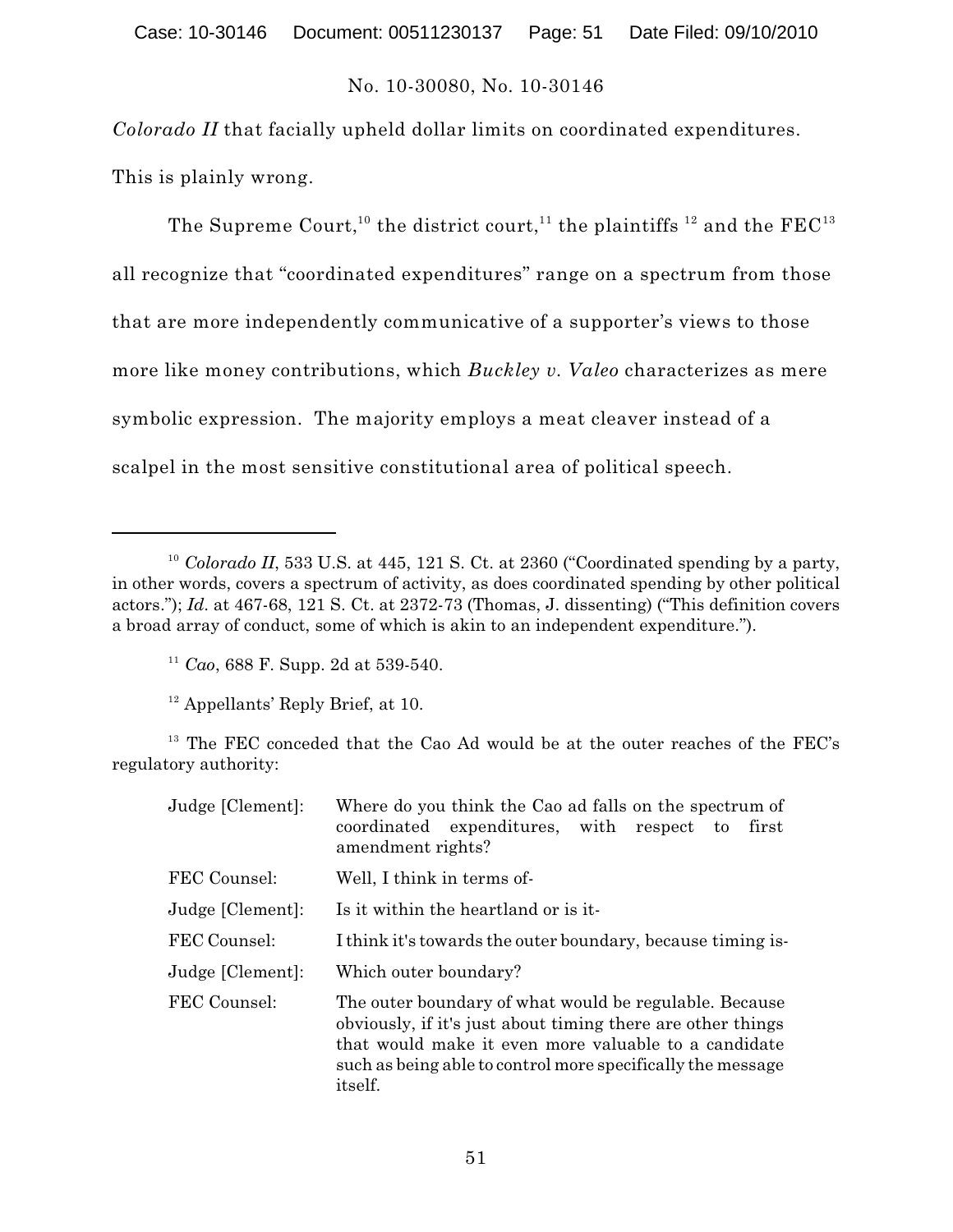*Colorado II* that facially upheld dollar limits on coordinated expenditures. This is plainly wrong.

The Supreme Court,[10] the district court,[11] the plaintiffs [12] and the FEC[13] all recognize that "coordinated expenditures" range on a spectrum from those that are more independently communicative of a supporter's views to those more like money contributions, which *Buckley v. Valeo* characterizes as mere symbolic expression. The majority employs a meat cleaver instead of a scalpel in the most sensitive constitutional area of political speech.

---

[10] *Colorado II*, 533 U.S. at 445, 121 S. Ct. at 2360 ("Coordinated spending by a party, in other words, covers a spectrum of activity, as does coordinated spending by other political actors."); *Id*. at 467-68, 121 S. Ct. at 2372-73 (Thomas, J. dissenting) ("This definition covers a broad array of conduct, some of which is akin to an independent expenditure.").

[11] *Cao*, 688 F. Supp. 2d at 539-540.

[12] Appellants' Reply Brief, at 10.

[13] The FEC conceded that the Cao Ad would be at the outer reaches of the FEC's regulatory authority:

| | |
|---|---|
| Judge [Clement]: | Where do you think the Cao ad falls on the spectrum of coordinated expenditures, with respect to first amendment rights? |
| FEC Counsel: | Well, I think in terms of- |
| Judge [Clement]: | Is it within the heartland or is it- |
| FEC Counsel: | I think it's towards the outer boundary, because timing is- |
| Judge [Clement]: | Which outer boundary? |
| FEC Counsel: | The outer boundary of what would be regulable. Because obviously, if it's just about timing there are other things that would make it even more valuable to a candidate such as being able to control more specifically the message itself. |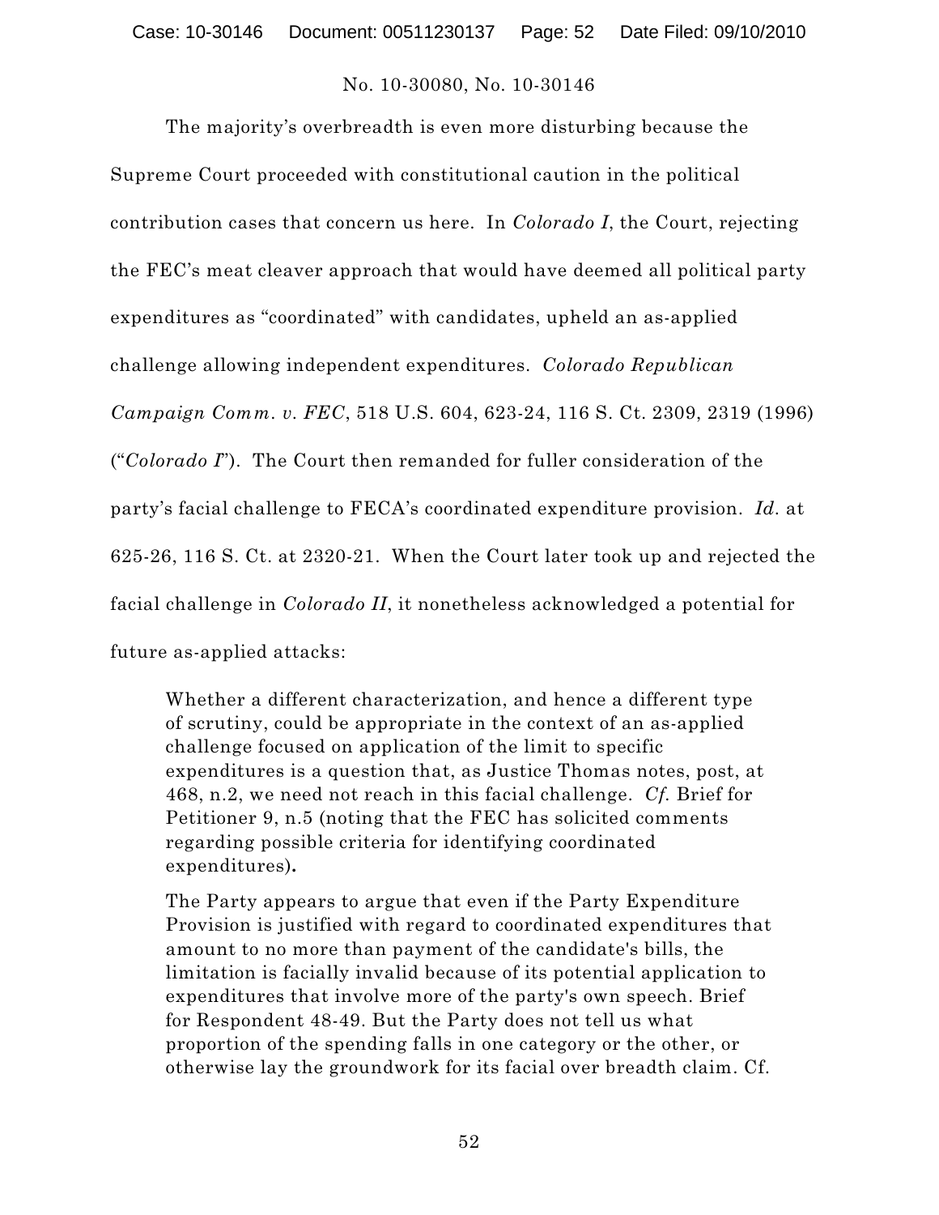The majority's overbreadth is even more disturbing because the Supreme Court proceeded with constitutional caution in the political contribution cases that concern us here. In *Colorado I*, the Court, rejecting the FEC's meat cleaver approach that would have deemed all political party expenditures as "coordinated" with candidates, upheld an as-applied challenge allowing independent expenditures. *Colorado Republican Campaign Comm. v. FEC*, 518 U.S. 604, 623-24, 116 S. Ct. 2309, 2319 (1996) ("*Colorado I*"). The Court then remanded for fuller consideration of the party's facial challenge to FECA's coordinated expenditure provision. *Id.* at 625-26, 116 S. Ct. at 2320-21. When the Court later took up and rejected the facial challenge in *Colorado II*, it nonetheless acknowledged a potential for future as-applied attacks:

> Whether a different characterization, and hence a different type of scrutiny, could be appropriate in the context of an as-applied challenge focused on application of the limit to specific expenditures is a question that, as Justice Thomas notes, post, at 468, n.2, we need not reach in this facial challenge. *Cf.* Brief for Petitioner 9, n.5 (noting that the FEC has solicited comments regarding possible criteria for identifying coordinated expenditures).
>
> The Party appears to argue that even if the Party Expenditure Provision is justified with regard to coordinated expenditures that amount to no more than payment of the candidate's bills, the limitation is facially invalid because of its potential application to expenditures that involve more of the party's own speech. Brief for Respondent 48-49. But the Party does not tell us what proportion of the spending falls in one category or the other, or otherwise lay the groundwork for its facial over breadth claim. Cf.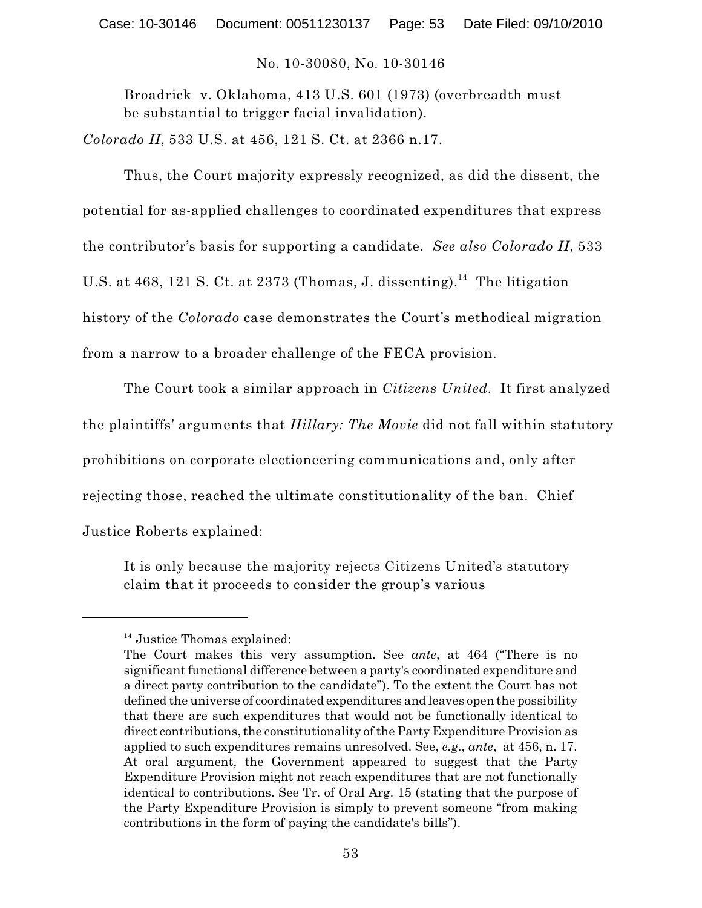Broadrick v. Oklahoma, 413 U.S. 601 (1973) (overbreadth must be substantial to trigger facial invalidation).

*Colorado II*, 533 U.S. at 456, 121 S. Ct. at 2366 n.17.

Thus, the Court majority expressly recognized, as did the dissent, the potential for as-applied challenges to coordinated expenditures that express the contributor's basis for supporting a candidate. *See also Colorado II*, 533 U.S. at 468, 121 S. Ct. at 2373 (Thomas, J. dissenting).[14] The litigation history of the *Colorado* case demonstrates the Court's methodical migration from a narrow to a broader challenge of the FECA provision.

The Court took a similar approach in *Citizens United*. It first analyzed the plaintiffs' arguments that *Hillary: The Movie* did not fall within statutory prohibitions on corporate electioneering communications and, only after rejecting those, reached the ultimate constitutionality of the ban. Chief Justice Roberts explained:

> It is only because the majority rejects Citizens United's statutory claim that it proceeds to consider the group's various

---

[14] Justice Thomas explained:

The Court makes this very assumption. See *ante*, at 464 ("There is no significant functional difference between a party's coordinated expenditure and a direct party contribution to the candidate"). To the extent the Court has not defined the universe of coordinated expenditures and leaves open the possibility that there are such expenditures that would not be functionally identical to direct contributions, the constitutionality of the Party Expenditure Provision as applied to such expenditures remains unresolved. See, *e.g.*, *ante*, at 456, n. 17. At oral argument, the Government appeared to suggest that the Party Expenditure Provision might not reach expenditures that are not functionally identical to contributions. See Tr. of Oral Arg. 15 (stating that the purpose of the Party Expenditure Provision is simply to prevent someone "from making contributions in the form of paying the candidate's bills").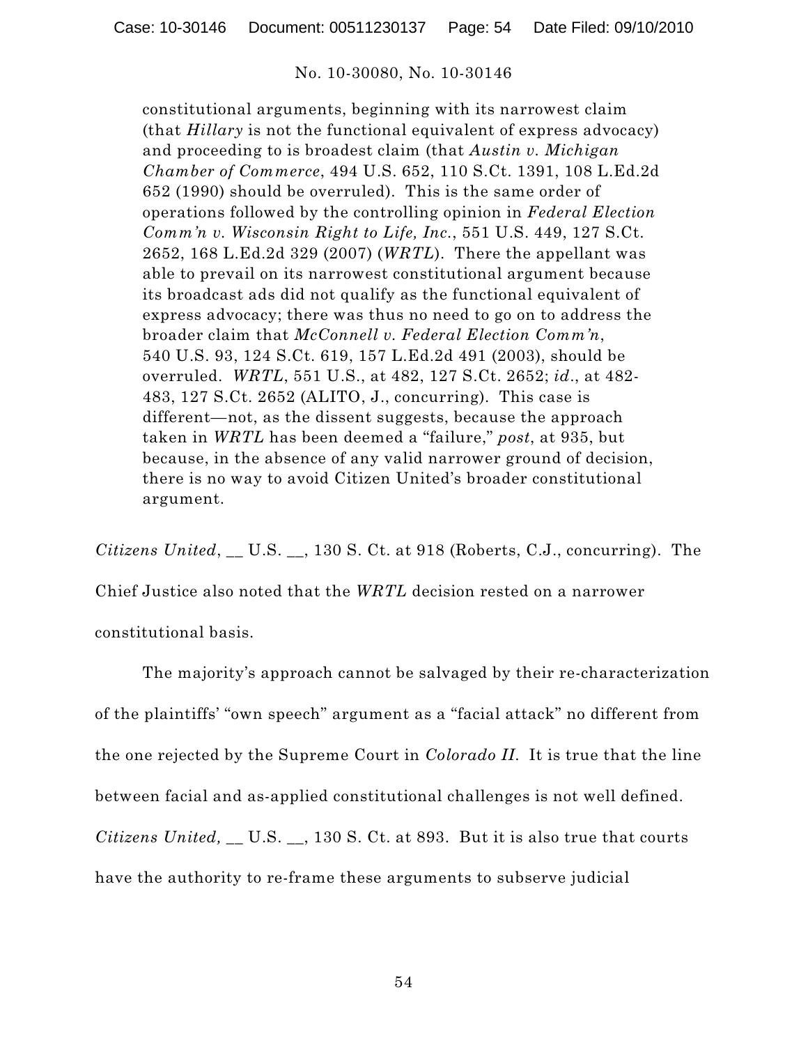> constitutional arguments, beginning with its narrowest claim (that *Hillary* is not the functional equivalent of express advocacy) and proceeding to is broadest claim (that *Austin v. Michigan Chamber of Commerce*, 494 U.S. 652, 110 S.Ct. 1391, 108 L.Ed.2d 652 (1990) should be overruled). This is the same order of operations followed by the controlling opinion in *Federal Election Comm'n v. Wisconsin Right to Life, Inc.*, 551 U.S. 449, 127 S.Ct. 2652, 168 L.Ed.2d 329 (2007) (*WRTL*). There the appellant was able to prevail on its narrowest constitutional argument because its broadcast ads did not qualify as the functional equivalent of express advocacy; there was thus no need to go on to address the broader claim that *McConnell v. Federal Election Comm'n*, 540 U.S. 93, 124 S.Ct. 619, 157 L.Ed.2d 491 (2003), should be overruled. *WRTL*, 551 U.S., at 482, 127 S.Ct. 2652; *id*., at 482-483, 127 S.Ct. 2652 (ALITO, J., concurring). This case is different—not, as the dissent suggests, because the approach taken in *WRTL* has been deemed a "failure," *post*, at 935, but because, in the absence of any valid narrower ground of decision, there is no way to avoid Citizen United's broader constitutional argument.

*Citizens United*, __ U.S. __, 130 S. Ct. at 918 (Roberts, C.J., concurring). The Chief Justice also noted that the *WRTL* decision rested on a narrower constitutional basis.

The majority's approach cannot be salvaged by their re-characterization of the plaintiffs' "own speech" argument as a "facial attack" no different from the one rejected by the Supreme Court in *Colorado II*. It is true that the line between facial and as-applied constitutional challenges is not well defined. *Citizens United,* __ U.S. __, 130 S. Ct. at 893. But it is also true that courts have the authority to re-frame these arguments to subserve judicial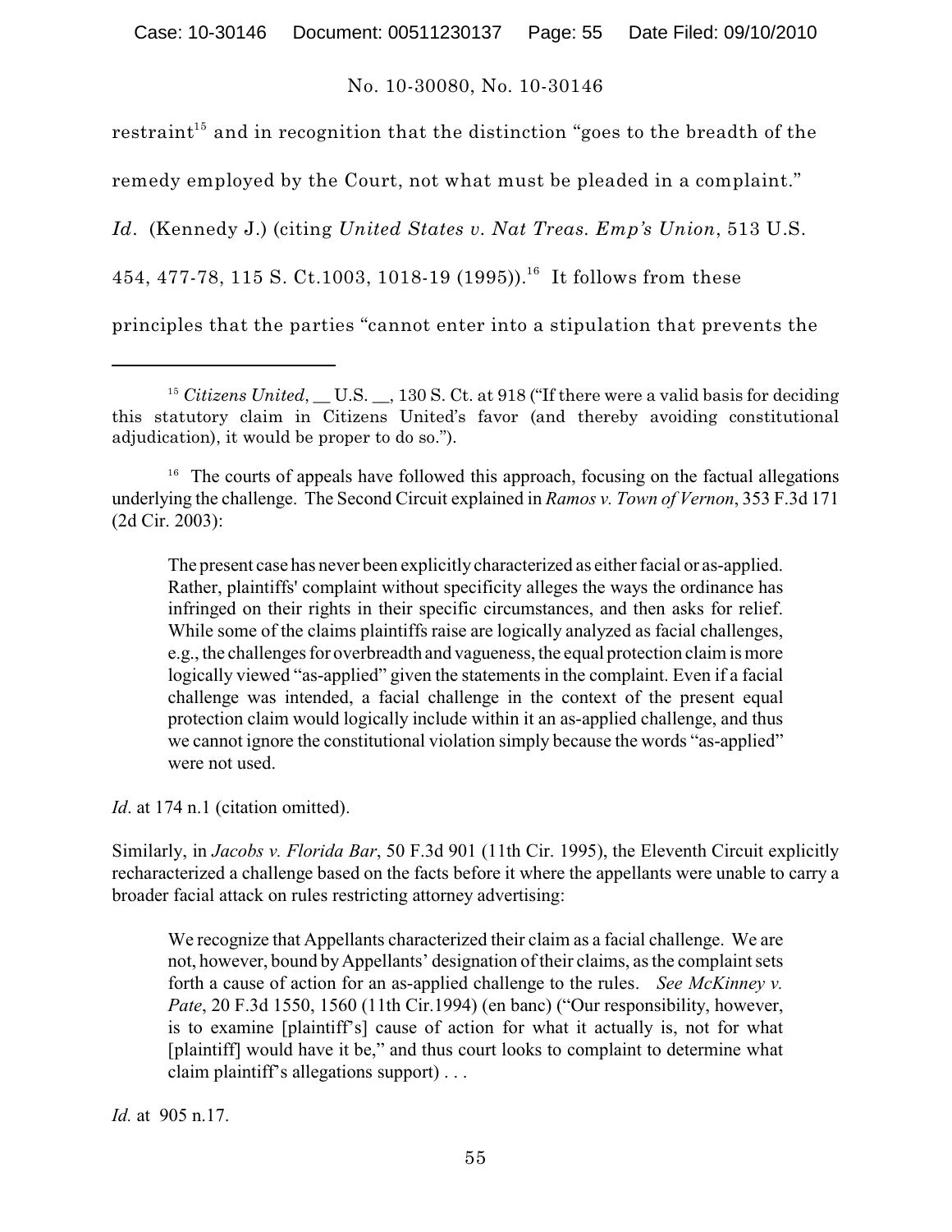restraint[15] and in recognition that the distinction "goes to the breadth of the remedy employed by the Court, not what must be pleaded in a complaint." *Id*. (Kennedy J.) (citing *United States v. Nat Treas. Emp's Union*, 513 U.S. 454, 477-78, 115 S. Ct.1003, 1018-19 (1995)).[16] It follows from these principles that the parties "cannot enter into a stipulation that prevents the

---

[15] *Citizens United*, __ U.S. __, 130 S. Ct. at 918 ("If there were a valid basis for deciding this statutory claim in Citizens United's favor (and thereby avoiding constitutional adjudication), it would be proper to do so.").

[16] The courts of appeals have followed this approach, focusing on the factual allegations underlying the challenge. The Second Circuit explained in *Ramos v. Town of Vernon*, 353 F.3d 171 (2d Cir. 2003):

> The present case has never been explicitly characterized as either facial or as-applied. Rather, plaintiffs' complaint without specificity alleges the ways the ordinance has infringed on their rights in their specific circumstances, and then asks for relief. While some of the claims plaintiffs raise are logically analyzed as facial challenges, e.g., the challenges for overbreadth and vagueness, the equal protection claim is more logically viewed "as-applied" given the statements in the complaint. Even if a facial challenge was intended, a facial challenge in the context of the present equal protection claim would logically include within it an as-applied challenge, and thus we cannot ignore the constitutional violation simply because the words "as-applied" were not used.

*Id*. at 174 n.1 (citation omitted).

Similarly, in *Jacobs v. Florida Bar*, 50 F.3d 901 (11th Cir. 1995), the Eleventh Circuit explicitly recharacterized a challenge based on the facts before it where the appellants were unable to carry a broader facial attack on rules restricting attorney advertising:

> We recognize that Appellants characterized their claim as a facial challenge. We are not, however, bound by Appellants' designation of their claims, as the complaint sets forth a cause of action for an as-applied challenge to the rules. *See McKinney v. Pate*, 20 F.3d 1550, 1560 (11th Cir.1994) (en banc) ("Our responsibility, however, is to examine [plaintiff's] cause of action for what it actually is, not for what [plaintiff] would have it be," and thus court looks to complaint to determine what claim plaintiff's allegations support) . . .

*Id.* at 905 n.17.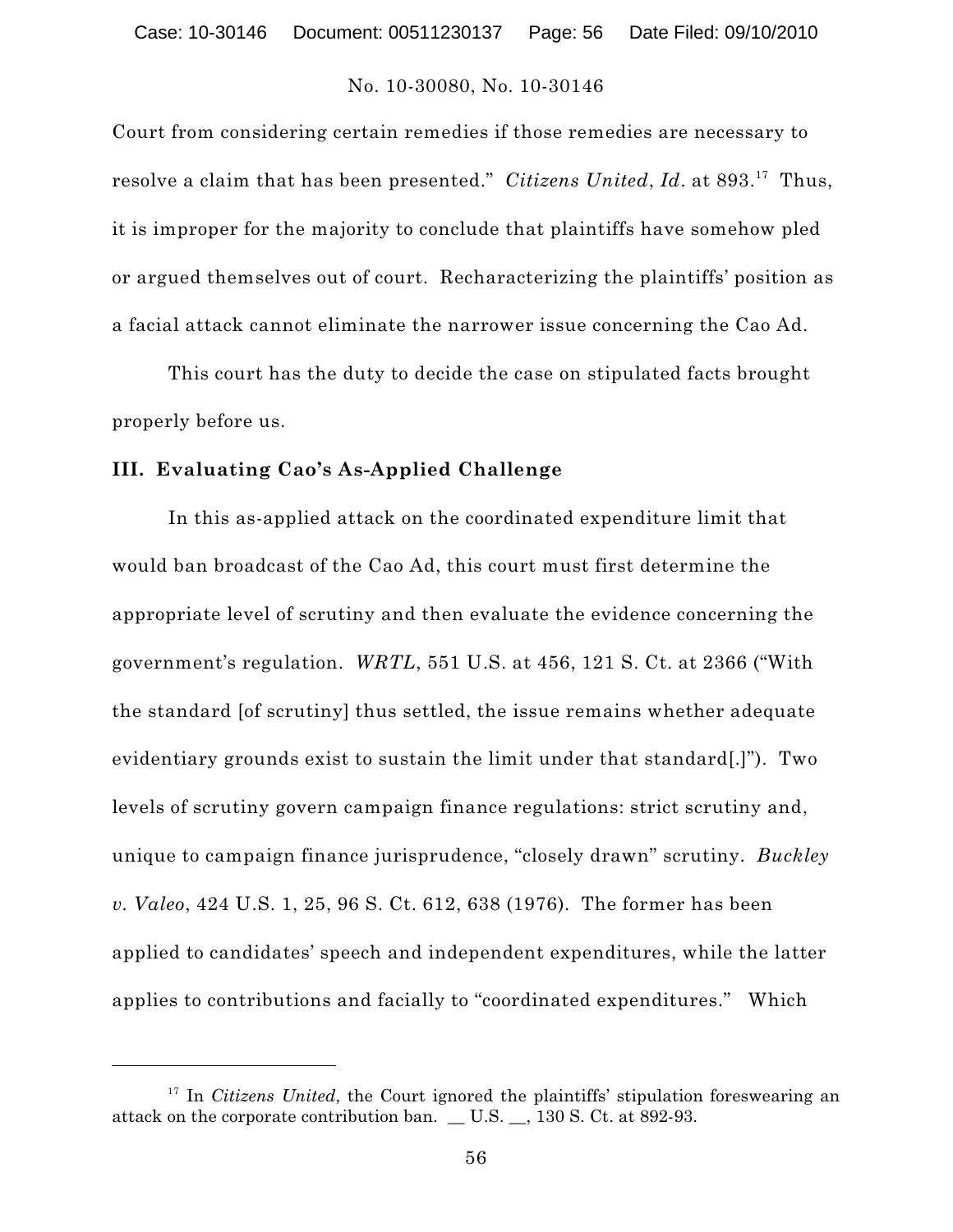Court from considering certain remedies if those remedies are necessary to resolve a claim that has been presented." *Citizens United*, *Id*. at 893.[17] Thus, it is improper for the majority to conclude that plaintiffs have somehow pled or argued themselves out of court. Recharacterizing the plaintiffs' position as a facial attack cannot eliminate the narrower issue concerning the Cao Ad.

This court has the duty to decide the case on stipulated facts brought properly before us.

### III. Evaluating Cao's As-Applied Challenge

In this as-applied attack on the coordinated expenditure limit that would ban broadcast of the Cao Ad, this court must first determine the appropriate level of scrutiny and then evaluate the evidence concerning the government's regulation. *WRTL*, 551 U.S. at 456, 121 S. Ct. at 2366 ("With the standard [of scrutiny] thus settled, the issue remains whether adequate evidentiary grounds exist to sustain the limit under that standard[.]"). Two levels of scrutiny govern campaign finance regulations: strict scrutiny and, unique to campaign finance jurisprudence, "closely drawn" scrutiny. *Buckley v. Valeo*, 424 U.S. 1, 25, 96 S. Ct. 612, 638 (1976). The former has been applied to candidates' speech and independent expenditures, while the latter applies to contributions and facially to "coordinated expenditures." Which

---

[17] In *Citizens United*, the Court ignored the plaintiffs' stipulation foreswearing an attack on the corporate contribution ban. __ U.S. __, 130 S. Ct. at 892-93.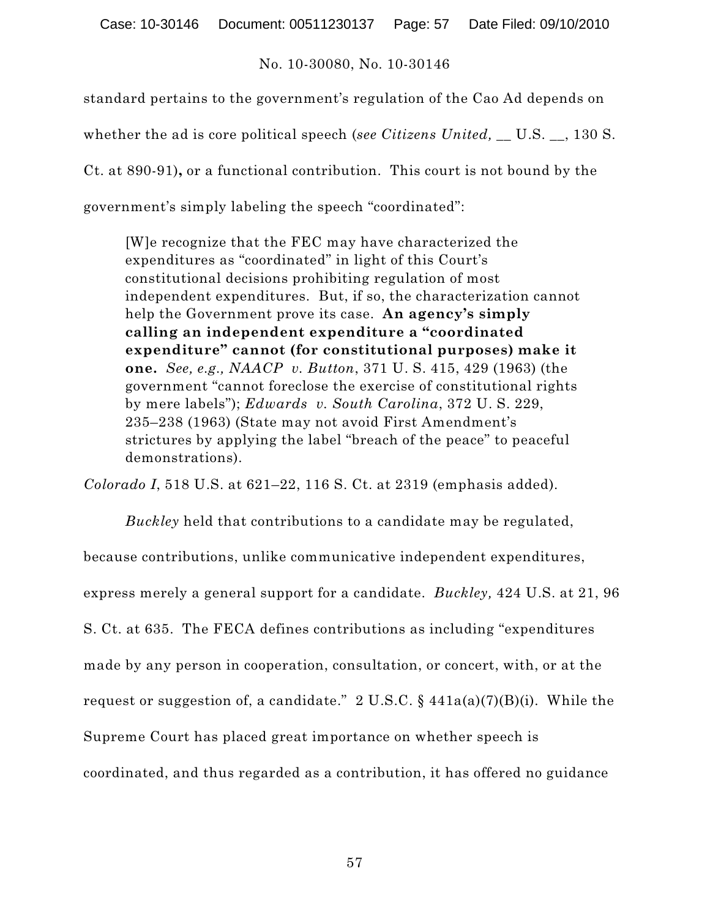standard pertains to the government's regulation of the Cao Ad depends on whether the ad is core political speech (*see Citizens United,* __ U.S. __, 130 S. Ct. at 890-91)**,** or a functional contribution. This court is not bound by the government's simply labeling the speech "coordinated":

> [W]e recognize that the FEC may have characterized the expenditures as "coordinated" in light of this Court's constitutional decisions prohibiting regulation of most independent expenditures. But, if so, the characterization cannot help the Government prove its case. **An agency's simply calling an independent expenditure a "coordinated expenditure" cannot (for constitutional purposes) make it one.** *See, e.g., NAACP v. Button*, 371 U. S. 415, 429 (1963) (the government "cannot foreclose the exercise of constitutional rights by mere labels"); *Edwards v. South Carolina*, 372 U. S. 229, 235–238 (1963) (State may not avoid First Amendment's strictures by applying the label "breach of the peace" to peaceful demonstrations).

*Colorado I*, 518 U.S. at 621–22, 116 S. Ct. at 2319 (emphasis added).

*Buckley* held that contributions to a candidate may be regulated, because contributions, unlike communicative independent expenditures, express merely a general support for a candidate. *Buckley,* 424 U.S. at 21, 96 S. Ct. at 635. The FECA defines contributions as including "expenditures made by any person in cooperation, consultation, or concert, with, or at the request or suggestion of, a candidate." 2 U.S.C. § 441a(a)(7)(B)(i). While the Supreme Court has placed great importance on whether speech is coordinated, and thus regarded as a contribution, it has offered no guidance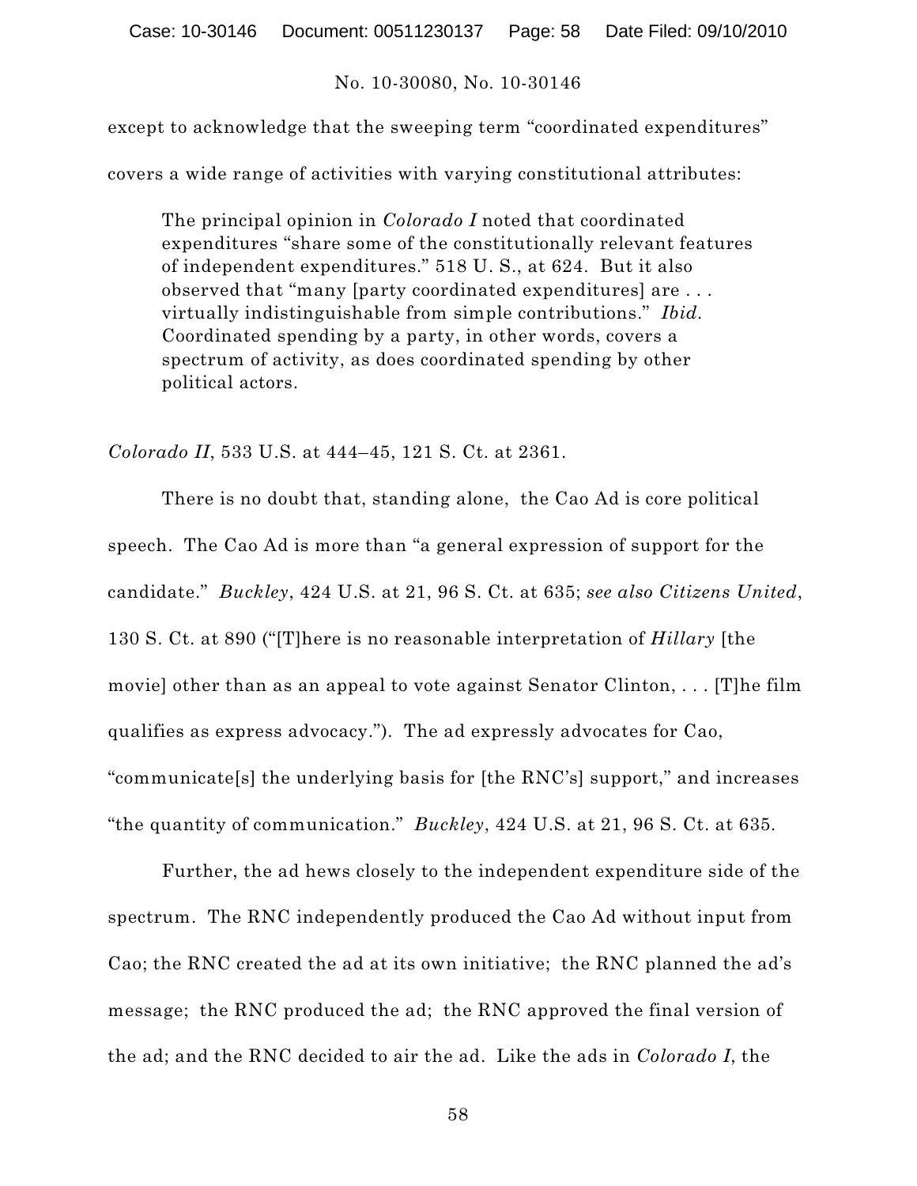except to acknowledge that the sweeping term "coordinated expenditures" covers a wide range of activities with varying constitutional attributes:

> The principal opinion in *Colorado I* noted that coordinated expenditures "share some of the constitutionally relevant features of independent expenditures." 518 U. S., at 624. But it also observed that "many [party coordinated expenditures] are . . . virtually indistinguishable from simple contributions." *Ibid*. Coordinated spending by a party, in other words, covers a spectrum of activity, as does coordinated spending by other political actors.

*Colorado II*, 533 U.S. at 444–45, 121 S. Ct. at 2361.

There is no doubt that, standing alone, the Cao Ad is core political speech. The Cao Ad is more than "a general expression of support for the candidate." *Buckley*, 424 U.S. at 21, 96 S. Ct. at 635; *see also Citizens United*, 130 S. Ct. at 890 ("[T]here is no reasonable interpretation of *Hillary* [the movie] other than as an appeal to vote against Senator Clinton, . . . [T]he film qualifies as express advocacy."). The ad expressly advocates for Cao, "communicate[s] the underlying basis for [the RNC's] support," and increases "the quantity of communication." *Buckley*, 424 U.S. at 21, 96 S. Ct. at 635.

Further, the ad hews closely to the independent expenditure side of the spectrum. The RNC independently produced the Cao Ad without input from Cao; the RNC created the ad at its own initiative; the RNC planned the ad's message; the RNC produced the ad; the RNC approved the final version of the ad; and the RNC decided to air the ad. Like the ads in *Colorado I*, the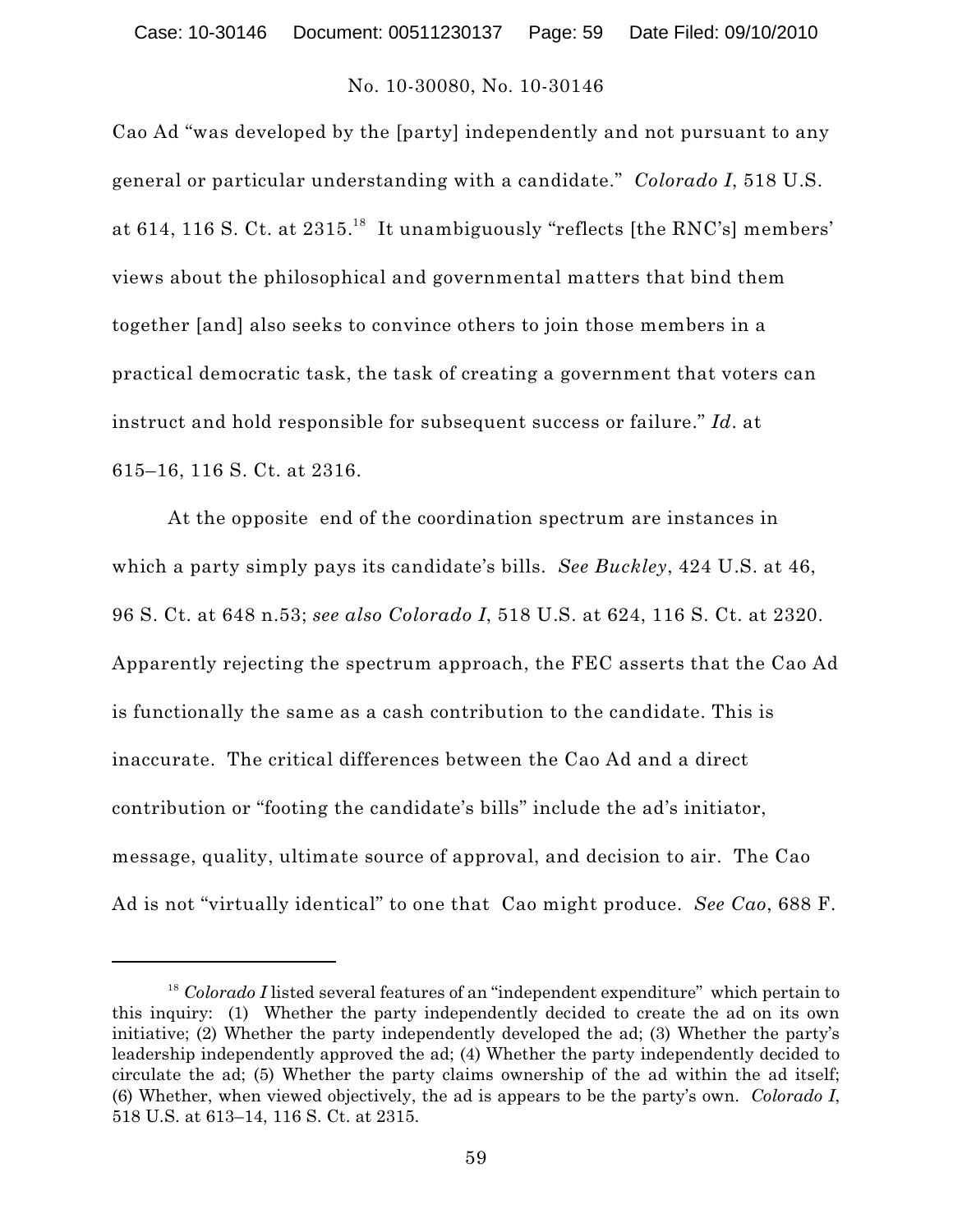Cao Ad "was developed by the [party] independently and not pursuant to any general or particular understanding with a candidate." *Colorado I*, 518 U.S. at 614, 116 S. Ct. at 2315.[18] It unambiguously "reflects [the RNC's] members' views about the philosophical and governmental matters that bind them together [and] also seeks to convince others to join those members in a practical democratic task, the task of creating a government that voters can instruct and hold responsible for subsequent success or failure." *Id*. at 615–16, 116 S. Ct. at 2316.

At the opposite end of the coordination spectrum are instances in which a party simply pays its candidate's bills. *See Buckley*, 424 U.S. at 46, 96 S. Ct. at 648 n.53; *see also Colorado I*, 518 U.S. at 624, 116 S. Ct. at 2320. Apparently rejecting the spectrum approach, the FEC asserts that the Cao Ad is functionally the same as a cash contribution to the candidate. This is inaccurate. The critical differences between the Cao Ad and a direct contribution or "footing the candidate's bills" include the ad's initiator, message, quality, ultimate source of approval, and decision to air. The Cao Ad is not "virtually identical" to one that Cao might produce. *See Cao*, 688 F.

---

[18] *Colorado I* listed several features of an "independent expenditure" which pertain to this inquiry: (1) Whether the party independently decided to create the ad on its own initiative; (2) Whether the party independently developed the ad; (3) Whether the party's leadership independently approved the ad; (4) Whether the party independently decided to circulate the ad; (5) Whether the party claims ownership of the ad within the ad itself; (6) Whether, when viewed objectively, the ad is appears to be the party's own. *Colorado I*, 518 U.S. at 613–14, 116 S. Ct. at 2315.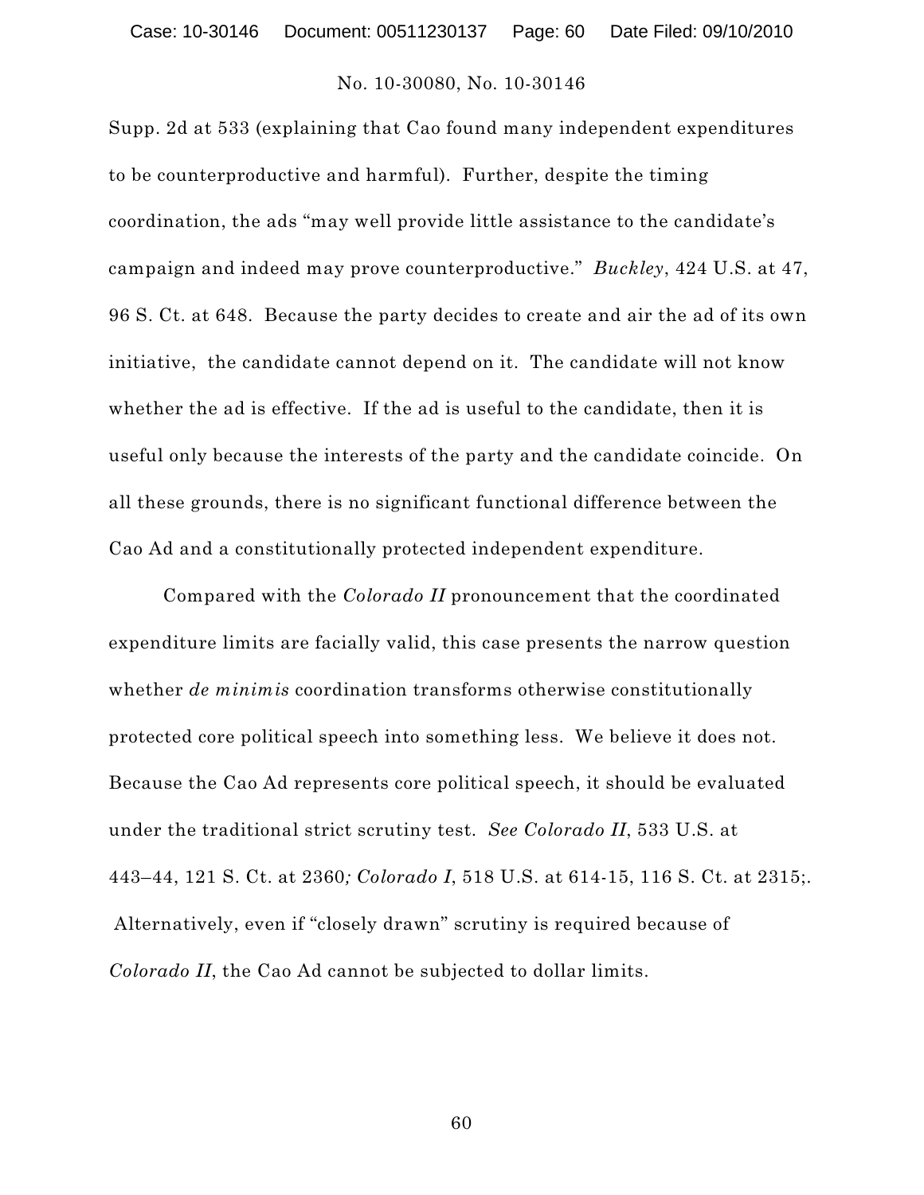Supp. 2d at 533 (explaining that Cao found many independent expenditures to be counterproductive and harmful). Further, despite the timing coordination, the ads "may well provide little assistance to the candidate's campaign and indeed may prove counterproductive." *Buckley*, 424 U.S. at 47, 96 S. Ct. at 648. Because the party decides to create and air the ad of its own initiative, the candidate cannot depend on it. The candidate will not know whether the ad is effective. If the ad is useful to the candidate, then it is useful only because the interests of the party and the candidate coincide. On all these grounds, there is no significant functional difference between the Cao Ad and a constitutionally protected independent expenditure.

Compared with the *Colorado II* pronouncement that the coordinated expenditure limits are facially valid, this case presents the narrow question whether *de minimis* coordination transforms otherwise constitutionally protected core political speech into something less. We believe it does not. Because the Cao Ad represents core political speech, it should be evaluated under the traditional strict scrutiny test. *See Colorado II*, 533 U.S. at 443–44, 121 S. Ct. at 2360*; Colorado I*, 518 U.S. at 614-15, 116 S. Ct. at 2315;. Alternatively, even if "closely drawn" scrutiny is required because of *Colorado II*, the Cao Ad cannot be subjected to dollar limits.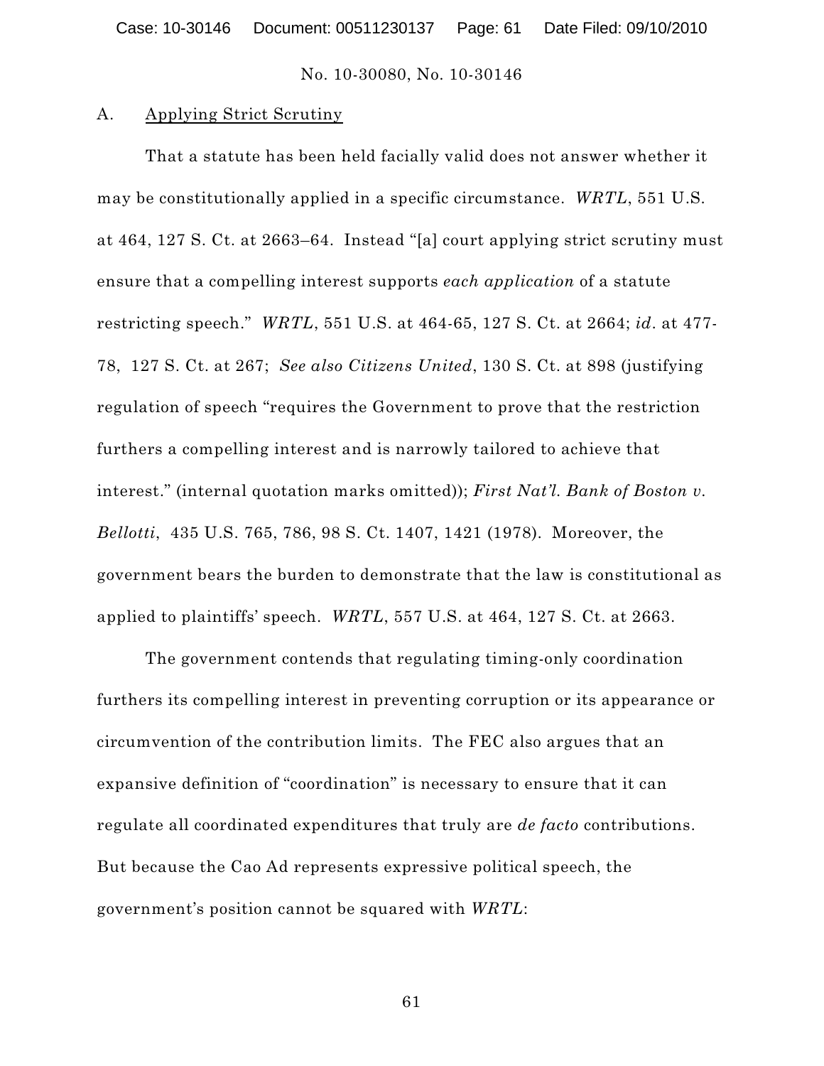## A. Applying Strict Scrutiny

That a statute has been held facially valid does not answer whether it may be constitutionally applied in a specific circumstance. *WRTL*, 551 U.S. at 464, 127 S. Ct. at 2663–64. Instead "[a] court applying strict scrutiny must ensure that a compelling interest supports *each application* of a statute restricting speech." *WRTL*, 551 U.S. at 464-65, 127 S. Ct. at 2664; *id*. at 477-78, 127 S. Ct. at 267; *See also Citizens United*, 130 S. Ct. at 898 (justifying regulation of speech "requires the Government to prove that the restriction furthers a compelling interest and is narrowly tailored to achieve that interest." (internal quotation marks omitted)); *First Nat'l. Bank of Boston v. Bellotti*, 435 U.S. 765, 786, 98 S. Ct. 1407, 1421 (1978). Moreover, the government bears the burden to demonstrate that the law is constitutional as applied to plaintiffs' speech. *WRTL*, 557 U.S. at 464, 127 S. Ct. at 2663.

The government contends that regulating timing-only coordination furthers its compelling interest in preventing corruption or its appearance or circumvention of the contribution limits. The FEC also argues that an expansive definition of "coordination" is necessary to ensure that it can regulate all coordinated expenditures that truly are *de facto* contributions. But because the Cao Ad represents expressive political speech, the government's position cannot be squared with *WRTL*: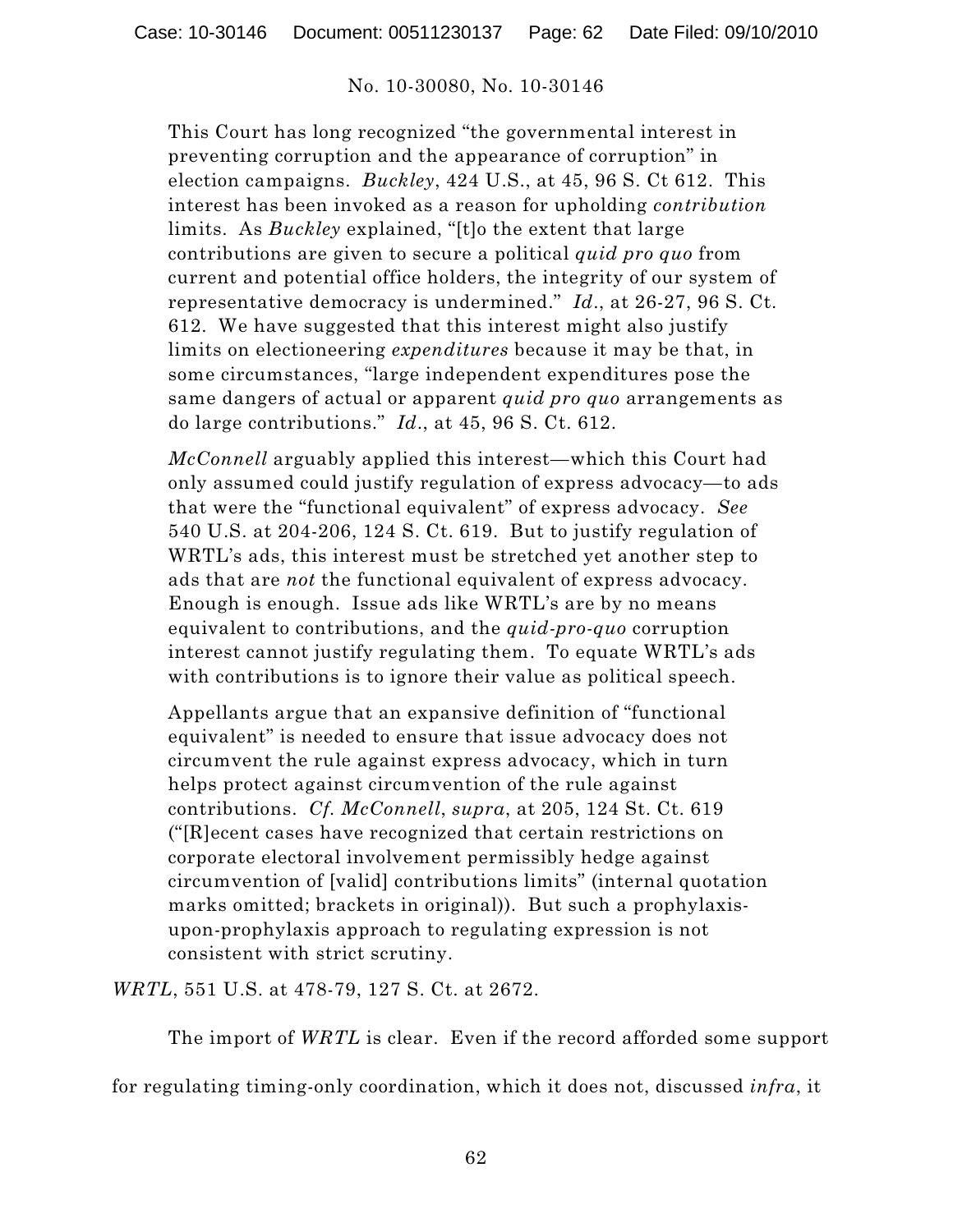> This Court has long recognized "the governmental interest in preventing corruption and the appearance of corruption" in election campaigns. *Buckley*, 424 U.S., at 45, 96 S. Ct 612. This interest has been invoked as a reason for upholding *contribution* limits. As *Buckley* explained, "[t]o the extent that large contributions are given to secure a political *quid pro quo* from current and potential office holders, the integrity of our system of representative democracy is undermined." *Id*., at 26-27, 96 S. Ct. 612. We have suggested that this interest might also justify limits on electioneering *expenditures* because it may be that, in some circumstances, "large independent expenditures pose the same dangers of actual or apparent *quid pro quo* arrangements as do large contributions." *Id*., at 45, 96 S. Ct. 612.
>
> *McConnell* arguably applied this interest—which this Court had only assumed could justify regulation of express advocacy—to ads that were the "functional equivalent" of express advocacy. *See* 540 U.S. at 204-206, 124 S. Ct. 619. But to justify regulation of WRTL's ads, this interest must be stretched yet another step to ads that are *not* the functional equivalent of express advocacy. Enough is enough. Issue ads like WRTL's are by no means equivalent to contributions, and the *quid-pro-quo* corruption interest cannot justify regulating them. To equate WRTL's ads with contributions is to ignore their value as political speech.
>
> Appellants argue that an expansive definition of "functional equivalent" is needed to ensure that issue advocacy does not circumvent the rule against express advocacy, which in turn helps protect against circumvention of the rule against contributions. *Cf. McConnell*, *supra*, at 205, 124 St. Ct. 619 ("[R]ecent cases have recognized that certain restrictions on corporate electoral involvement permissibly hedge against circumvention of [valid] contributions limits" (internal quotation marks omitted; brackets in original)). But such a prophylaxis-upon-prophylaxis approach to regulating expression is not consistent with strict scrutiny.

*WRTL*, 551 U.S. at 478-79, 127 S. Ct. at 2672.

The import of *WRTL* is clear. Even if the record afforded some support for regulating timing-only coordination, which it does not, discussed *infra*, it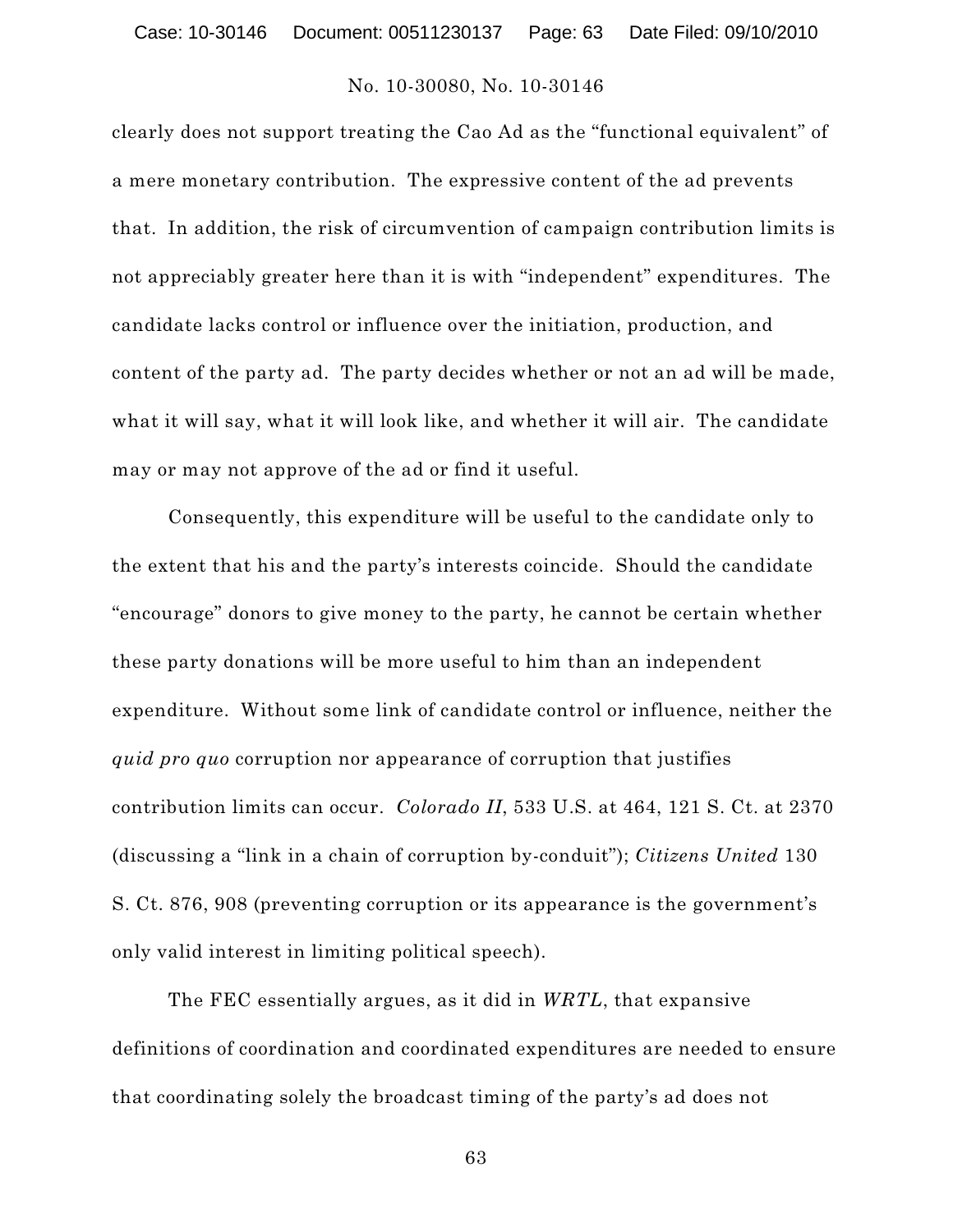clearly does not support treating the Cao Ad as the "functional equivalent" of a mere monetary contribution. The expressive content of the ad prevents that. In addition, the risk of circumvention of campaign contribution limits is not appreciably greater here than it is with "independent" expenditures. The candidate lacks control or influence over the initiation, production, and content of the party ad. The party decides whether or not an ad will be made, what it will say, what it will look like, and whether it will air. The candidate may or may not approve of the ad or find it useful.

Consequently, this expenditure will be useful to the candidate only to the extent that his and the party's interests coincide. Should the candidate "encourage" donors to give money to the party, he cannot be certain whether these party donations will be more useful to him than an independent expenditure. Without some link of candidate control or influence, neither the *quid pro quo* corruption nor appearance of corruption that justifies contribution limits can occur. *Colorado II*, 533 U.S. at 464, 121 S. Ct. at 2370 (discussing a "link in a chain of corruption by-conduit"); *Citizens United* 130 S. Ct. 876, 908 (preventing corruption or its appearance is the government's only valid interest in limiting political speech).

The FEC essentially argues, as it did in *WRTL*, that expansive definitions of coordination and coordinated expenditures are needed to ensure that coordinating solely the broadcast timing of the party's ad does not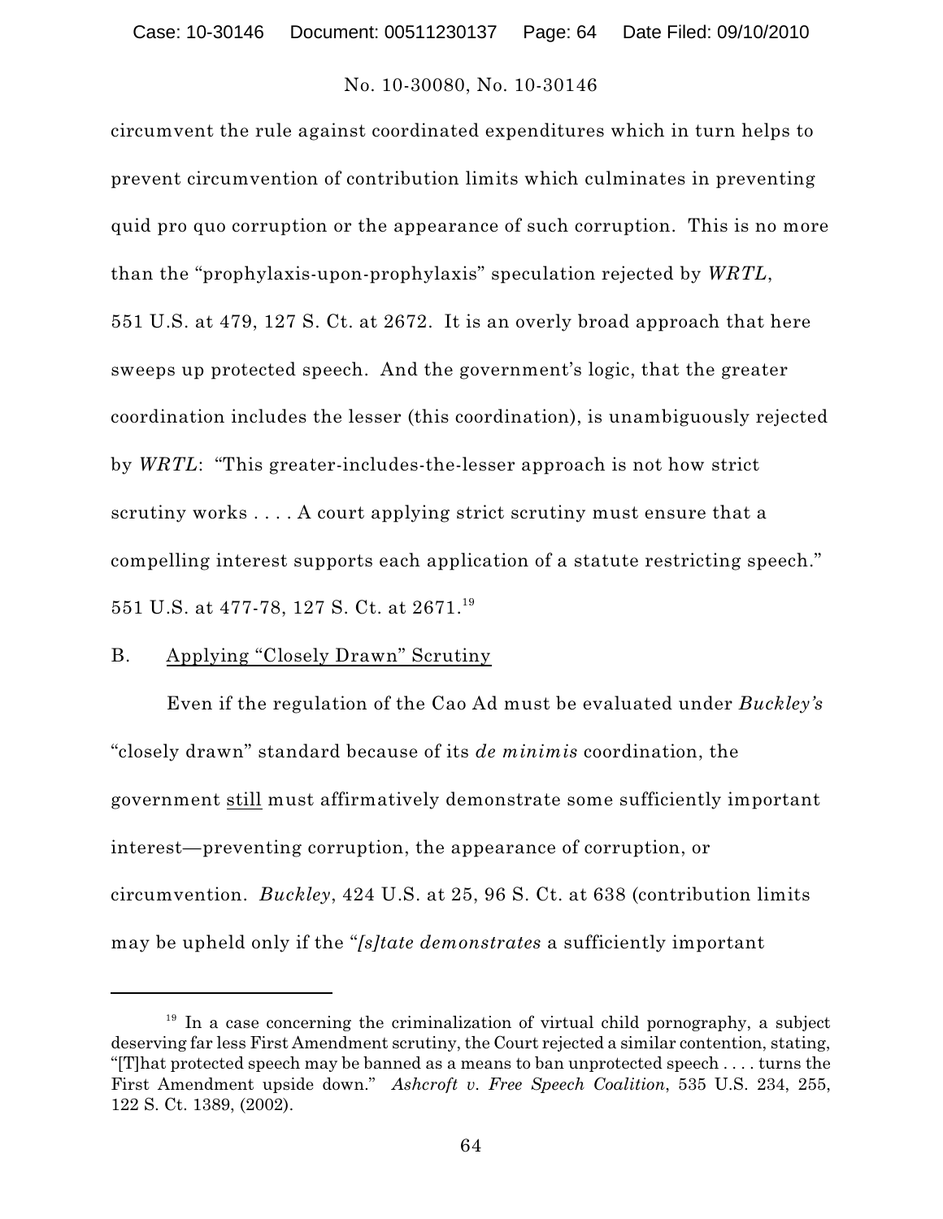circumvent the rule against coordinated expenditures which in turn helps to prevent circumvention of contribution limits which culminates in preventing quid pro quo corruption or the appearance of such corruption. This is no more than the "prophylaxis-upon-prophylaxis" speculation rejected by *WRTL*, 551 U.S. at 479, 127 S. Ct. at 2672. It is an overly broad approach that here sweeps up protected speech. And the government's logic, that the greater coordination includes the lesser (this coordination), is unambiguously rejected by *WRTL*: "This greater-includes-the-lesser approach is not how strict scrutiny works . . . . A court applying strict scrutiny must ensure that a compelling interest supports each application of a statute restricting speech." 551 U.S. at 477-78, 127 S. Ct. at 2671.[19]

B. Applying "Closely Drawn" Scrutiny

Even if the regulation of the Cao Ad must be evaluated under *Buckley's* "closely drawn" standard because of its *de minimis* coordination, the government still must affirmatively demonstrate some sufficiently important interest—preventing corruption, the appearance of corruption, or circumvention. *Buckley*, 424 U.S. at 25, 96 S. Ct. at 638 (contribution limits may be upheld only if the "*[s]tate demonstrates* a sufficiently important

---

[19] In a case concerning the criminalization of virtual child pornography, a subject deserving far less First Amendment scrutiny, the Court rejected a similar contention, stating, "[T]hat protected speech may be banned as a means to ban unprotected speech . . . . turns the First Amendment upside down." *Ashcroft v. Free Speech Coalition*, 535 U.S. 234, 255, 122 S. Ct. 1389, (2002).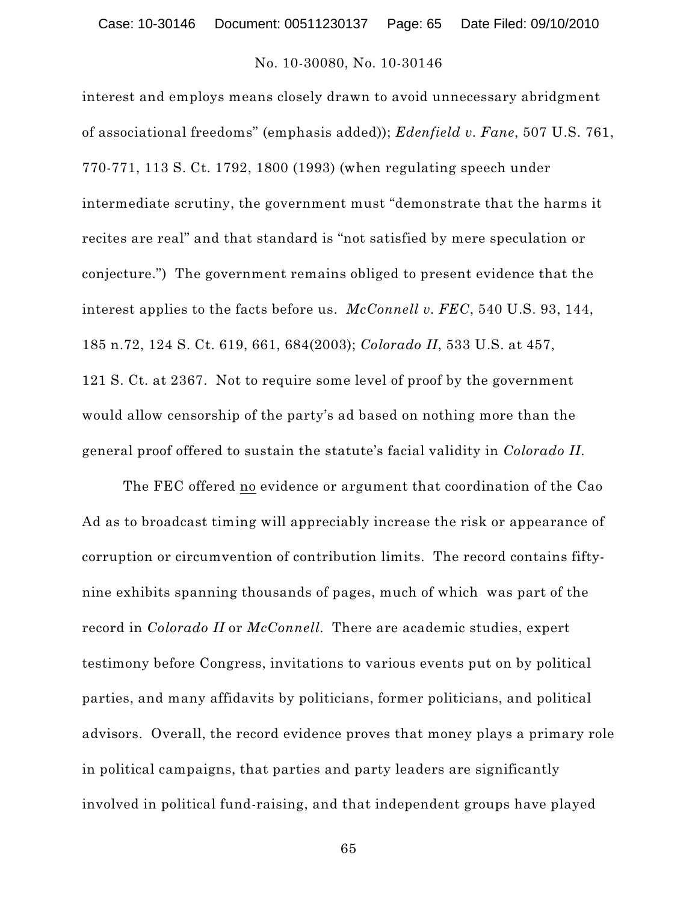interest and employs means closely drawn to avoid unnecessary abridgment of associational freedoms" (emphasis added)); *Edenfield v. Fane*, 507 U.S. 761, 770-771, 113 S. Ct. 1792, 1800 (1993) (when regulating speech under intermediate scrutiny, the government must "demonstrate that the harms it recites are real" and that standard is "not satisfied by mere speculation or conjecture.") The government remains obliged to present evidence that the interest applies to the facts before us. *McConnell v. FEC*, 540 U.S. 93, 144, 185 n.72, 124 S. Ct. 619, 661, 684(2003); *Colorado II*, 533 U.S. at 457, 121 S. Ct. at 2367. Not to require some level of proof by the government would allow censorship of the party's ad based on nothing more than the general proof offered to sustain the statute's facial validity in *Colorado II*.

The FEC offered <u>no</u> evidence or argument that coordination of the Cao Ad as to broadcast timing will appreciably increase the risk or appearance of corruption or circumvention of contribution limits. The record contains fifty-nine exhibits spanning thousands of pages, much of which was part of the record in *Colorado II* or *McConnell*. There are academic studies, expert testimony before Congress, invitations to various events put on by political parties, and many affidavits by politicians, former politicians, and political advisors. Overall, the record evidence proves that money plays a primary role in political campaigns, that parties and party leaders are significantly involved in political fund-raising, and that independent groups have played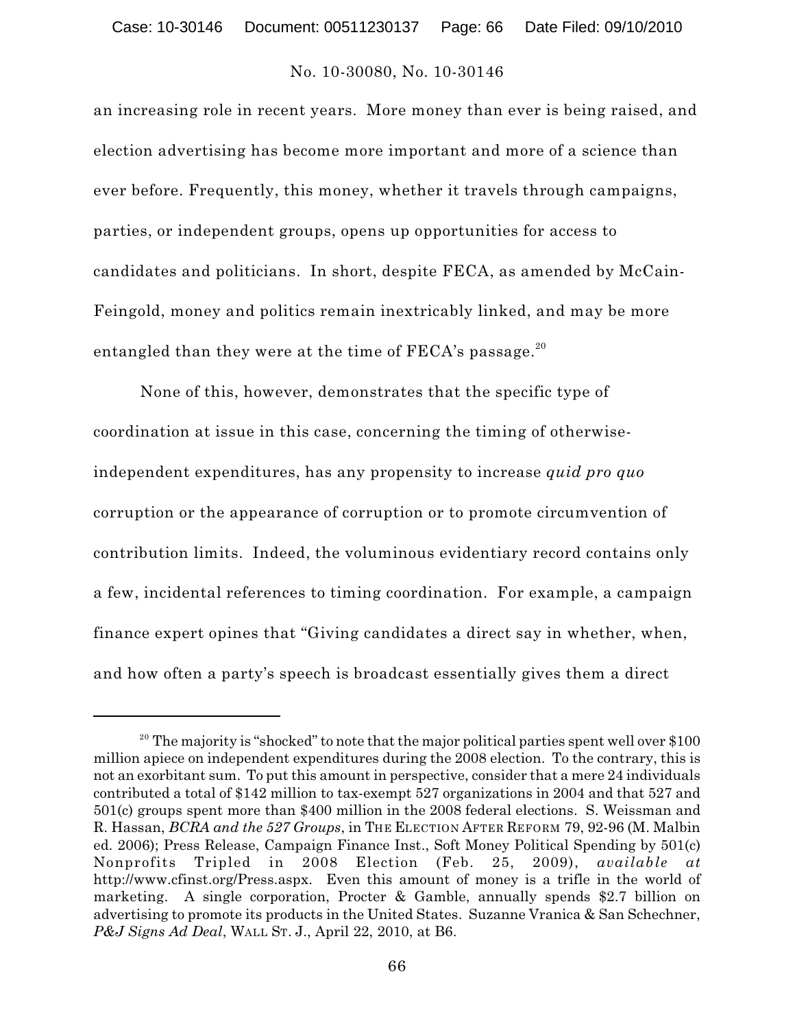an increasing role in recent years. More money than ever is being raised, and election advertising has become more important and more of a science than ever before. Frequently, this money, whether it travels through campaigns, parties, or independent groups, opens up opportunities for access to candidates and politicians. In short, despite FECA, as amended by McCain-Feingold, money and politics remain inextricably linked, and may be more entangled than they were at the time of FECA's passage.[20]

None of this, however, demonstrates that the specific type of coordination at issue in this case, concerning the timing of otherwise-independent expenditures, has any propensity to increase *quid pro quo* corruption or the appearance of corruption or to promote circumvention of contribution limits. Indeed, the voluminous evidentiary record contains only a few, incidental references to timing coordination. For example, a campaign finance expert opines that "Giving candidates a direct say in whether, when, and how often a party's speech is broadcast essentially gives them a direct

---

[20] The majority is "shocked" to note that the major political parties spent well over $100 million apiece on independent expenditures during the 2008 election. To the contrary, this is not an exorbitant sum. To put this amount in perspective, consider that a mere 24 individuals contributed a total of $142 million to tax-exempt 527 organizations in 2004 and that 527 and 501(c) groups spent more than $400 million in the 2008 federal elections. S. Weissman and R. Hassan, *BCRA and the 527 Groups*, in THE ELECTION AFTER REFORM 79, 92-96 (M. Malbin ed. 2006); Press Release, Campaign Finance Inst., Soft Money Political Spending by 501(c) Nonprofits Tripled in 2008 Election (Feb. 25, 2009), *available at* http://www.cfinst.org/Press.aspx. Even this amount of money is a trifle in the world of marketing. A single corporation, Procter & Gamble, annually spends $2.7 billion on advertising to promote its products in the United States. Suzanne Vranica & San Schechner, *P&J Signs Ad Deal*, WALL ST. J., April 22, 2010, at B6.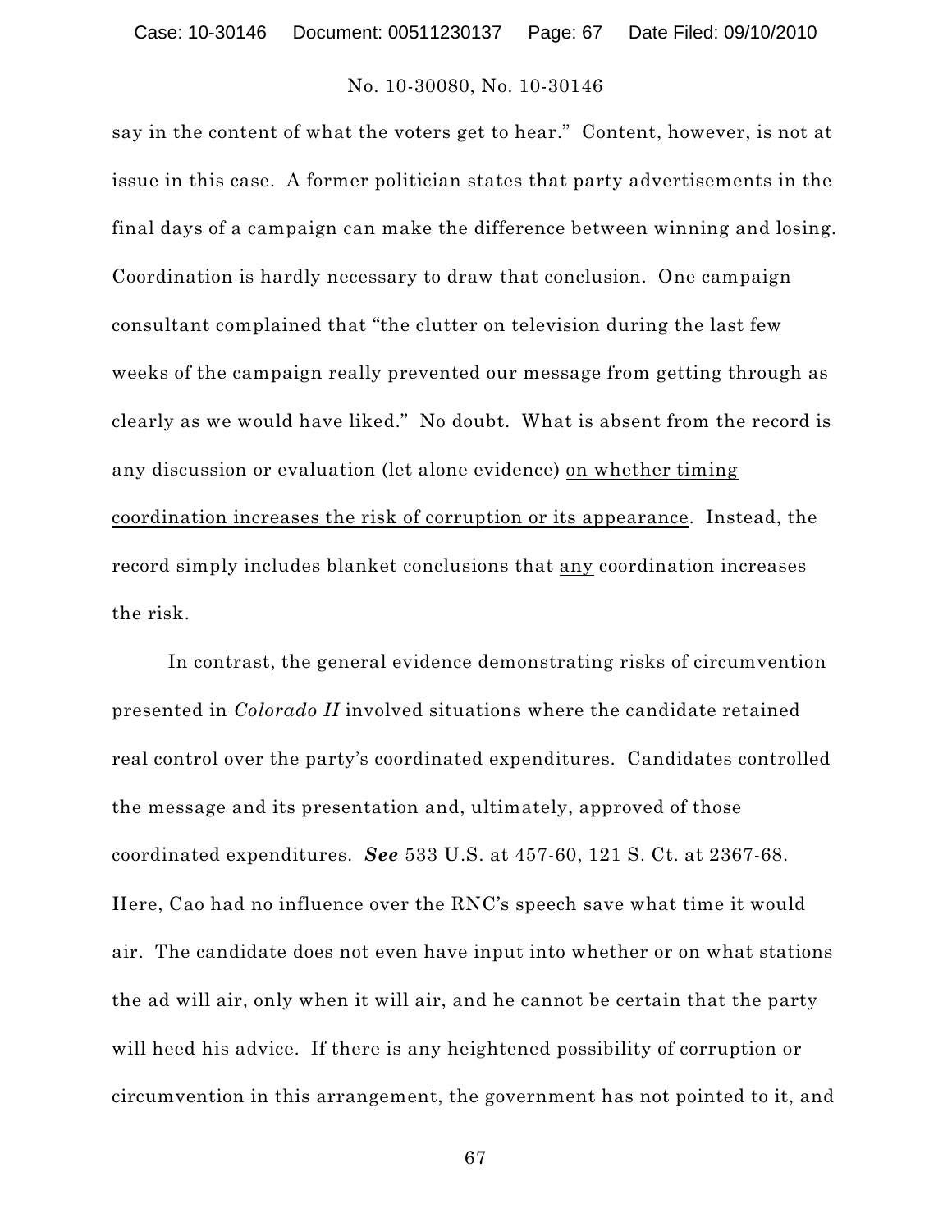say in the content of what the voters get to hear." Content, however, is not at issue in this case. A former politician states that party advertisements in the final days of a campaign can make the difference between winning and losing. Coordination is hardly necessary to draw that conclusion. One campaign consultant complained that "the clutter on television during the last few weeks of the campaign really prevented our message from getting through as clearly as we would have liked." No doubt. What is absent from the record is any discussion or evaluation (let alone evidence) <u>on whether timing coordination increases the risk of corruption or its appearance</u>. Instead, the record simply includes blanket conclusions that <u>any</u> coordination increases the risk.

In contrast, the general evidence demonstrating risks of circumvention presented in *Colorado II* involved situations where the candidate retained real control over the party's coordinated expenditures. Candidates controlled the message and its presentation and, ultimately, approved of those coordinated expenditures. ***See*** 533 U.S. at 457-60, 121 S. Ct. at 2367-68. Here, Cao had no influence over the RNC's speech save what time it would air. The candidate does not even have input into whether or on what stations the ad will air, only when it will air, and he cannot be certain that the party will heed his advice. If there is any heightened possibility of corruption or circumvention in this arrangement, the government has not pointed to it, and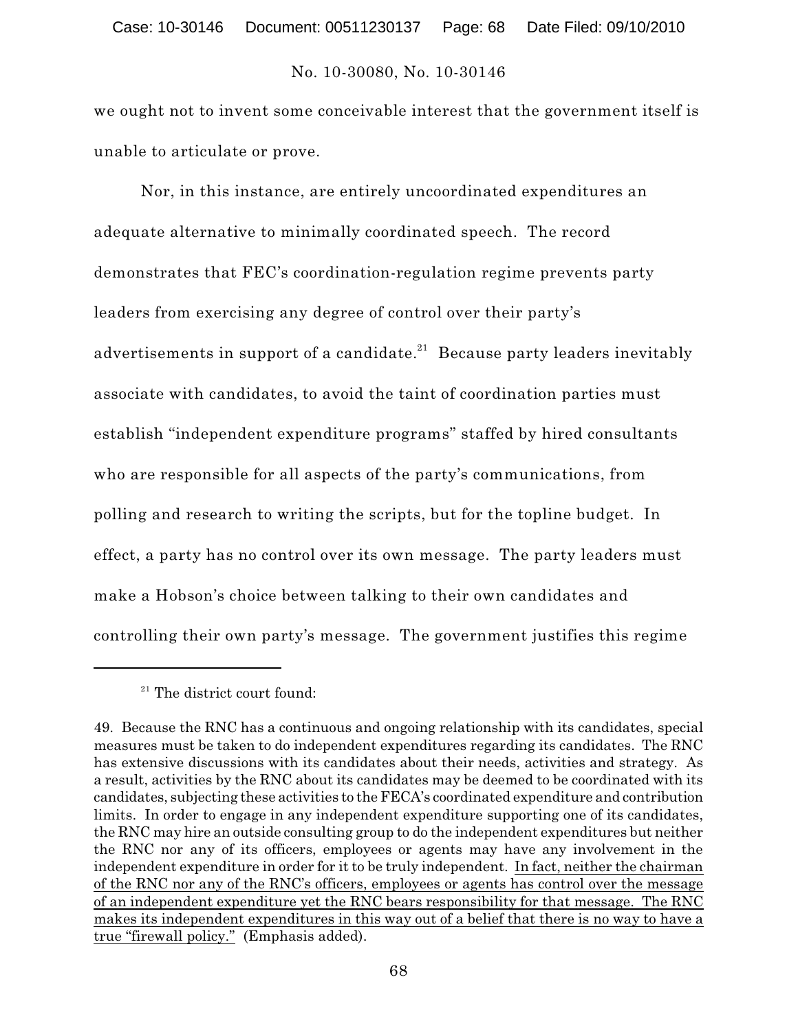we ought not to invent some conceivable interest that the government itself is unable to articulate or prove.

Nor, in this instance, are entirely uncoordinated expenditures an adequate alternative to minimally coordinated speech. The record demonstrates that FEC's coordination-regulation regime prevents party leaders from exercising any degree of control over their party's advertisements in support of a candidate.[21] Because party leaders inevitably associate with candidates, to avoid the taint of coordination parties must establish "independent expenditure programs" staffed by hired consultants who are responsible for all aspects of the party's communications, from polling and research to writing the scripts, but for the topline budget. In effect, a party has no control over its own message. The party leaders must make a Hobson's choice between talking to their own candidates and controlling their own party's message. The government justifies this regime

---

[21] The district court found:

49. Because the RNC has a continuous and ongoing relationship with its candidates, special measures must be taken to do independent expenditures regarding its candidates. The RNC has extensive discussions with its candidates about their needs, activities and strategy. As a result, activities by the RNC about its candidates may be deemed to be coordinated with its candidates, subjecting these activities to the FECA's coordinated expenditure and contribution limits. In order to engage in any independent expenditure supporting one of its candidates, the RNC may hire an outside consulting group to do the independent expenditures but neither the RNC nor any of its officers, employees or agents may have any involvement in the independent expenditure in order for it to be truly independent. <u>In fact, neither the chairman of the RNC nor any of the RNC's officers, employees or agents has control over the message of an independent expenditure yet the RNC bears responsibility for that message. The RNC makes its independent expenditures in this way out of a belief that there is no way to have a true "firewall policy."</u> (Emphasis added).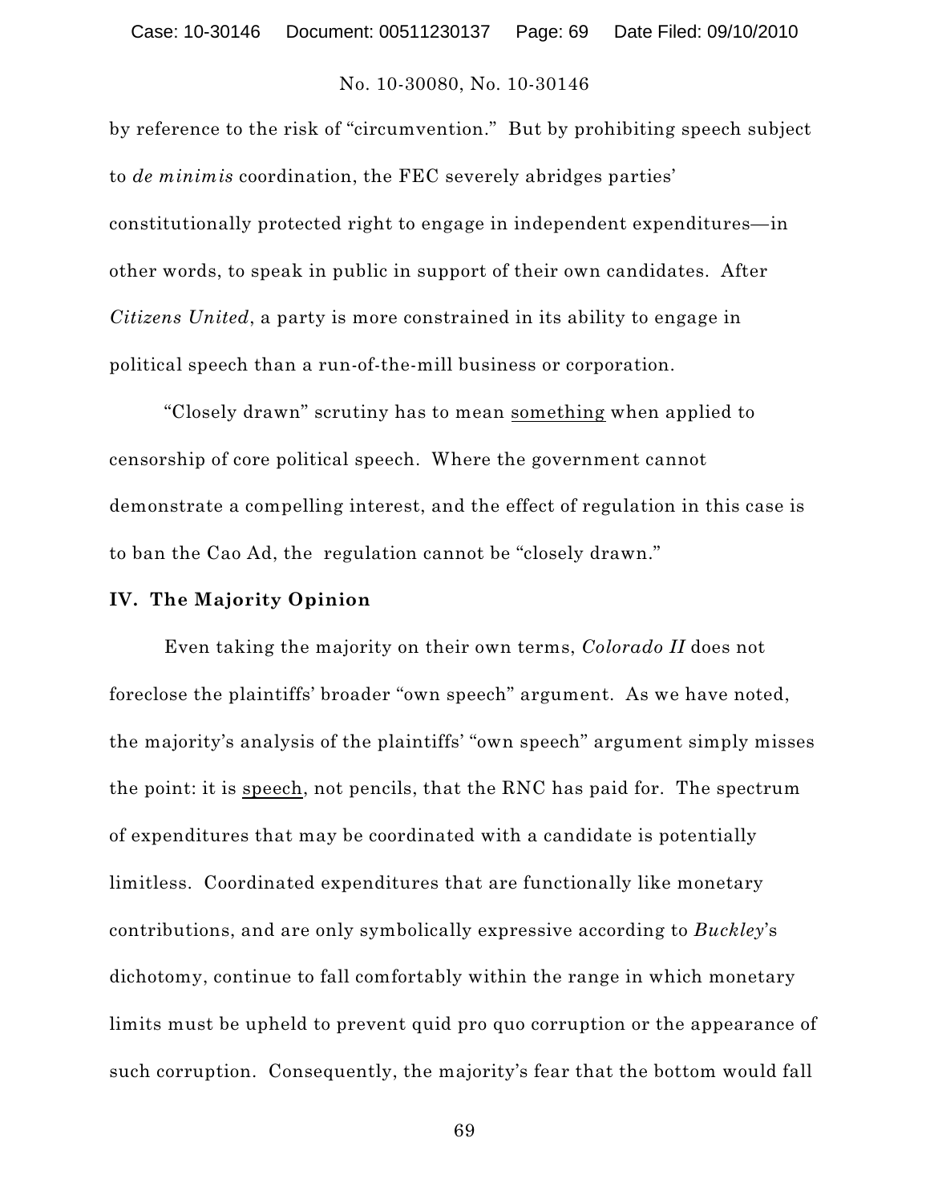by reference to the risk of "circumvention." But by prohibiting speech subject to *de minimis* coordination, the FEC severely abridges parties' constitutionally protected right to engage in independent expenditures—in other words, to speak in public in support of their own candidates. After *Citizens United*, a party is more constrained in its ability to engage in political speech than a run-of-the-mill business or corporation.

"Closely drawn" scrutiny has to mean <u>something</u> when applied to censorship of core political speech. Where the government cannot demonstrate a compelling interest, and the effect of regulation in this case is to ban the Cao Ad, the regulation cannot be "closely drawn."

## IV. The Majority Opinion

Even taking the majority on their own terms, *Colorado II* does not foreclose the plaintiffs' broader "own speech" argument. As we have noted, the majority's analysis of the plaintiffs' "own speech" argument simply misses the point: it is <u>speech</u>, not pencils, that the RNC has paid for. The spectrum of expenditures that may be coordinated with a candidate is potentially limitless. Coordinated expenditures that are functionally like monetary contributions, and are only symbolically expressive according to *Buckley*'s dichotomy, continue to fall comfortably within the range in which monetary limits must be upheld to prevent quid pro quo corruption or the appearance of such corruption. Consequently, the majority's fear that the bottom would fall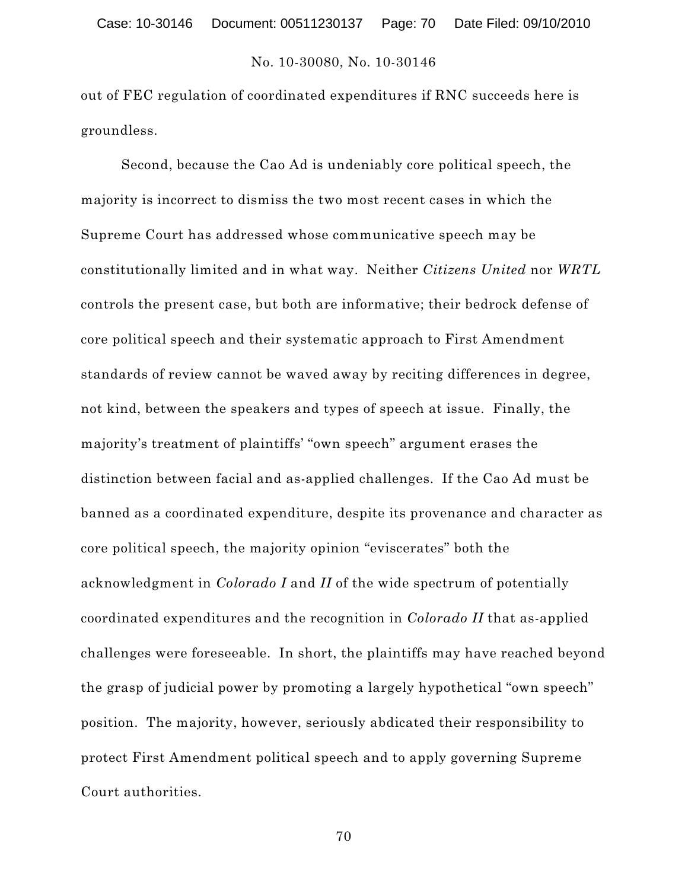out of FEC regulation of coordinated expenditures if RNC succeeds here is groundless.

Second, because the Cao Ad is undeniably core political speech, the majority is incorrect to dismiss the two most recent cases in which the Supreme Court has addressed whose communicative speech may be constitutionally limited and in what way. Neither *Citizens United* nor *WRTL* controls the present case, but both are informative; their bedrock defense of core political speech and their systematic approach to First Amendment standards of review cannot be waved away by reciting differences in degree, not kind, between the speakers and types of speech at issue. Finally, the majority's treatment of plaintiffs' "own speech" argument erases the distinction between facial and as-applied challenges. If the Cao Ad must be banned as a coordinated expenditure, despite its provenance and character as core political speech, the majority opinion "eviscerates" both the acknowledgment in *Colorado I* and *II* of the wide spectrum of potentially coordinated expenditures and the recognition in *Colorado II* that as-applied challenges were foreseeable. In short, the plaintiffs may have reached beyond the grasp of judicial power by promoting a largely hypothetical "own speech" position. The majority, however, seriously abdicated their responsibility to protect First Amendment political speech and to apply governing Supreme Court authorities.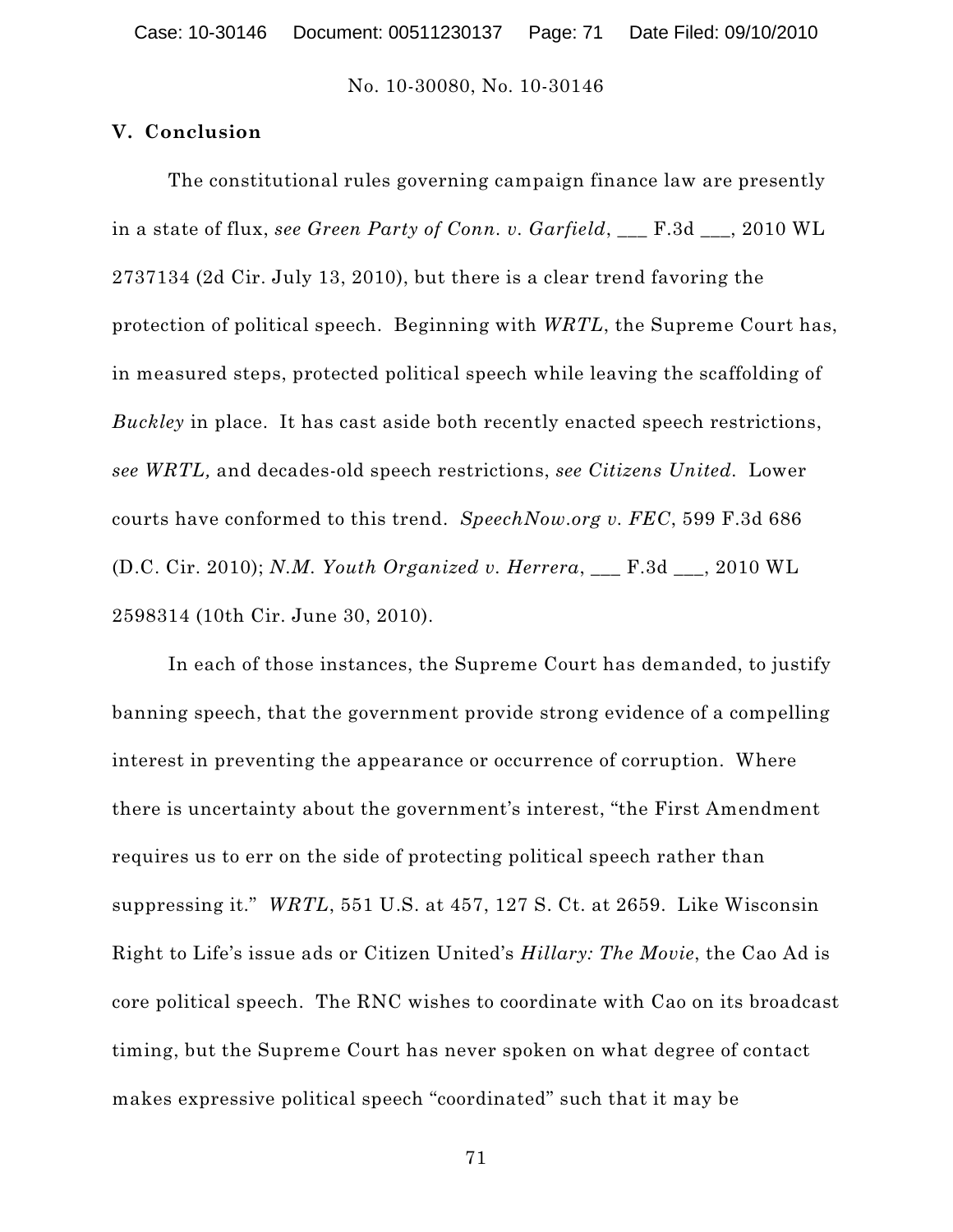## V. Conclusion

The constitutional rules governing campaign finance law are presently in a state of flux, *see Green Party of Conn. v. Garfield*, ___ F.3d ___, 2010 WL 2737134 (2d Cir. July 13, 2010), but there is a clear trend favoring the protection of political speech. Beginning with *WRTL*, the Supreme Court has, in measured steps, protected political speech while leaving the scaffolding of *Buckley* in place. It has cast aside both recently enacted speech restrictions, *see WRTL,* and decades-old speech restrictions, *see Citizens United*. Lower courts have conformed to this trend. *SpeechNow.org v. FEC*, 599 F.3d 686 (D.C. Cir. 2010); *N.M. Youth Organized v. Herrera*, ___ F.3d ___, 2010 WL 2598314 (10th Cir. June 30, 2010).

In each of those instances, the Supreme Court has demanded, to justify banning speech, that the government provide strong evidence of a compelling interest in preventing the appearance or occurrence of corruption. Where there is uncertainty about the government's interest, "the First Amendment requires us to err on the side of protecting political speech rather than suppressing it." *WRTL*, 551 U.S. at 457, 127 S. Ct. at 2659. Like Wisconsin Right to Life's issue ads or Citizen United's *Hillary: The Movie*, the Cao Ad is core political speech. The RNC wishes to coordinate with Cao on its broadcast timing, but the Supreme Court has never spoken on what degree of contact makes expressive political speech "coordinated" such that it may be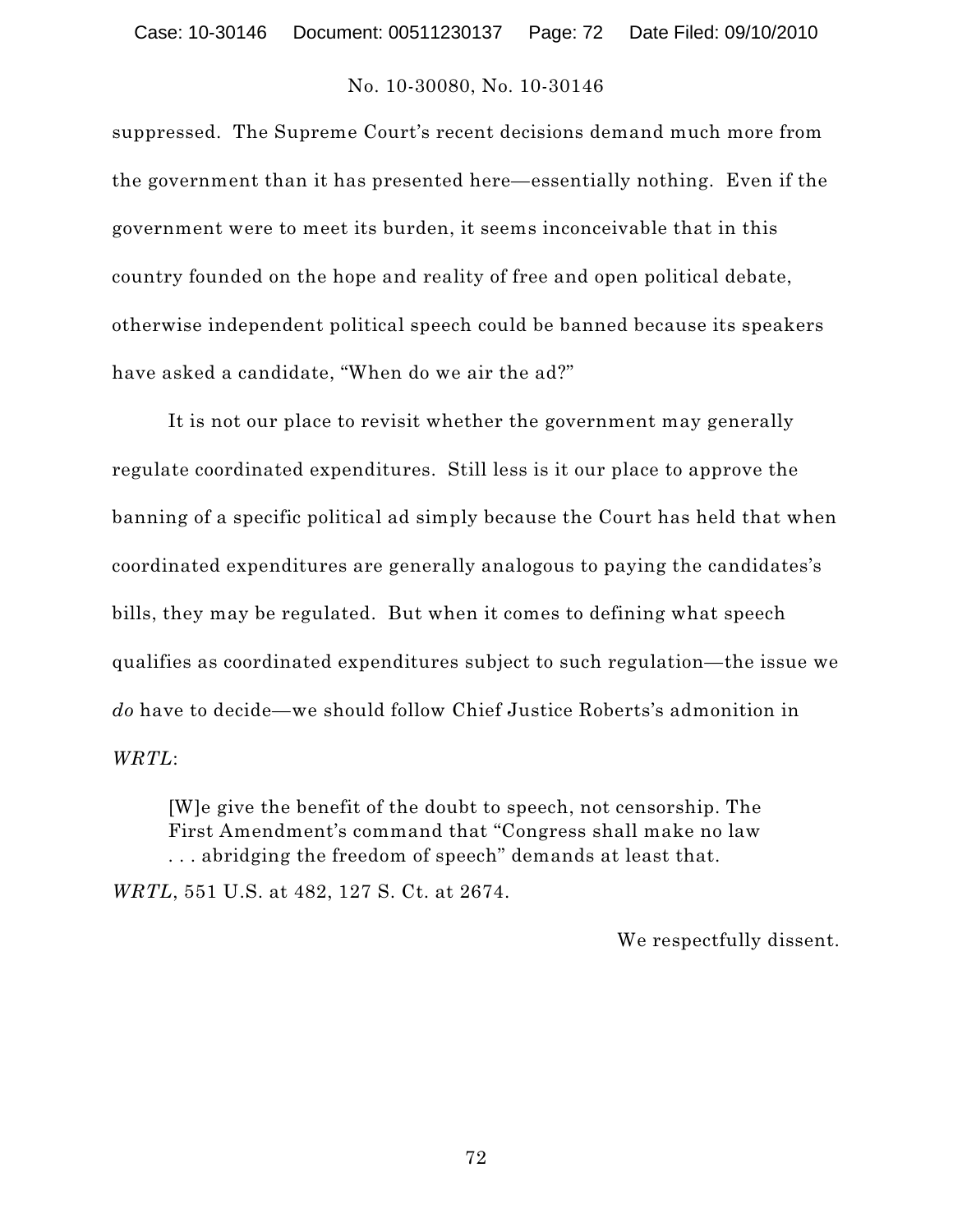suppressed. The Supreme Court's recent decisions demand much more from the government than it has presented here—essentially nothing. Even if the government were to meet its burden, it seems inconceivable that in this country founded on the hope and reality of free and open political debate, otherwise independent political speech could be banned because its speakers have asked a candidate, "When do we air the ad?"

It is not our place to revisit whether the government may generally regulate coordinated expenditures. Still less is it our place to approve the banning of a specific political ad simply because the Court has held that when coordinated expenditures are generally analogous to paying the candidates's bills, they may be regulated. But when it comes to defining what speech qualifies as coordinated expenditures subject to such regulation—the issue we *do* have to decide—we should follow Chief Justice Roberts's admonition in *WRTL*:

> [W]e give the benefit of the doubt to speech, not censorship. The First Amendment's command that "Congress shall make no law . . . abridging the freedom of speech" demands at least that.

*WRTL*, 551 U.S. at 482, 127 S. Ct. at 2674.

We respectfully dissent.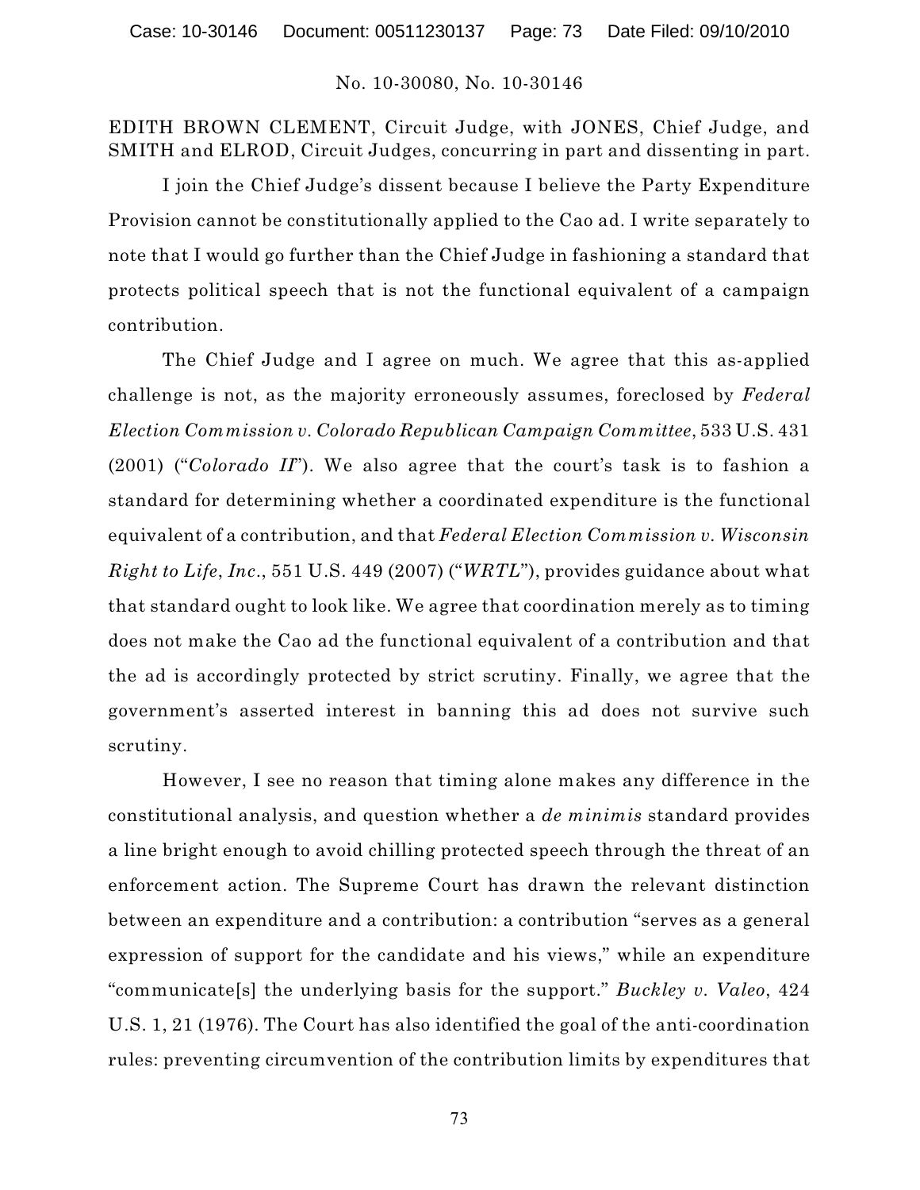No. 10-30080, No. 10-30146

EDITH BROWN CLEMENT, Circuit Judge, with JONES, Chief Judge, and SMITH and ELROD, Circuit Judges, concurring in part and dissenting in part.

I join the Chief Judge's dissent because I believe the Party Expenditure Provision cannot be constitutionally applied to the Cao ad. I write separately to note that I would go further than the Chief Judge in fashioning a standard that protects political speech that is not the functional equivalent of a campaign contribution.

The Chief Judge and I agree on much. We agree that this as-applied challenge is not, as the majority erroneously assumes, foreclosed by *Federal Election Commission v. Colorado Republican Campaign Committee*, 533 U.S. 431 (2001) ("*Colorado II*"). We also agree that the court's task is to fashion a standard for determining whether a coordinated expenditure is the functional equivalent of a contribution, and that *Federal Election Commission v. Wisconsin Right to Life, Inc.*, 551 U.S. 449 (2007) ("*WRTL*"), provides guidance about what that standard ought to look like. We agree that coordination merely as to timing does not make the Cao ad the functional equivalent of a contribution and that the ad is accordingly protected by strict scrutiny. Finally, we agree that the government's asserted interest in banning this ad does not survive such scrutiny.

However, I see no reason that timing alone makes any difference in the constitutional analysis, and question whether a *de minimis* standard provides a line bright enough to avoid chilling protected speech through the threat of an enforcement action. The Supreme Court has drawn the relevant distinction between an expenditure and a contribution: a contribution "serves as a general expression of support for the candidate and his views," while an expenditure "communicate[s] the underlying basis for the support." *Buckley v. Valeo*, 424 U.S. 1, 21 (1976). The Court has also identified the goal of the anti-coordination rules: preventing circumvention of the contribution limits by expenditures that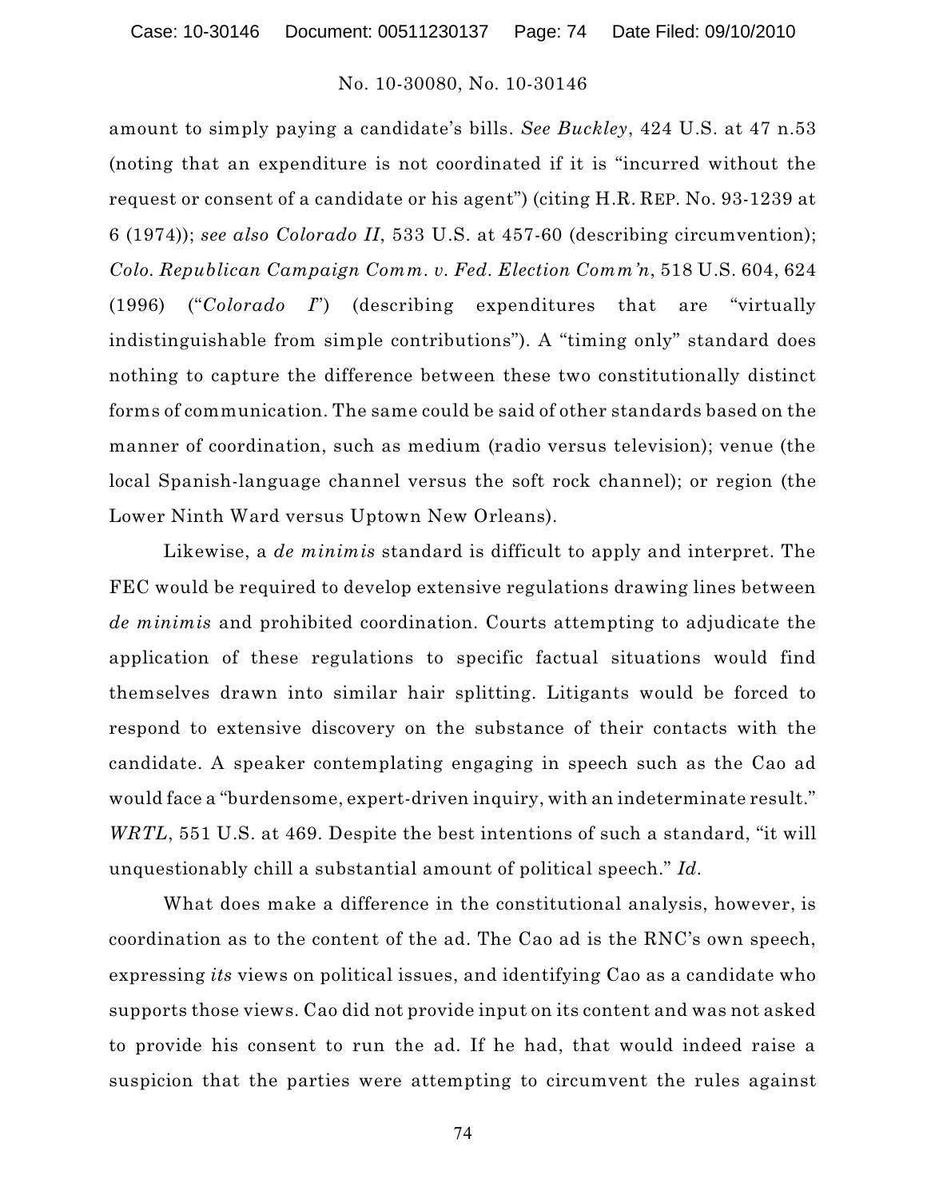amount to simply paying a candidate's bills. *See Buckley*, 424 U.S. at 47 n.53 (noting that an expenditure is not coordinated if it is "incurred without the request or consent of a candidate or his agent") (citing H.R. REP. No. 93-1239 at 6 (1974)); *see also Colorado II*, 533 U.S. at 457-60 (describing circumvention); *Colo. Republican Campaign Comm. v. Fed. Election Comm'n*, 518 U.S. 604, 624 (1996) ("*Colorado I*") (describing expenditures that are "virtually indistinguishable from simple contributions"). A "timing only" standard does nothing to capture the difference between these two constitutionally distinct forms of communication. The same could be said of other standards based on the manner of coordination, such as medium (radio versus television); venue (the local Spanish-language channel versus the soft rock channel); or region (the Lower Ninth Ward versus Uptown New Orleans).

Likewise, a *de minimis* standard is difficult to apply and interpret. The FEC would be required to develop extensive regulations drawing lines between *de minimis* and prohibited coordination. Courts attempting to adjudicate the application of these regulations to specific factual situations would find themselves drawn into similar hair splitting. Litigants would be forced to respond to extensive discovery on the substance of their contacts with the candidate. A speaker contemplating engaging in speech such as the Cao ad would face a "burdensome, expert-driven inquiry, with an indeterminate result." *WRTL*, 551 U.S. at 469. Despite the best intentions of such a standard, "it will unquestionably chill a substantial amount of political speech." *Id.*

What does make a difference in the constitutional analysis, however, is coordination as to the content of the ad. The Cao ad is the RNC's own speech, expressing *its* views on political issues, and identifying Cao as a candidate who supports those views. Cao did not provide input on its content and was not asked to provide his consent to run the ad. If he had, that would indeed raise a suspicion that the parties were attempting to circumvent the rules against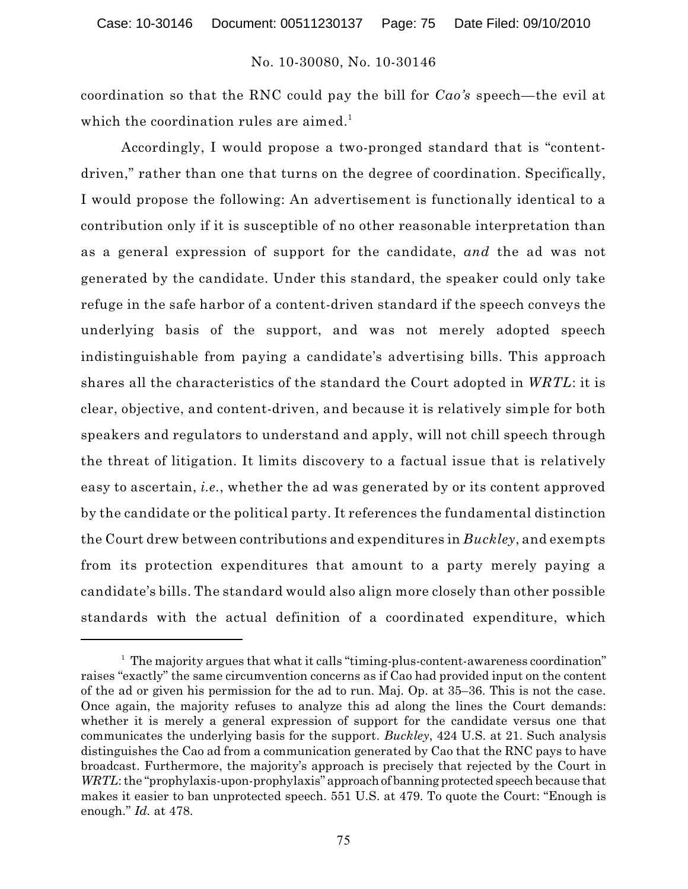coordination so that the RNC could pay the bill for *Cao's* speech—the evil at which the coordination rules are aimed.[1]

Accordingly, I would propose a two-pronged standard that is "content-driven," rather than one that turns on the degree of coordination. Specifically, I would propose the following: An advertisement is functionally identical to a contribution only if it is susceptible of no other reasonable interpretation than as a general expression of support for the candidate, *and* the ad was not generated by the candidate. Under this standard, the speaker could only take refuge in the safe harbor of a content-driven standard if the speech conveys the underlying basis of the support, and was not merely adopted speech indistinguishable from paying a candidate's advertising bills. This approach shares all the characteristics of the standard the Court adopted in *WRTL*: it is clear, objective, and content-driven, and because it is relatively simple for both speakers and regulators to understand and apply, will not chill speech through the threat of litigation. It limits discovery to a factual issue that is relatively easy to ascertain, *i.e.*, whether the ad was generated by or its content approved by the candidate or the political party. It references the fundamental distinction the Court drew between contributions and expenditures in *Buckley*, and exempts from its protection expenditures that amount to a party merely paying a candidate's bills. The standard would also align more closely than other possible standards with the actual definition of a coordinated expenditure, which

---

[1] The majority argues that what it calls "timing-plus-content-awareness coordination" raises "exactly" the same circumvention concerns as if Cao had provided input on the content of the ad or given his permission for the ad to run. Maj. Op. at 35–36. This is not the case. Once again, the majority refuses to analyze this ad along the lines the Court demands: whether it is merely a general expression of support for the candidate versus one that communicates the underlying basis for the support. *Buckley*, 424 U.S. at 21. Such analysis distinguishes the Cao ad from a communication generated by Cao that the RNC pays to have broadcast. Furthermore, the majority's approach is precisely that rejected by the Court in *WRTL*: the "prophylaxis-upon-prophylaxis" approach of banning protected speech because that makes it easier to ban unprotected speech. 551 U.S. at 479. To quote the Court: "Enough is enough." *Id.* at 478.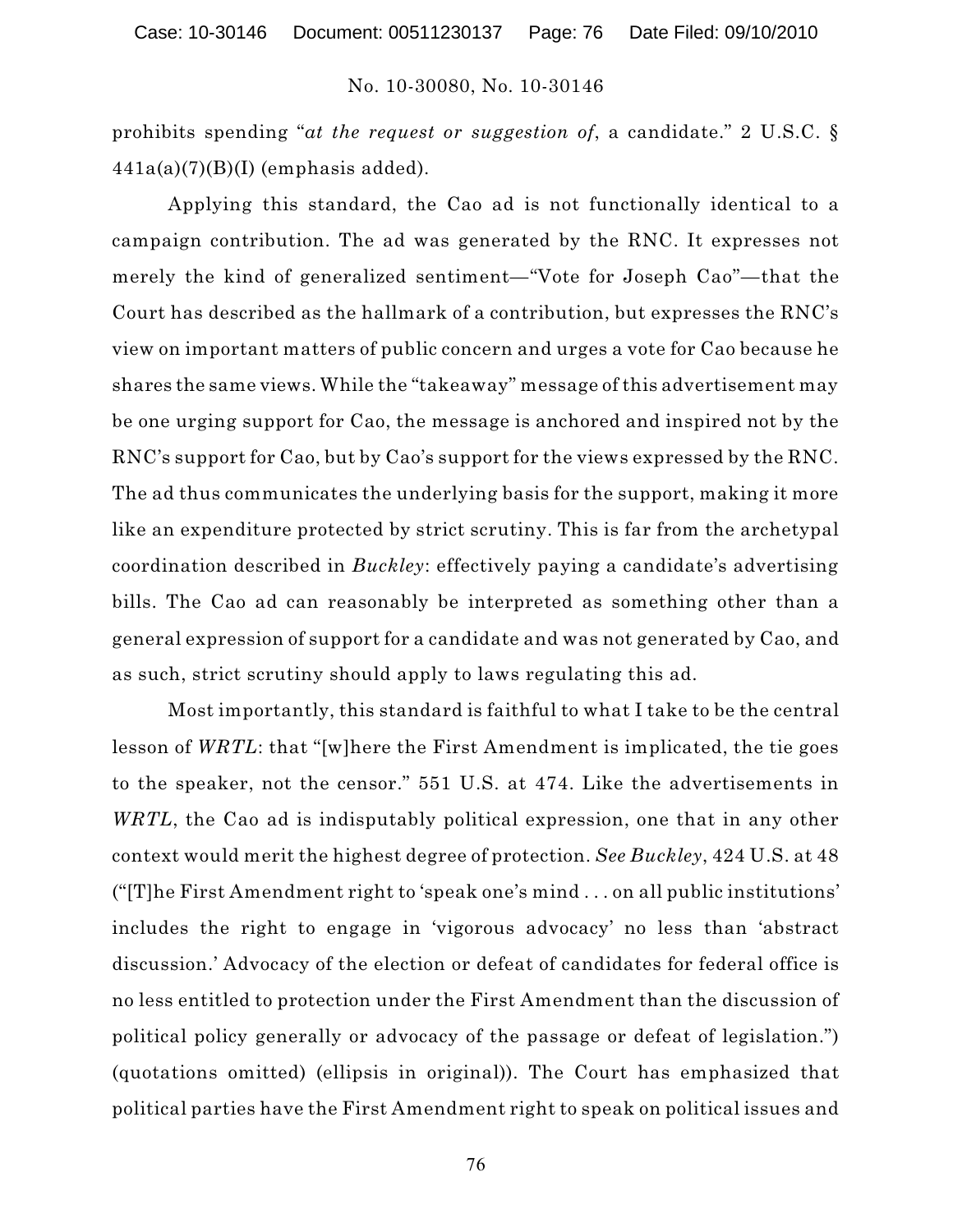prohibits spending "*at the request or suggestion of*, a candidate." 2 U.S.C. § 441a(a)(7)(B)(I) (emphasis added).

Applying this standard, the Cao ad is not functionally identical to a campaign contribution. The ad was generated by the RNC. It expresses not merely the kind of generalized sentiment—"Vote for Joseph Cao"—that the Court has described as the hallmark of a contribution, but expresses the RNC's view on important matters of public concern and urges a vote for Cao because he shares the same views. While the "takeaway" message of this advertisement may be one urging support for Cao, the message is anchored and inspired not by the RNC's support for Cao, but by Cao's support for the views expressed by the RNC. The ad thus communicates the underlying basis for the support, making it more like an expenditure protected by strict scrutiny. This is far from the archetypal coordination described in *Buckley*: effectively paying a candidate's advertising bills. The Cao ad can reasonably be interpreted as something other than a general expression of support for a candidate and was not generated by Cao, and as such, strict scrutiny should apply to laws regulating this ad.

Most importantly, this standard is faithful to what I take to be the central lesson of *WRTL*: that "[w]here the First Amendment is implicated, the tie goes to the speaker, not the censor." 551 U.S. at 474. Like the advertisements in *WRTL*, the Cao ad is indisputably political expression, one that in any other context would merit the highest degree of protection. *See Buckley*, 424 U.S. at 48 ("[T]he First Amendment right to 'speak one's mind . . . on all public institutions' includes the right to engage in 'vigorous advocacy' no less than 'abstract discussion.' Advocacy of the election or defeat of candidates for federal office is no less entitled to protection under the First Amendment than the discussion of political policy generally or advocacy of the passage or defeat of legislation.") (quotations omitted) (ellipsis in original)). The Court has emphasized that political parties have the First Amendment right to speak on political issues and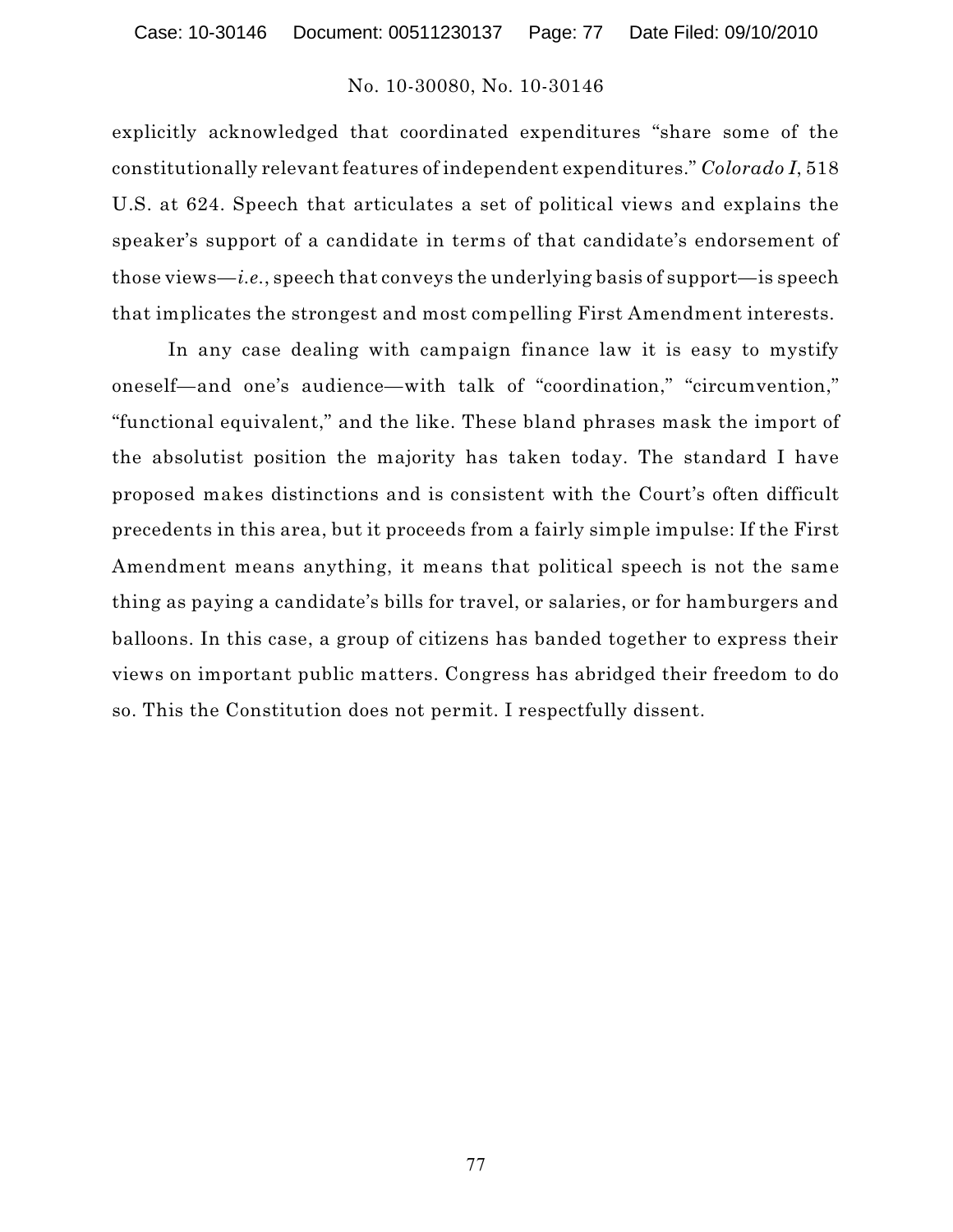explicitly acknowledged that coordinated expenditures "share some of the constitutionally relevant features of independent expenditures." *Colorado I*, 518 U.S. at 624. Speech that articulates a set of political views and explains the speaker's support of a candidate in terms of that candidate's endorsement of those views—*i.e.*, speech that conveys the underlying basis of support—is speech that implicates the strongest and most compelling First Amendment interests.

In any case dealing with campaign finance law it is easy to mystify oneself—and one's audience—with talk of "coordination," "circumvention," "functional equivalent," and the like. These bland phrases mask the import of the absolutist position the majority has taken today. The standard I have proposed makes distinctions and is consistent with the Court's often difficult precedents in this area, but it proceeds from a fairly simple impulse: If the First Amendment means anything, it means that political speech is not the same thing as paying a candidate's bills for travel, or salaries, or for hamburgers and balloons. In this case, a group of citizens has banded together to express their views on important public matters. Congress has abridged their freedom to do so. This the Constitution does not permit. I respectfully dissent.